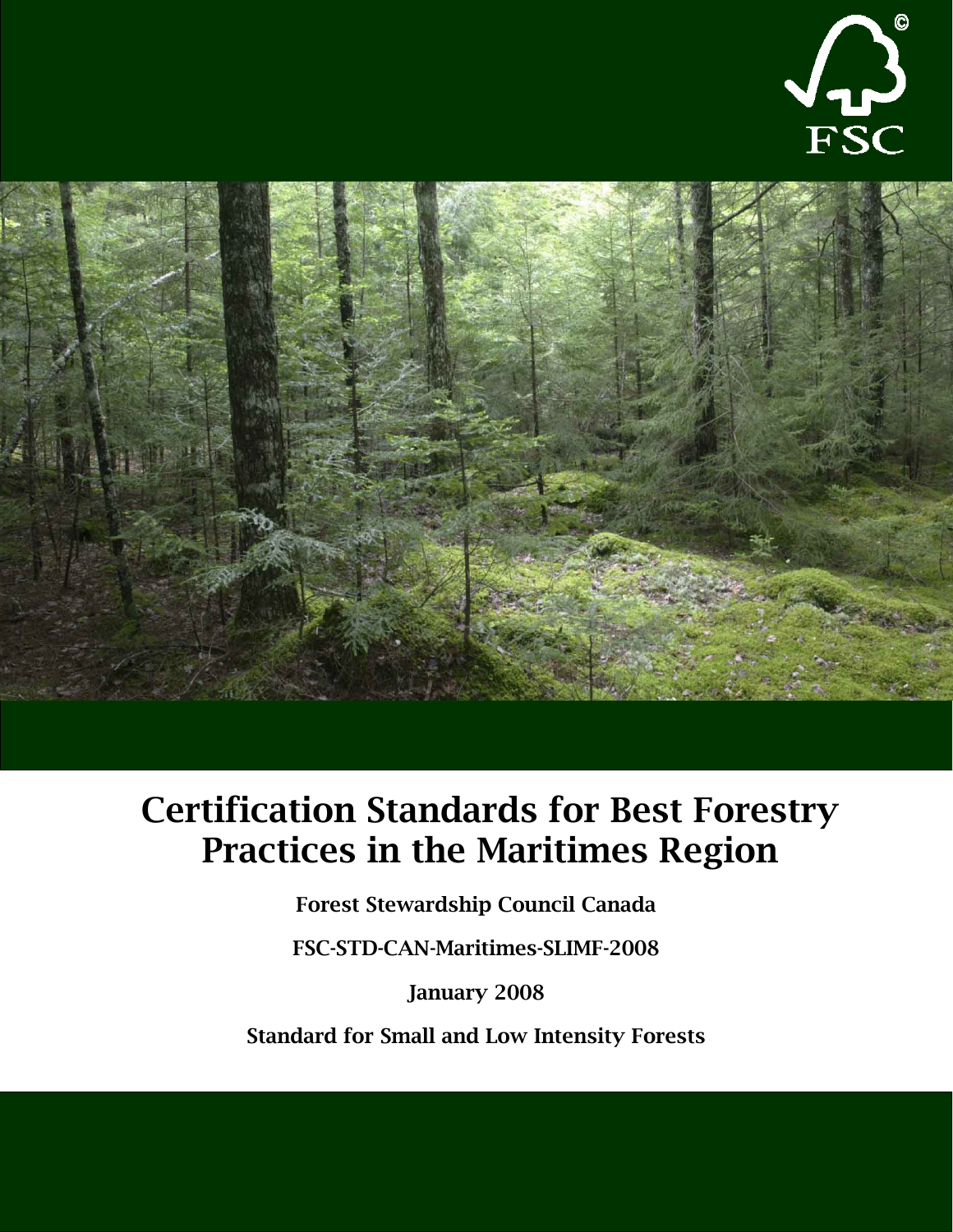FSC

# Certification Standards for Best Forestry Practices in the Maritimes Region

**Forest Stewardship Council Canada**

**FSC-STD-CAN-Maritimes-SLIMF-2008**

**January 2008**

**Standard for Small and Low Intensity Forests**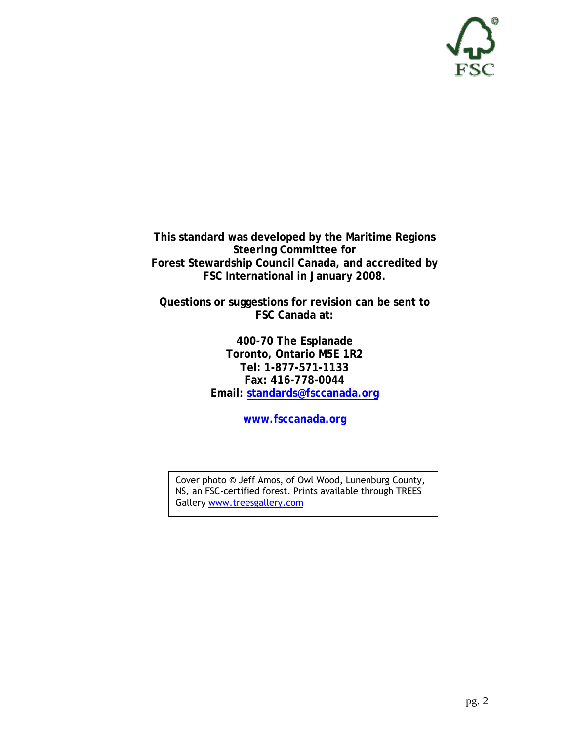**This standard was developed by the Maritime Regions Steering Committee for Forest Stewardship Council Canada, and accredited by FSC International in January 2008.**

**Questions or suggestions for revision can be sent to FSC Canada at:**

**400-70 The Esplanade**
**Toronto, Ontario M5E 1R2**
**Tel: 1-877-571-1133**
**Fax: 416-778-0044**
**Email: standards@fsccanada.org**

**www.fsccanada.org**

Cover photo © Jeff Amos, of Owl Wood, Lunenburg County, NS, an FSC-certified forest. Prints available through TREES Gallery www.treesgallery.com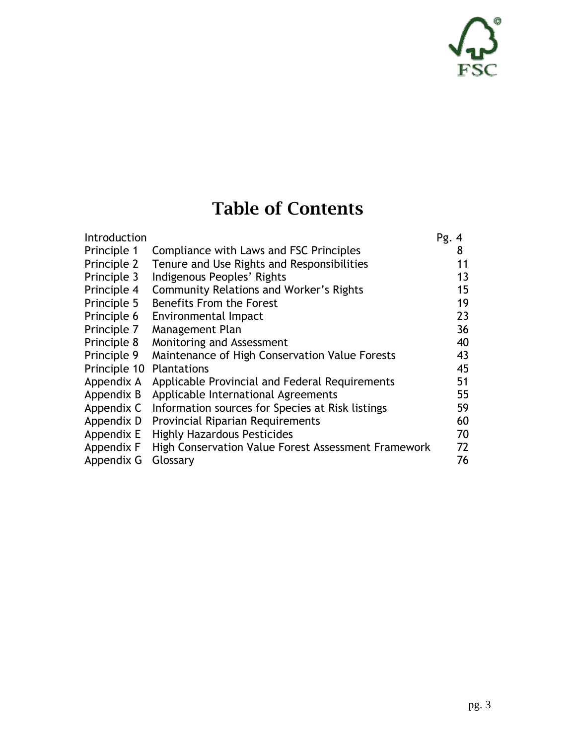# Table of Contents

| | | |
|---|---|---|
| Introduction | | Pg. 4 |
| Principle 1 | Compliance with Laws and FSC Principles | 8 |
| Principle 2 | Tenure and Use Rights and Responsibilities | 11 |
| Principle 3 | Indigenous Peoples' Rights | 13 |
| Principle 4 | Community Relations and Worker's Rights | 15 |
| Principle 5 | Benefits From the Forest | 19 |
| Principle 6 | Environmental Impact | 23 |
| Principle 7 | Management Plan | 36 |
| Principle 8 | Monitoring and Assessment | 40 |
| Principle 9 | Maintenance of High Conservation Value Forests | 43 |
| Principle 10 | Plantations | 45 |
| Appendix A | Applicable Provincial and Federal Requirements | 51 |
| Appendix B | Applicable International Agreements | 55 |
| Appendix C | Information sources for Species at Risk listings | 59 |
| Appendix D | Provincial Riparian Requirements | 60 |
| Appendix E | Highly Hazardous Pesticides | 70 |
| Appendix F | High Conservation Value Forest Assessment Framework | 72 |
| Appendix G | Glossary | 76 |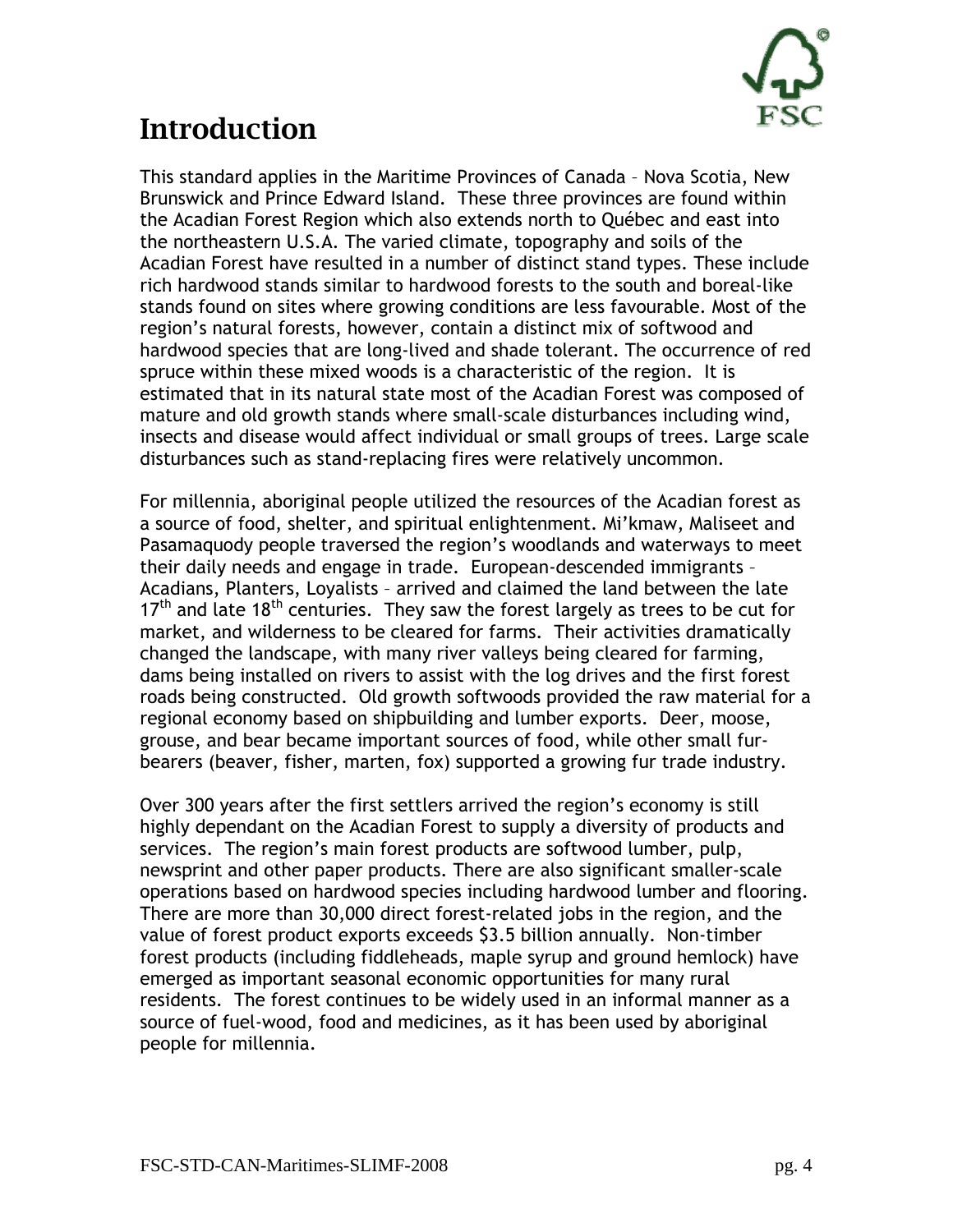# Introduction

This standard applies in the Maritime Provinces of Canada – Nova Scotia, New Brunswick and Prince Edward Island. These three provinces are found within the Acadian Forest Region which also extends north to Québec and east into the northeastern U.S.A. The varied climate, topography and soils of the Acadian Forest have resulted in a number of distinct stand types. These include rich hardwood stands similar to hardwood forests to the south and boreal-like stands found on sites where growing conditions are less favourable. Most of the region's natural forests, however, contain a distinct mix of softwood and hardwood species that are long-lived and shade tolerant. The occurrence of red spruce within these mixed woods is a characteristic of the region. It is estimated that in its natural state most of the Acadian Forest was composed of mature and old growth stands where small-scale disturbances including wind, insects and disease would affect individual or small groups of trees. Large scale disturbances such as stand-replacing fires were relatively uncommon.

For millennia, aboriginal people utilized the resources of the Acadian forest as a source of food, shelter, and spiritual enlightenment. Mi'kmaw, Maliseet and Pasamaquody people traversed the region's woodlands and waterways to meet their daily needs and engage in trade. European-descended immigrants – Acadians, Planters, Loyalists – arrived and claimed the land between the late 17th and late 18th centuries. They saw the forest largely as trees to be cut for market, and wilderness to be cleared for farms. Their activities dramatically changed the landscape, with many river valleys being cleared for farming, dams being installed on rivers to assist with the log drives and the first forest roads being constructed. Old growth softwoods provided the raw material for a regional economy based on shipbuilding and lumber exports. Deer, moose, grouse, and bear became important sources of food, while other small fur-bearers (beaver, fisher, marten, fox) supported a growing fur trade industry.

Over 300 years after the first settlers arrived the region's economy is still highly dependant on the Acadian Forest to supply a diversity of products and services. The region's main forest products are softwood lumber, pulp, newsprint and other paper products. There are also significant smaller-scale operations based on hardwood species including hardwood lumber and flooring. There are more than 30,000 direct forest-related jobs in the region, and the value of forest product exports exceeds $3.5 billion annually. Non-timber forest products (including fiddleheads, maple syrup and ground hemlock) have emerged as important seasonal economic opportunities for many rural residents. The forest continues to be widely used in an informal manner as a source of fuel-wood, food and medicines, as it has been used by aboriginal people for millennia.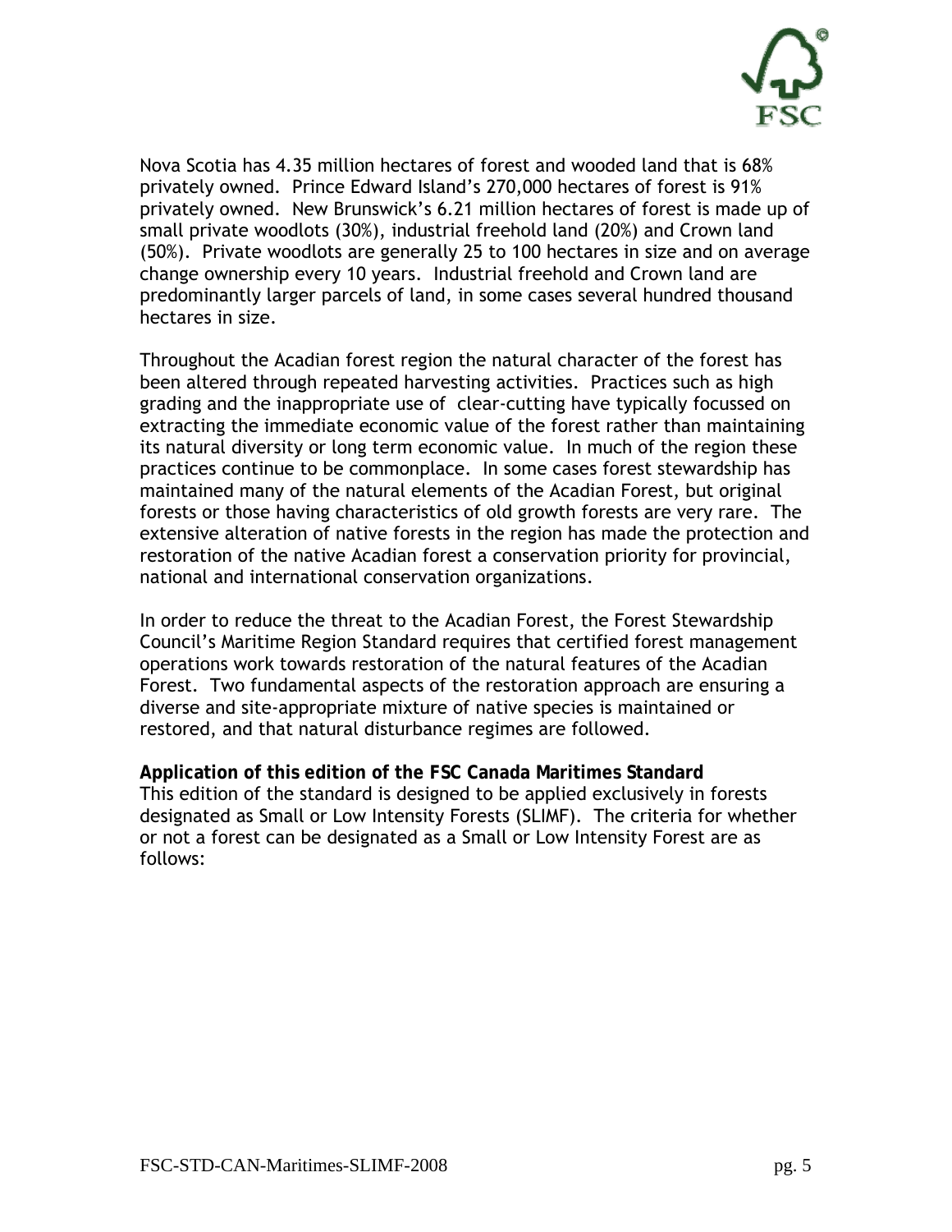Nova Scotia has 4.35 million hectares of forest and wooded land that is 68% privately owned. Prince Edward Island's 270,000 hectares of forest is 91% privately owned. New Brunswick's 6.21 million hectares of forest is made up of small private woodlots (30%), industrial freehold land (20%) and Crown land (50%). Private woodlots are generally 25 to 100 hectares in size and on average change ownership every 10 years. Industrial freehold and Crown land are predominantly larger parcels of land, in some cases several hundred thousand hectares in size.

Throughout the Acadian forest region the natural character of the forest has been altered through repeated harvesting activities. Practices such as high grading and the inappropriate use of clear-cutting have typically focussed on extracting the immediate economic value of the forest rather than maintaining its natural diversity or long term economic value. In much of the region these practices continue to be commonplace. In some cases forest stewardship has maintained many of the natural elements of the Acadian Forest, but original forests or those having characteristics of old growth forests are very rare. The extensive alteration of native forests in the region has made the protection and restoration of the native Acadian forest a conservation priority for provincial, national and international conservation organizations.

In order to reduce the threat to the Acadian Forest, the Forest Stewardship Council's Maritime Region Standard requires that certified forest management operations work towards restoration of the natural features of the Acadian Forest. Two fundamental aspects of the restoration approach are ensuring a diverse and site-appropriate mixture of native species is maintained or restored, and that natural disturbance regimes are followed.

**Application of this edition of the FSC Canada Maritimes Standard**

This edition of the standard is designed to be applied exclusively in forests designated as Small or Low Intensity Forests (SLIMF). The criteria for whether or not a forest can be designated as a Small or Low Intensity Forest are as follows: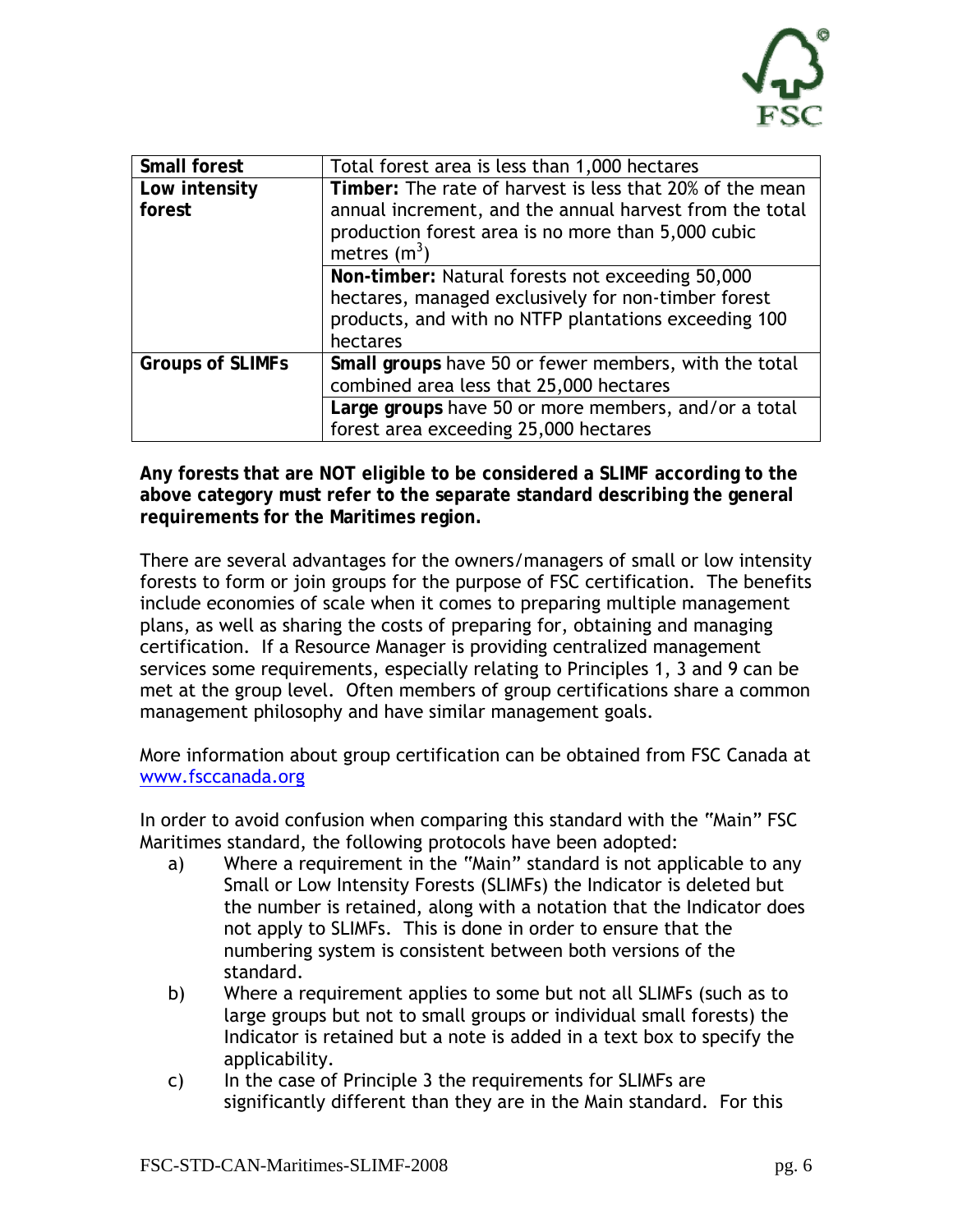| Small forest | Total forest area is less than 1,000 hectares |
|---|---|
| Low intensity forest | **Timber:** The rate of harvest is less that 20% of the mean annual increment, and the annual harvest from the total production forest area is no more than 5,000 cubic metres ($m^3$) |
| | **Non-timber:** Natural forests not exceeding 50,000 hectares, managed exclusively for non-timber forest products, and with no NTFP plantations exceeding 100 hectares |
| Groups of SLIMFs | **Small groups** have 50 or fewer members, with the total combined area less that 25,000 hectares |
| | **Large groups** have 50 or more members, and/or a total forest area exceeding 25,000 hectares |

**Any forests that are NOT eligible to be considered a SLIMF according to the above category must refer to the separate standard describing the general requirements for the Maritimes region.**

There are several advantages for the owners/managers of small or low intensity forests to form or join groups for the purpose of FSC certification. The benefits include economies of scale when it comes to preparing multiple management plans, as well as sharing the costs of preparing for, obtaining and managing certification. If a Resource Manager is providing centralized management services some requirements, especially relating to Principles 1, 3 and 9 can be met at the group level. Often members of group certifications share a common management philosophy and have similar management goals.

More information about group certification can be obtained from FSC Canada at www.fsccanada.org

In order to avoid confusion when comparing this standard with the "Main" FSC Maritimes standard, the following protocols have been adopted:

a) Where a requirement in the "Main" standard is not applicable to any Small or Low Intensity Forests (SLIMFs) the Indicator is deleted but the number is retained, along with a notation that the Indicator does not apply to SLIMFs. This is done in order to ensure that the numbering system is consistent between both versions of the standard.

b) Where a requirement applies to some but not all SLIMFs (such as to large groups but not to small groups or individual small forests) the Indicator is retained but a note is added in a text box to specify the applicability.

c) In the case of Principle 3 the requirements for SLIMFs are significantly different than they are in the Main standard. For this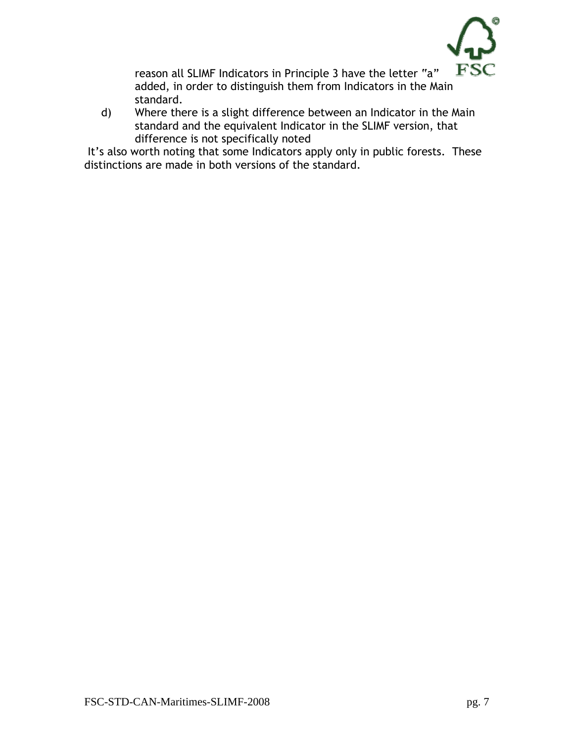reason all SLIMF Indicators in Principle 3 have the letter "a" added, in order to distinguish them from Indicators in the Main standard.

d) Where there is a slight difference between an Indicator in the Main standard and the equivalent Indicator in the SLIMF version, that difference is not specifically noted

It's also worth noting that some Indicators apply only in public forests. These distinctions are made in both versions of the standard.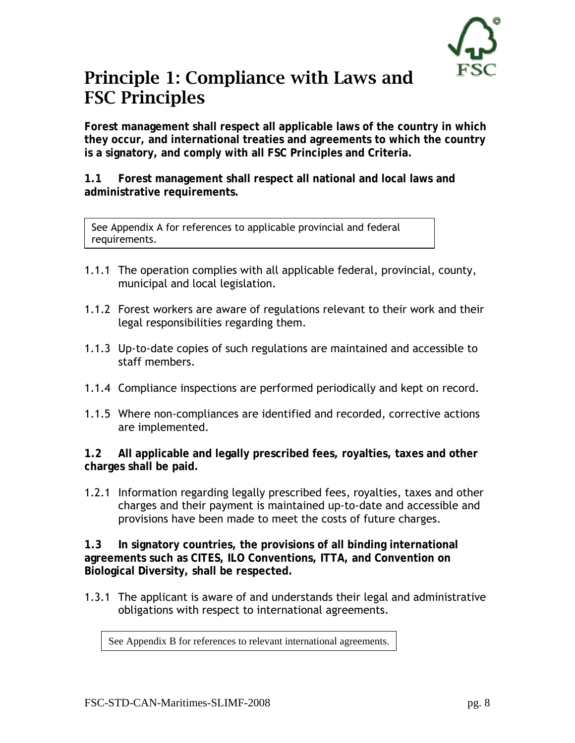# Principle 1: Compliance with Laws and FSC Principles

**Forest management shall respect all applicable laws of the country in which they occur, and international treaties and agreements to which the country is a signatory, and comply with all FSC Principles and Criteria.**

**1.1 Forest management shall respect all national and local laws and administrative requirements.**

> See Appendix A for references to applicable provincial and federal requirements.

1.1.1 The operation complies with all applicable federal, provincial, county, municipal and local legislation.

1.1.2 Forest workers are aware of regulations relevant to their work and their legal responsibilities regarding them.

1.1.3 Up-to-date copies of such regulations are maintained and accessible to staff members.

1.1.4 Compliance inspections are performed periodically and kept on record.

1.1.5 Where non-compliances are identified and recorded, corrective actions are implemented.

**1.2 All applicable and legally prescribed fees, royalties, taxes and other charges shall be paid.**

1.2.1 Information regarding legally prescribed fees, royalties, taxes and other charges and their payment is maintained up-to-date and accessible and provisions have been made to meet the costs of future charges.

**1.3 In signatory countries, the provisions of all binding international agreements such as CITES, ILO Conventions, ITTA, and Convention on Biological Diversity, shall be respected.**

1.3.1 The applicant is aware of and understands their legal and administrative obligations with respect to international agreements.

> See Appendix B for references to relevant international agreements.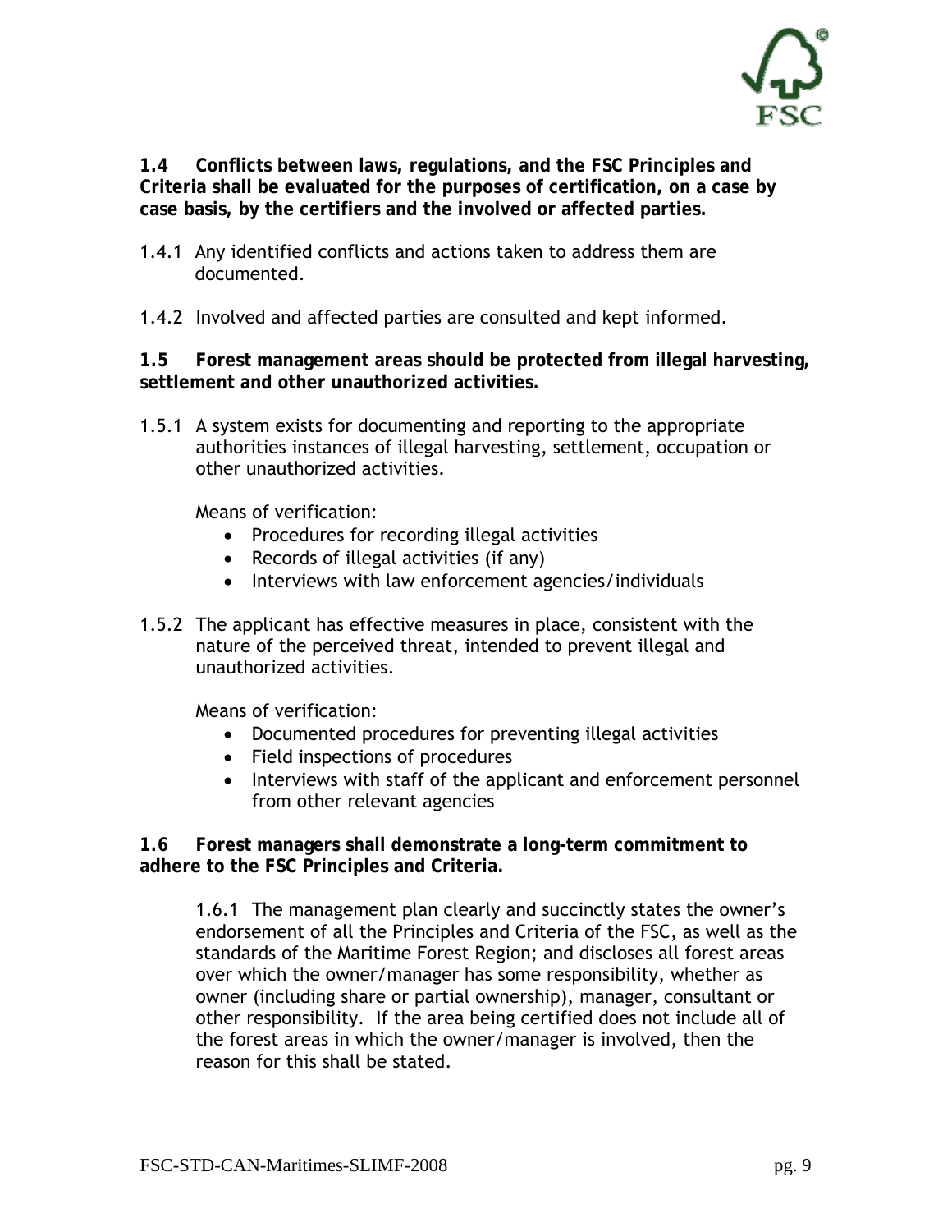**1.4 Conflicts between laws, regulations, and the FSC Principles and Criteria shall be evaluated for the purposes of certification, on a case by case basis, by the certifiers and the involved or affected parties.**

1.4.1 Any identified conflicts and actions taken to address them are documented.

1.4.2 Involved and affected parties are consulted and kept informed.

**1.5 Forest management areas should be protected from illegal harvesting, settlement and other unauthorized activities.**

1.5.1 A system exists for documenting and reporting to the appropriate authorities instances of illegal harvesting, settlement, occupation or other unauthorized activities.

Means of verification:

- Procedures for recording illegal activities
- Records of illegal activities (if any)
- Interviews with law enforcement agencies/individuals

1.5.2 The applicant has effective measures in place, consistent with the nature of the perceived threat, intended to prevent illegal and unauthorized activities.

Means of verification:

- Documented procedures for preventing illegal activities
- Field inspections of procedures
- Interviews with staff of the applicant and enforcement personnel from other relevant agencies

**1.6 Forest managers shall demonstrate a long-term commitment to adhere to the FSC Principles and Criteria.**

1.6.1 The management plan clearly and succinctly states the owner's endorsement of all the Principles and Criteria of the FSC, as well as the standards of the Maritime Forest Region; and discloses all forest areas over which the owner/manager has some responsibility, whether as owner (including share or partial ownership), manager, consultant or other responsibility. If the area being certified does not include all of the forest areas in which the owner/manager is involved, then the reason for this shall be stated.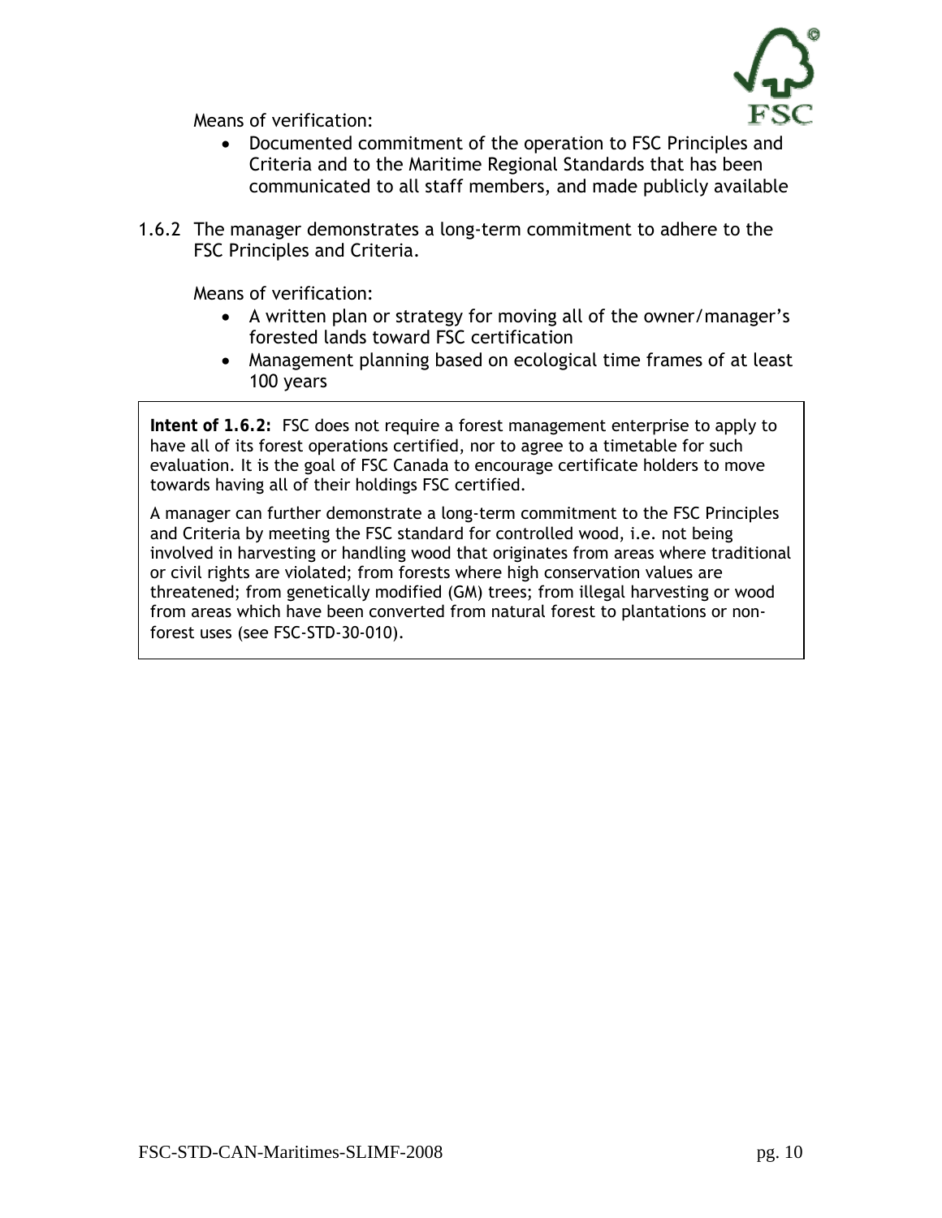Means of verification:

- Documented commitment of the operation to FSC Principles and Criteria and to the Maritime Regional Standards that has been communicated to all staff members, and made publicly available

1.6.2 The manager demonstrates a long-term commitment to adhere to the FSC Principles and Criteria.

Means of verification:

- A written plan or strategy for moving all of the owner/manager's forested lands toward FSC certification
- Management planning based on ecological time frames of at least 100 years

> **Intent of 1.6.2:** FSC does not require a forest management enterprise to apply to have all of its forest operations certified, nor to agree to a timetable for such evaluation. It is the goal of FSC Canada to encourage certificate holders to move towards having all of their holdings FSC certified.
>
> A manager can further demonstrate a long-term commitment to the FSC Principles and Criteria by meeting the FSC standard for controlled wood, i.e. not being involved in harvesting or handling wood that originates from areas where traditional or civil rights are violated; from forests where high conservation values are threatened; from genetically modified (GM) trees; from illegal harvesting or wood from areas which have been converted from natural forest to plantations or non-forest uses (see FSC-STD-30-010).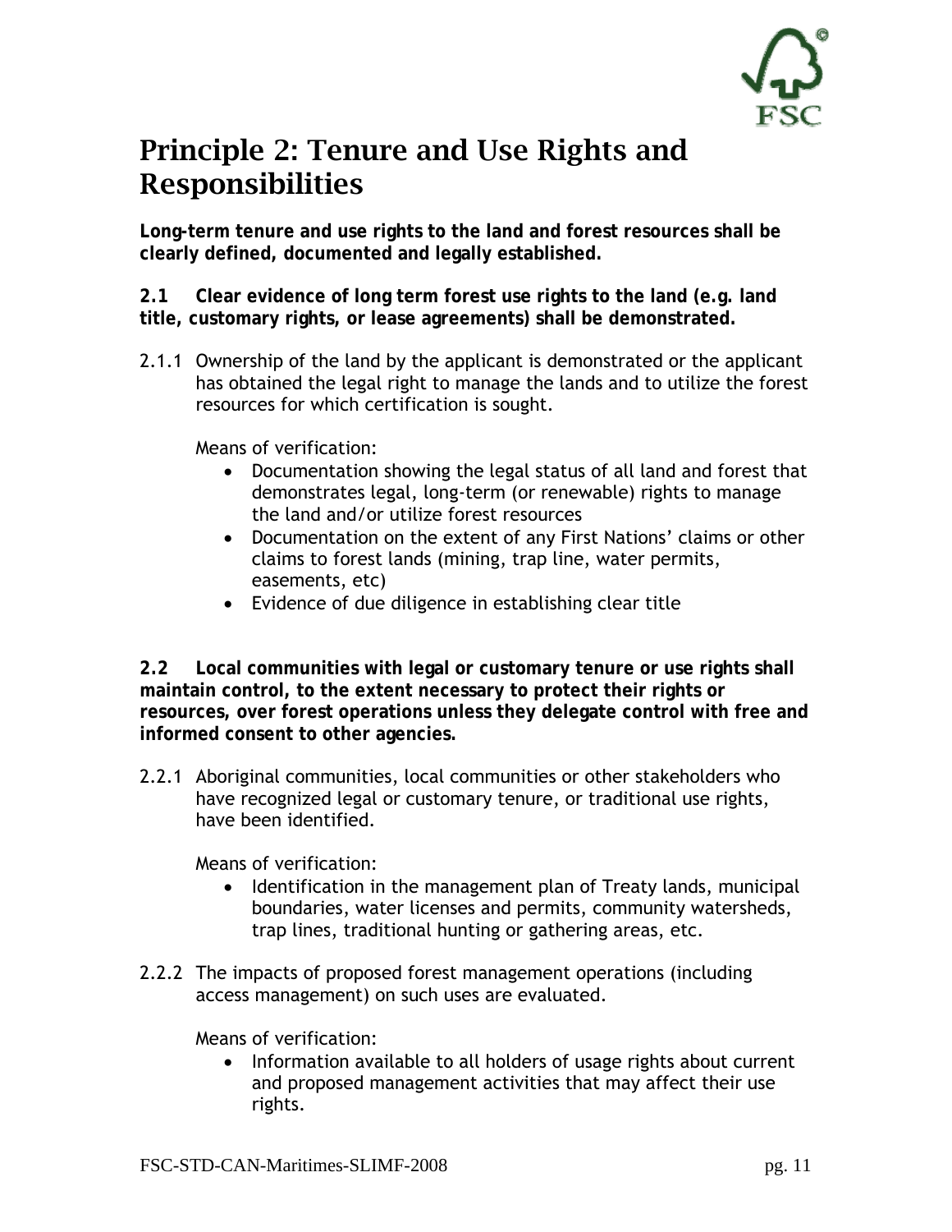# Principle 2: Tenure and Use Rights and Responsibilities

**Long-term tenure and use rights to the land and forest resources shall be clearly defined, documented and legally established.**

**2.1 Clear evidence of long term forest use rights to the land (e.g. land title, customary rights, or lease agreements) shall be demonstrated.**

2.1.1 Ownership of the land by the applicant is demonstrated or the applicant has obtained the legal right to manage the lands and to utilize the forest resources for which certification is sought.

Means of verification:

- Documentation showing the legal status of all land and forest that demonstrates legal, long-term (or renewable) rights to manage the land and/or utilize forest resources
- Documentation on the extent of any First Nations' claims or other claims to forest lands (mining, trap line, water permits, easements, etc)
- Evidence of due diligence in establishing clear title

**2.2 Local communities with legal or customary tenure or use rights shall maintain control, to the extent necessary to protect their rights or resources, over forest operations unless they delegate control with free and informed consent to other agencies.**

2.2.1 Aboriginal communities, local communities or other stakeholders who have recognized legal or customary tenure, or traditional use rights, have been identified.

Means of verification:

- Identification in the management plan of Treaty lands, municipal boundaries, water licenses and permits, community watersheds, trap lines, traditional hunting or gathering areas, etc.

2.2.2 The impacts of proposed forest management operations (including access management) on such uses are evaluated.

Means of verification:

- Information available to all holders of usage rights about current and proposed management activities that may affect their use rights.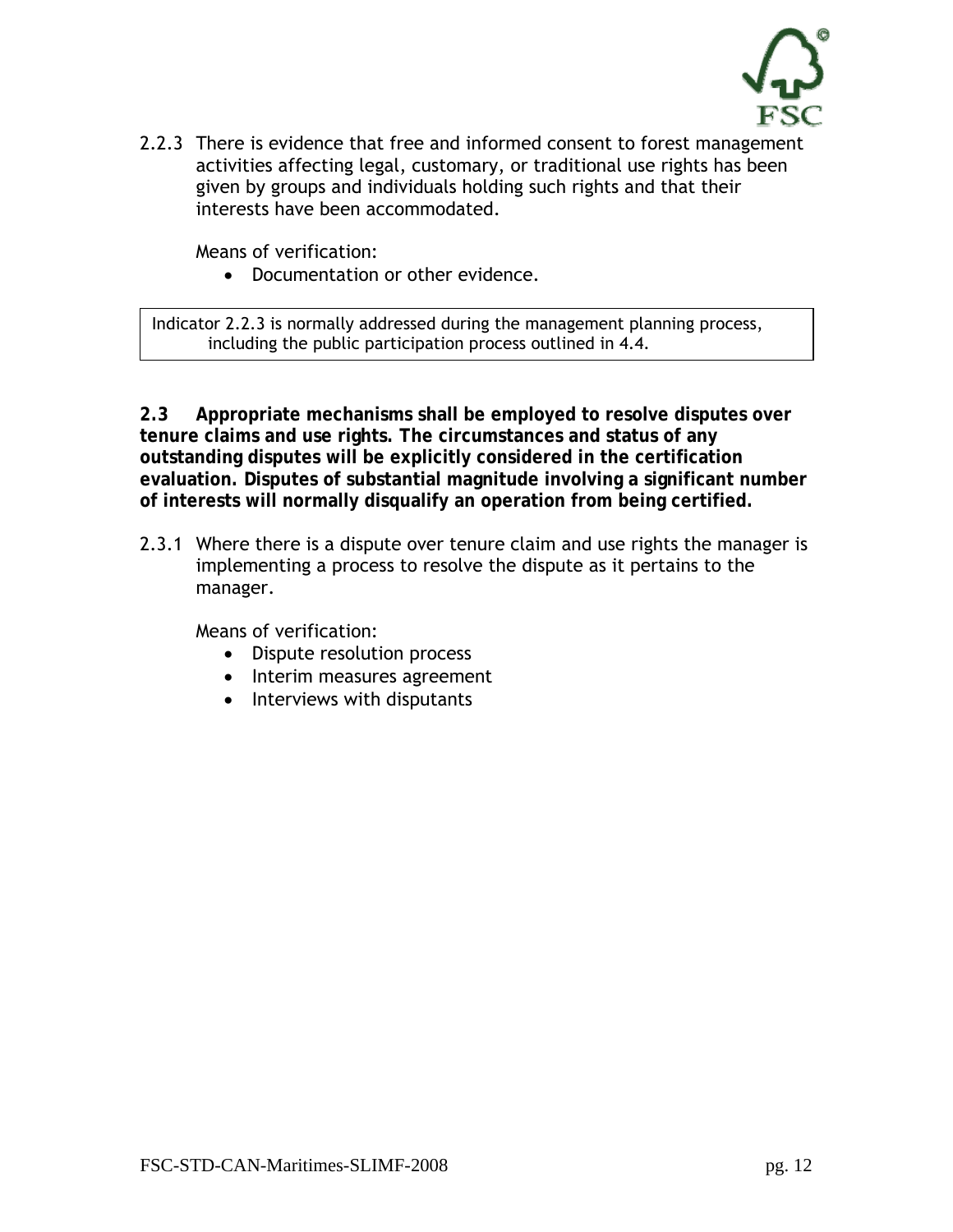2.2.3 There is evidence that free and informed consent to forest management activities affecting legal, customary, or traditional use rights has been given by groups and individuals holding such rights and that their interests have been accommodated.

Means of verification:

- Documentation or other evidence.

> Indicator 2.2.3 is normally addressed during the management planning process, including the public participation process outlined in 4.4.

**2.3 Appropriate mechanisms shall be employed to resolve disputes over tenure claims and use rights. The circumstances and status of any outstanding disputes will be explicitly considered in the certification evaluation. Disputes of substantial magnitude involving a significant number of interests will normally disqualify an operation from being certified.**

2.3.1 Where there is a dispute over tenure claim and use rights the manager is implementing a process to resolve the dispute as it pertains to the manager.

Means of verification:

- Dispute resolution process
- Interim measures agreement
- Interviews with disputants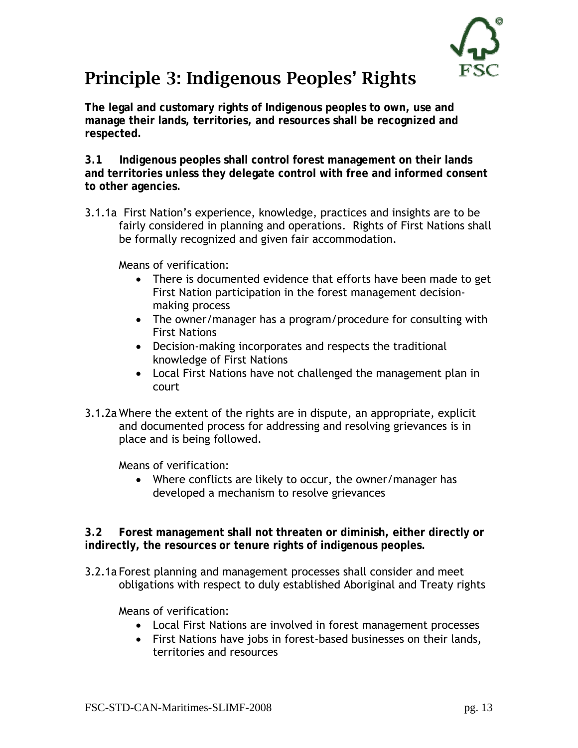# Principle 3: Indigenous Peoples' Rights

**The legal and customary rights of Indigenous peoples to own, use and manage their lands, territories, and resources shall be recognized and respected.**

**3.1 Indigenous peoples shall control forest management on their lands and territories unless they delegate control with free and informed consent to other agencies.**

3.1.1a First Nation's experience, knowledge, practices and insights are to be fairly considered in planning and operations. Rights of First Nations shall be formally recognized and given fair accommodation.

Means of verification:

- There is documented evidence that efforts have been made to get First Nation participation in the forest management decision-making process
- The owner/manager has a program/procedure for consulting with First Nations
- Decision-making incorporates and respects the traditional knowledge of First Nations
- Local First Nations have not challenged the management plan in court

3.1.2a Where the extent of the rights are in dispute, an appropriate, explicit and documented process for addressing and resolving grievances is in place and is being followed.

Means of verification:

- Where conflicts are likely to occur, the owner/manager has developed a mechanism to resolve grievances

**3.2 Forest management shall not threaten or diminish, either directly or indirectly, the resources or tenure rights of indigenous peoples.**

3.2.1a Forest planning and management processes shall consider and meet obligations with respect to duly established Aboriginal and Treaty rights

Means of verification:

- Local First Nations are involved in forest management processes
- First Nations have jobs in forest-based businesses on their lands, territories and resources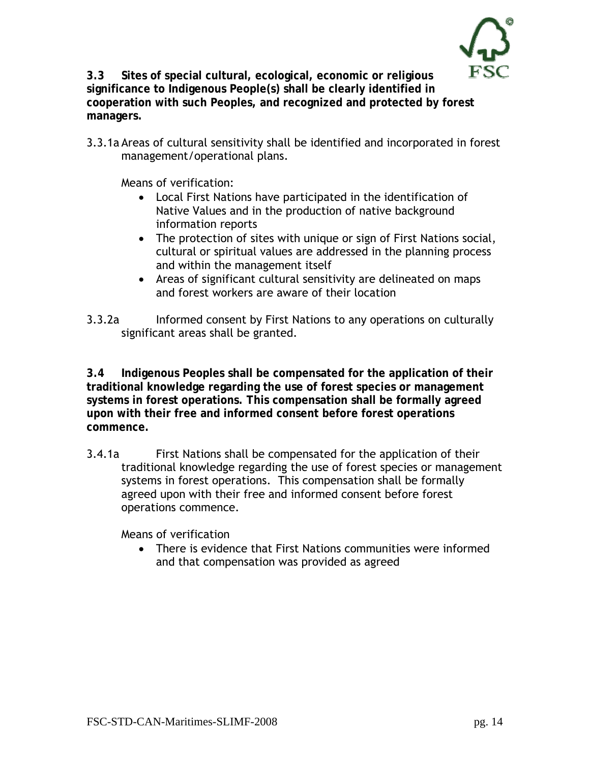**3.3 Sites of special cultural, ecological, economic or religious significance to Indigenous People(s) shall be clearly identified in cooperation with such Peoples, and recognized and protected by forest managers.**

3.3.1a Areas of cultural sensitivity shall be identified and incorporated in forest management/operational plans.

Means of verification:

- Local First Nations have participated in the identification of Native Values and in the production of native background information reports
- The protection of sites with unique or sign of First Nations social, cultural or spiritual values are addressed in the planning process and within the management itself
- Areas of significant cultural sensitivity are delineated on maps and forest workers are aware of their location

3.3.2a Informed consent by First Nations to any operations on culturally significant areas shall be granted.

**3.4 Indigenous Peoples shall be compensated for the application of their traditional knowledge regarding the use of forest species or management systems in forest operations. This compensation shall be formally agreed upon with their free and informed consent before forest operations commence.**

3.4.1a First Nations shall be compensated for the application of their traditional knowledge regarding the use of forest species or management systems in forest operations. This compensation shall be formally agreed upon with their free and informed consent before forest operations commence.

Means of verification

- There is evidence that First Nations communities were informed and that compensation was provided as agreed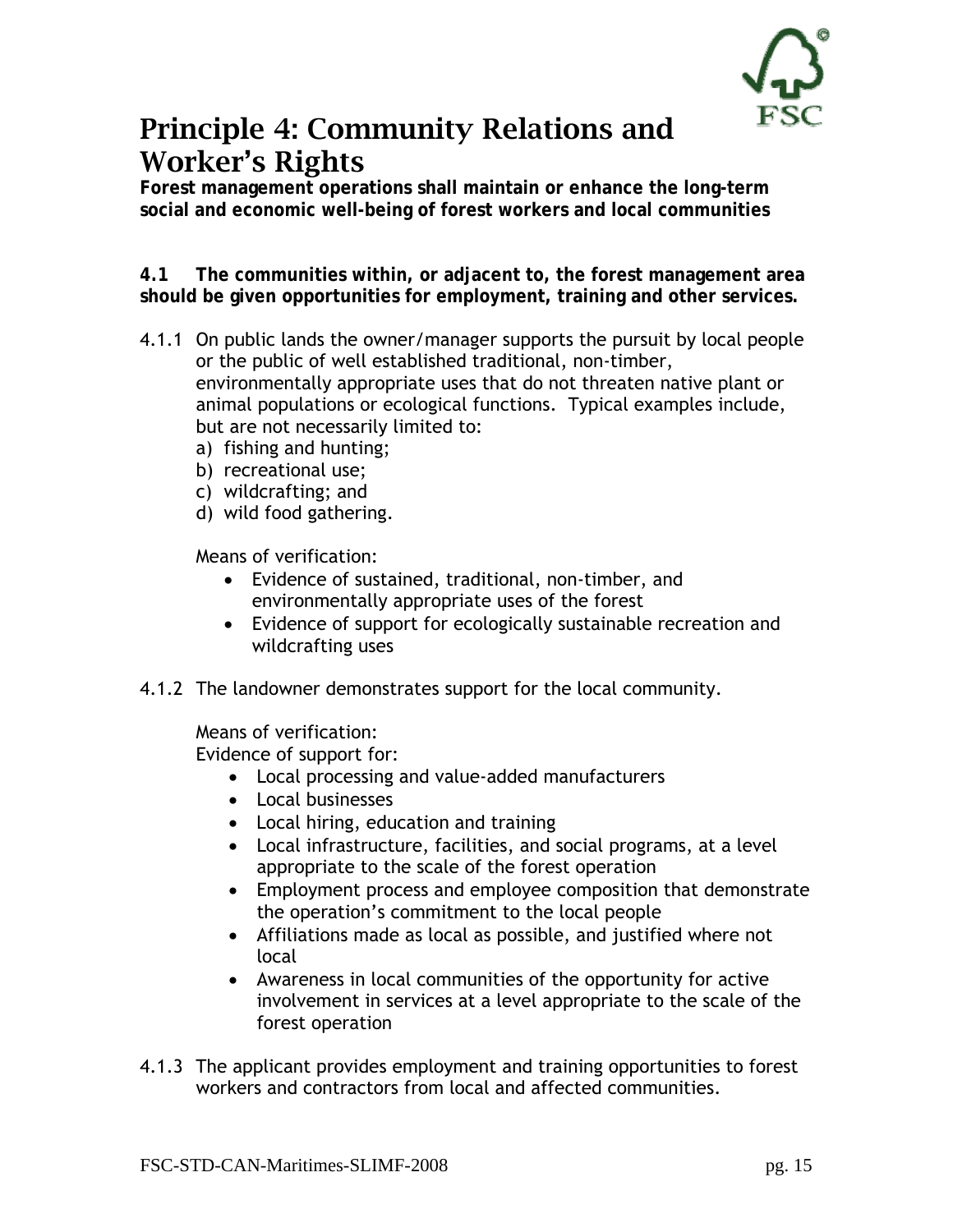# Principle 4: Community Relations and Worker's Rights

**Forest management operations shall maintain or enhance the long-term social and economic well-being of forest workers and local communities**

**4.1 The communities within, or adjacent to, the forest management area should be given opportunities for employment, training and other services.**

4.1.1 On public lands the owner/manager supports the pursuit by local people or the public of well established traditional, non-timber, environmentally appropriate uses that do not threaten native plant or animal populations or ecological functions. Typical examples include, but are not necessarily limited to:

a) fishing and hunting;
b) recreational use;
c) wildcrafting; and
d) wild food gathering.

Means of verification:

- Evidence of sustained, traditional, non-timber, and environmentally appropriate uses of the forest
- Evidence of support for ecologically sustainable recreation and wildcrafting uses

4.1.2 The landowner demonstrates support for the local community.

Means of verification:
Evidence of support for:

- Local processing and value-added manufacturers
- Local businesses
- Local hiring, education and training
- Local infrastructure, facilities, and social programs, at a level appropriate to the scale of the forest operation
- Employment process and employee composition that demonstrate the operation's commitment to the local people
- Affiliations made as local as possible, and justified where not local
- Awareness in local communities of the opportunity for active involvement in services at a level appropriate to the scale of the forest operation

4.1.3 The applicant provides employment and training opportunities to forest workers and contractors from local and affected communities.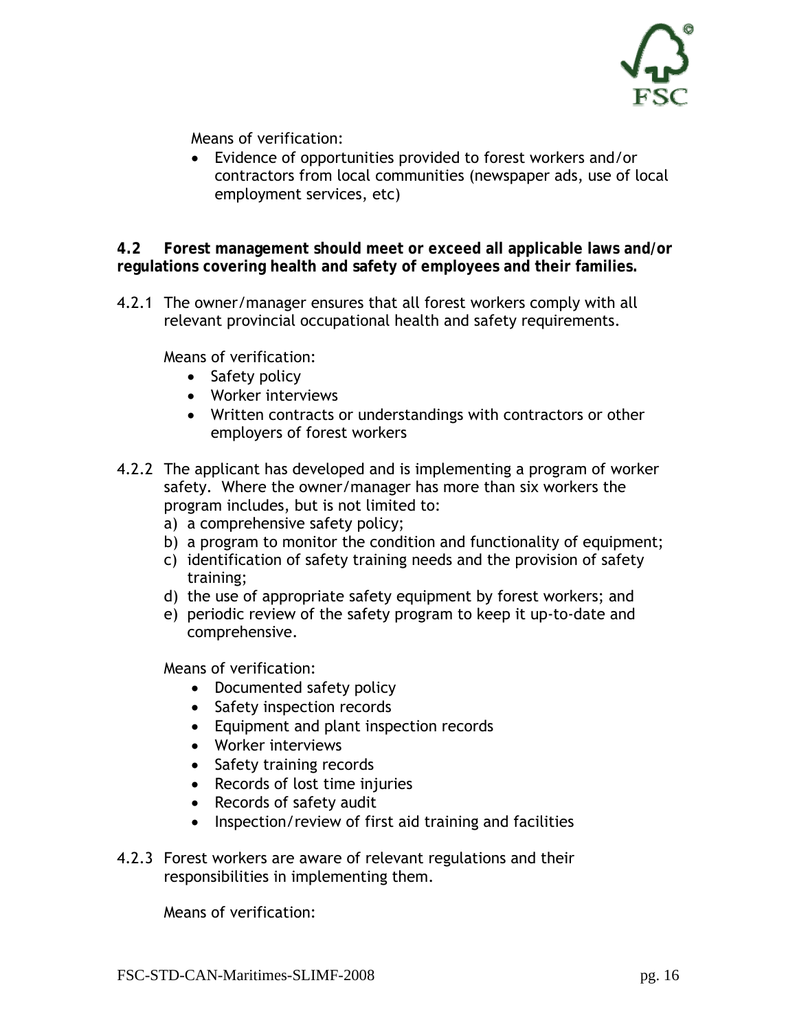Means of verification:

- Evidence of opportunities provided to forest workers and/or contractors from local communities (newspaper ads, use of local employment services, etc)

**4.2 Forest management should meet or exceed all applicable laws and/or regulations covering health and safety of employees and their families.**

4.2.1 The owner/manager ensures that all forest workers comply with all relevant provincial occupational health and safety requirements.

Means of verification:

- Safety policy
- Worker interviews
- Written contracts or understandings with contractors or other employers of forest workers

4.2.2 The applicant has developed and is implementing a program of worker safety. Where the owner/manager has more than six workers the program includes, but is not limited to:

a) a comprehensive safety policy;
b) a program to monitor the condition and functionality of equipment;
c) identification of safety training needs and the provision of safety training;
d) the use of appropriate safety equipment by forest workers; and
e) periodic review of the safety program to keep it up-to-date and comprehensive.

Means of verification:

- Documented safety policy
- Safety inspection records
- Equipment and plant inspection records
- Worker interviews
- Safety training records
- Records of lost time injuries
- Records of safety audit
- Inspection/review of first aid training and facilities

4.2.3 Forest workers are aware of relevant regulations and their responsibilities in implementing them.

Means of verification: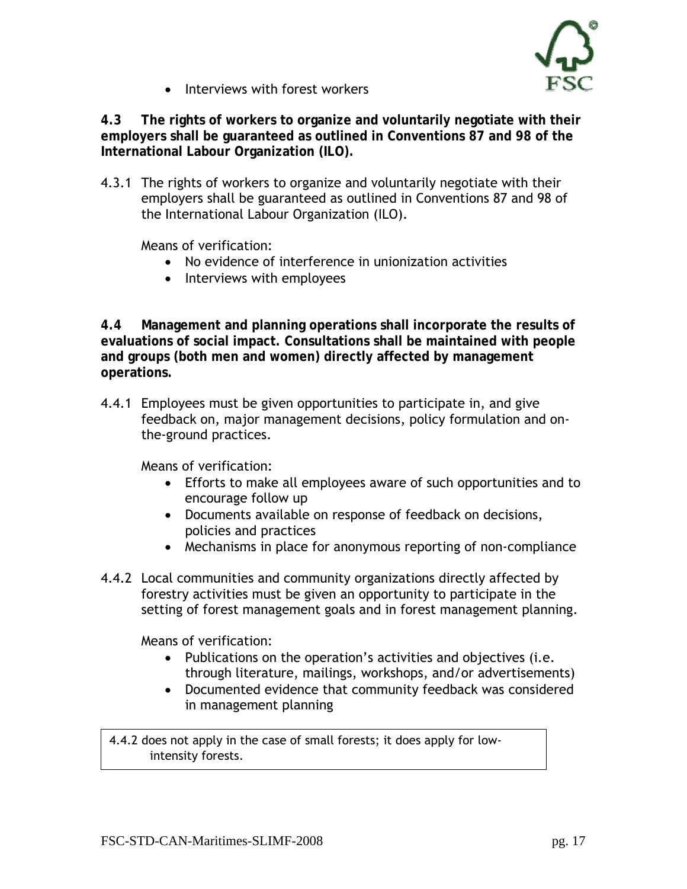- Interviews with forest workers

**4.3 The rights of workers to organize and voluntarily negotiate with their employers shall be guaranteed as outlined in Conventions 87 and 98 of the International Labour Organization (ILO).**

4.3.1 The rights of workers to organize and voluntarily negotiate with their employers shall be guaranteed as outlined in Conventions 87 and 98 of the International Labour Organization (ILO).

Means of verification:

- No evidence of interference in unionization activities
- Interviews with employees

**4.4 Management and planning operations shall incorporate the results of evaluations of social impact. Consultations shall be maintained with people and groups (both men and women) directly affected by management operations.**

4.4.1 Employees must be given opportunities to participate in, and give feedback on, major management decisions, policy formulation and on-the-ground practices.

Means of verification:

- Efforts to make all employees aware of such opportunities and to encourage follow up
- Documents available on response of feedback on decisions, policies and practices
- Mechanisms in place for anonymous reporting of non-compliance

4.4.2 Local communities and community organizations directly affected by forestry activities must be given an opportunity to participate in the setting of forest management goals and in forest management planning.

Means of verification:

- Publications on the operation's activities and objectives (i.e. through literature, mailings, workshops, and/or advertisements)
- Documented evidence that community feedback was considered in management planning

> 4.4.2 does not apply in the case of small forests; it does apply for low-intensity forests.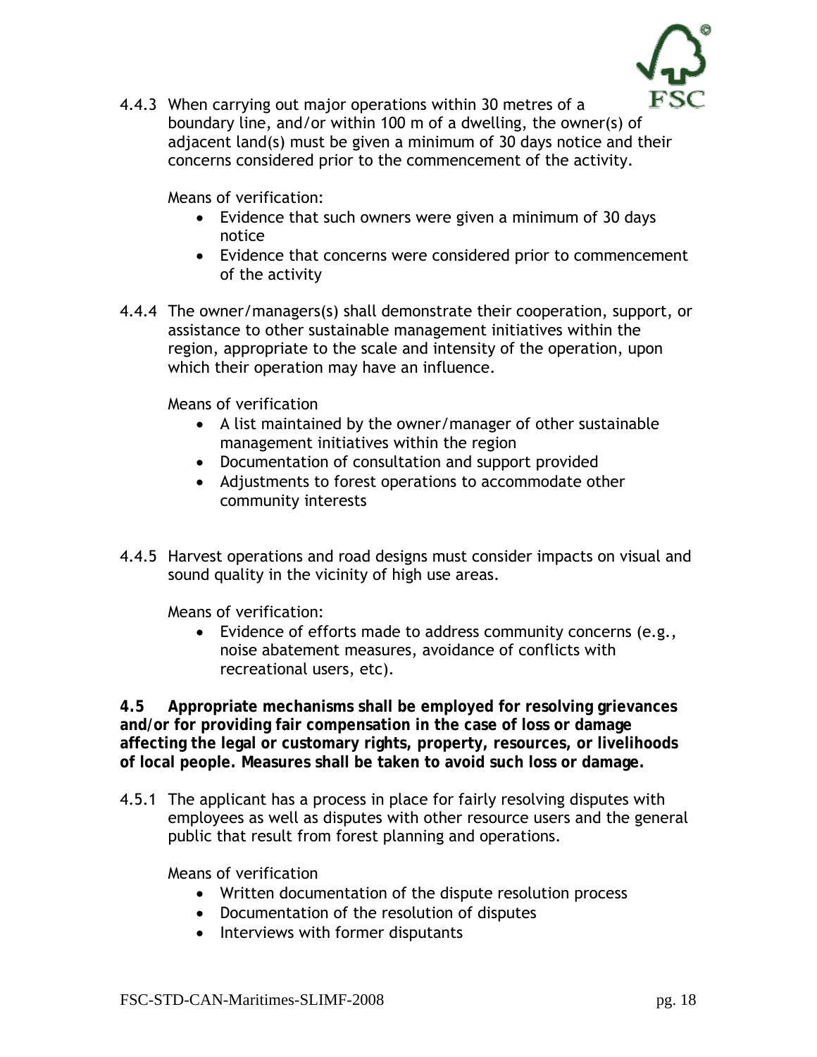4.4.3 When carrying out major operations within 30 metres of a boundary line, and/or within 100 m of a dwelling, the owner(s) of adjacent land(s) must be given a minimum of 30 days notice and their concerns considered prior to the commencement of the activity.

Means of verification:

- Evidence that such owners were given a minimum of 30 days notice
- Evidence that concerns were considered prior to commencement of the activity

4.4.4 The owner/managers(s) shall demonstrate their cooperation, support, or assistance to other sustainable management initiatives within the region, appropriate to the scale and intensity of the operation, upon which their operation may have an influence.

Means of verification

- A list maintained by the owner/manager of other sustainable management initiatives within the region
- Documentation of consultation and support provided
- Adjustments to forest operations to accommodate other community interests

4.4.5 Harvest operations and road designs must consider impacts on visual and sound quality in the vicinity of high use areas.

Means of verification:

- Evidence of efforts made to address community concerns (e.g., noise abatement measures, avoidance of conflicts with recreational users, etc).

**4.5 Appropriate mechanisms shall be employed for resolving grievances and/or for providing fair compensation in the case of loss or damage affecting the legal or customary rights, property, resources, or livelihoods of local people. Measures shall be taken to avoid such loss or damage.**

4.5.1 The applicant has a process in place for fairly resolving disputes with employees as well as disputes with other resource users and the general public that result from forest planning and operations.

Means of verification

- Written documentation of the dispute resolution process
- Documentation of the resolution of disputes
- Interviews with former disputants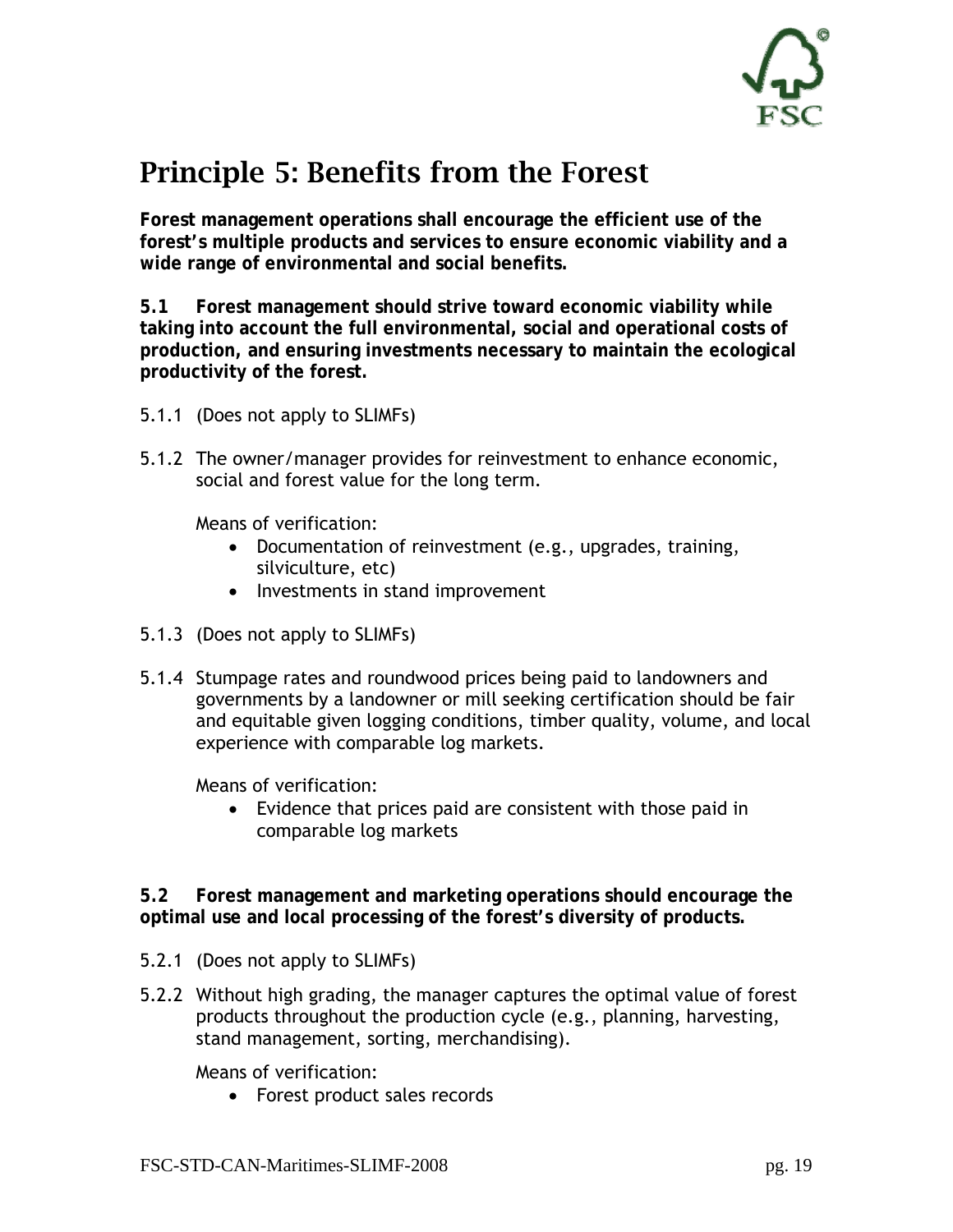# Principle 5: Benefits from the Forest

**Forest management operations shall encourage the efficient use of the forest's multiple products and services to ensure economic viability and a wide range of environmental and social benefits.**

**5.1 Forest management should strive toward economic viability while taking into account the full environmental, social and operational costs of production, and ensuring investments necessary to maintain the ecological productivity of the forest.**

5.1.1 (Does not apply to SLIMFs)

5.1.2 The owner/manager provides for reinvestment to enhance economic, social and forest value for the long term.

Means of verification:

- Documentation of reinvestment (e.g., upgrades, training, silviculture, etc)
- Investments in stand improvement

5.1.3 (Does not apply to SLIMFs)

5.1.4 Stumpage rates and roundwood prices being paid to landowners and governments by a landowner or mill seeking certification should be fair and equitable given logging conditions, timber quality, volume, and local experience with comparable log markets.

Means of verification:

- Evidence that prices paid are consistent with those paid in comparable log markets

**5.2 Forest management and marketing operations should encourage the optimal use and local processing of the forest's diversity of products.**

5.2.1 (Does not apply to SLIMFs)

5.2.2 Without high grading, the manager captures the optimal value of forest products throughout the production cycle (e.g., planning, harvesting, stand management, sorting, merchandising).

Means of verification:

- Forest product sales records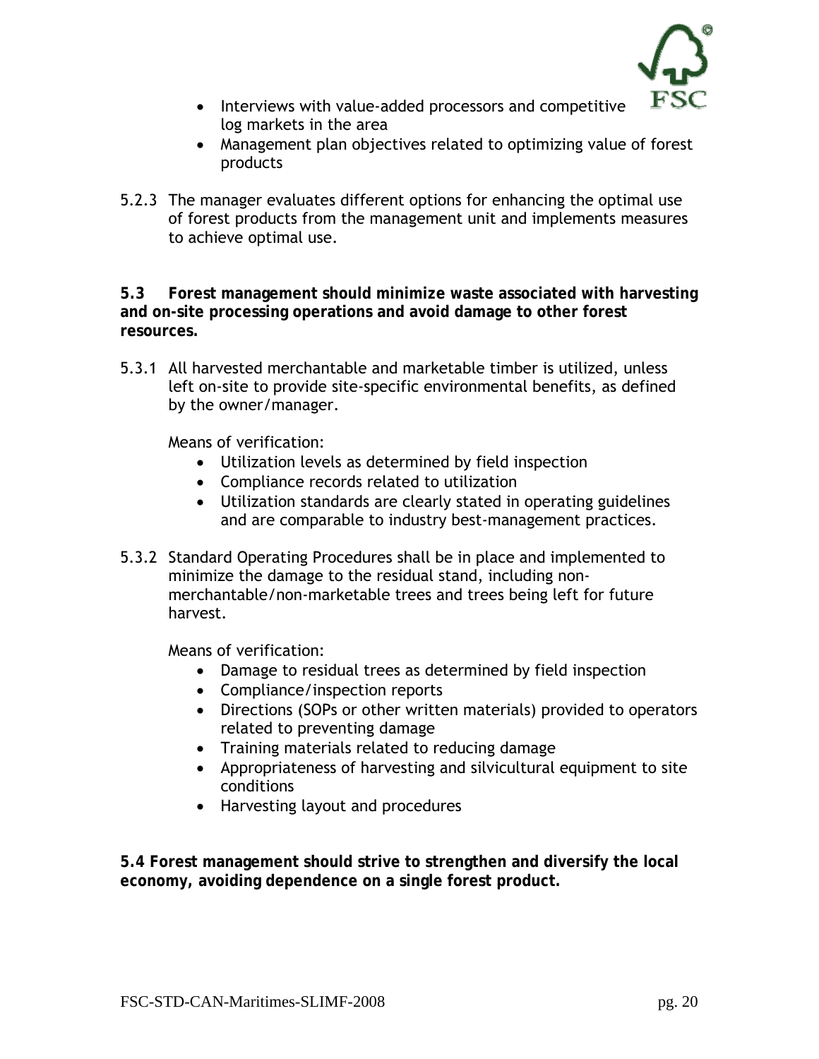- Interviews with value-added processors and competitive log markets in the area
- Management plan objectives related to optimizing value of forest products

5.2.3 The manager evaluates different options for enhancing the optimal use of forest products from the management unit and implements measures to achieve optimal use.

**5.3 Forest management should minimize waste associated with harvesting and on-site processing operations and avoid damage to other forest resources.**

5.3.1 All harvested merchantable and marketable timber is utilized, unless left on-site to provide site-specific environmental benefits, as defined by the owner/manager.

Means of verification:

- Utilization levels as determined by field inspection
- Compliance records related to utilization
- Utilization standards are clearly stated in operating guidelines and are comparable to industry best-management practices.

5.3.2 Standard Operating Procedures shall be in place and implemented to minimize the damage to the residual stand, including non-merchantable/non-marketable trees and trees being left for future harvest.

Means of verification:

- Damage to residual trees as determined by field inspection
- Compliance/inspection reports
- Directions (SOPs or other written materials) provided to operators related to preventing damage
- Training materials related to reducing damage
- Appropriateness of harvesting and silvicultural equipment to site conditions
- Harvesting layout and procedures

**5.4 Forest management should strive to strengthen and diversify the local economy, avoiding dependence on a single forest product.**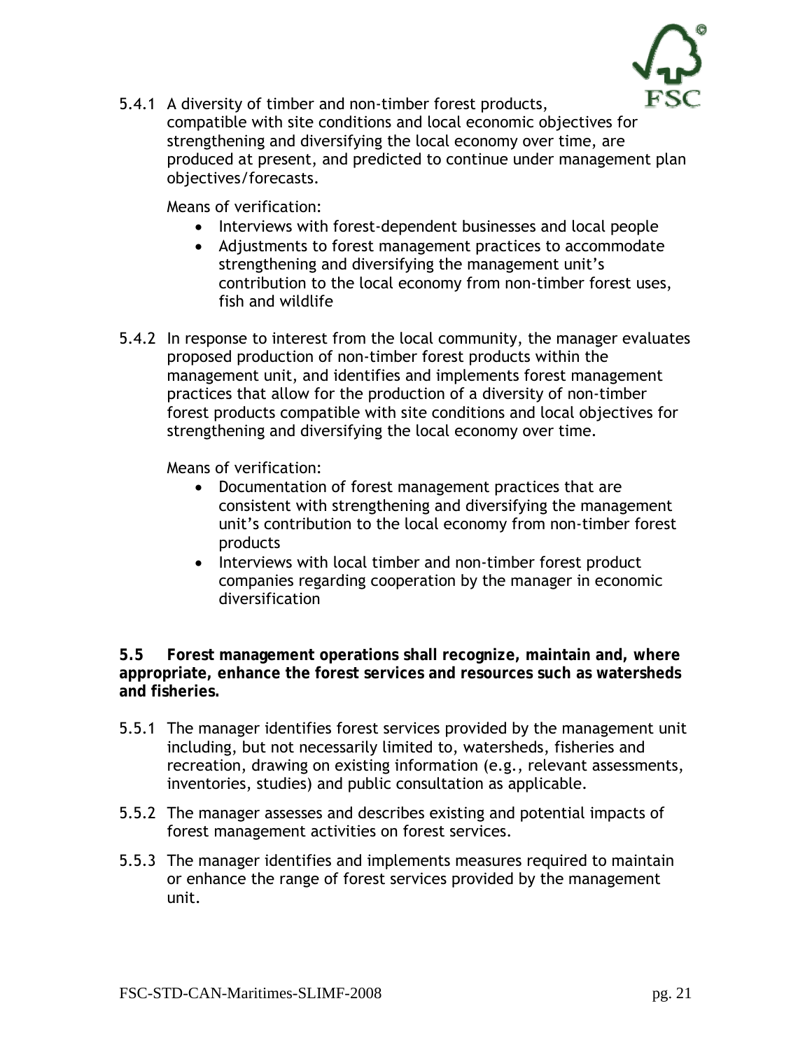5.4.1 A diversity of timber and non-timber forest products, compatible with site conditions and local economic objectives for strengthening and diversifying the local economy over time, are produced at present, and predicted to continue under management plan objectives/forecasts.

Means of verification:

- Interviews with forest-dependent businesses and local people
- Adjustments to forest management practices to accommodate strengthening and diversifying the management unit's contribution to the local economy from non-timber forest uses, fish and wildlife

5.4.2 In response to interest from the local community, the manager evaluates proposed production of non-timber forest products within the management unit, and identifies and implements forest management practices that allow for the production of a diversity of non-timber forest products compatible with site conditions and local objectives for strengthening and diversifying the local economy over time.

Means of verification:

- Documentation of forest management practices that are consistent with strengthening and diversifying the management unit's contribution to the local economy from non-timber forest products
- Interviews with local timber and non-timber forest product companies regarding cooperation by the manager in economic diversification

**5.5 Forest management operations shall recognize, maintain and, where appropriate, enhance the forest services and resources such as watersheds and fisheries.**

5.5.1 The manager identifies forest services provided by the management unit including, but not necessarily limited to, watersheds, fisheries and recreation, drawing on existing information (e.g., relevant assessments, inventories, studies) and public consultation as applicable.

5.5.2 The manager assesses and describes existing and potential impacts of forest management activities on forest services.

5.5.3 The manager identifies and implements measures required to maintain or enhance the range of forest services provided by the management unit.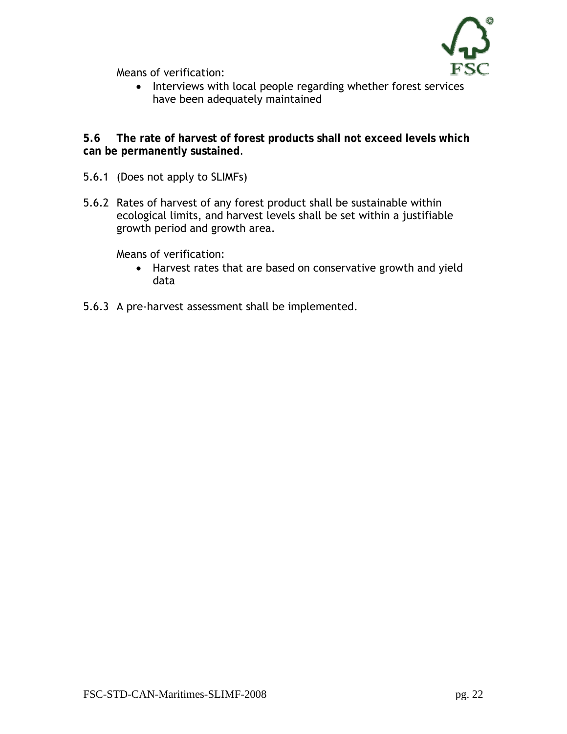Means of verification:

- Interviews with local people regarding whether forest services have been adequately maintained

**5.6 The rate of harvest of forest products shall not exceed levels which can be permanently sustained**.

5.6.1 (Does not apply to SLIMFs)

5.6.2 Rates of harvest of any forest product shall be sustainable within ecological limits, and harvest levels shall be set within a justifiable growth period and growth area.

Means of verification:

- Harvest rates that are based on conservative growth and yield data

5.6.3 A pre-harvest assessment shall be implemented.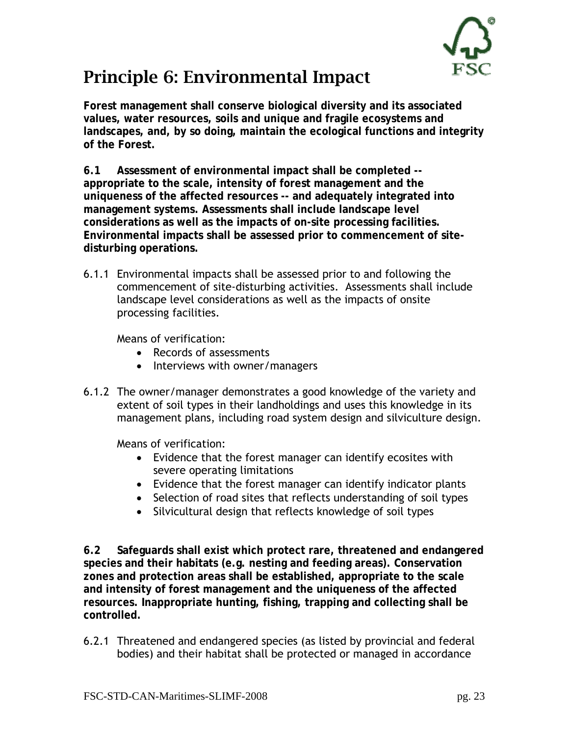# Principle 6: Environmental Impact

**Forest management shall conserve biological diversity and its associated values, water resources, soils and unique and fragile ecosystems and landscapes, and, by so doing, maintain the ecological functions and integrity of the Forest.**

**6.1 Assessment of environmental impact shall be completed -- appropriate to the scale, intensity of forest management and the uniqueness of the affected resources -- and adequately integrated into management systems. Assessments shall include landscape level considerations as well as the impacts of on-site processing facilities. Environmental impacts shall be assessed prior to commencement of site-disturbing operations.**

6.1.1 Environmental impacts shall be assessed prior to and following the commencement of site-disturbing activities. Assessments shall include landscape level considerations as well as the impacts of onsite processing facilities.

Means of verification:

- Records of assessments
- Interviews with owner/managers

6.1.2 The owner/manager demonstrates a good knowledge of the variety and extent of soil types in their landholdings and uses this knowledge in its management plans, including road system design and silviculture design.

Means of verification:

- Evidence that the forest manager can identify ecosites with severe operating limitations
- Evidence that the forest manager can identify indicator plants
- Selection of road sites that reflects understanding of soil types
- Silvicultural design that reflects knowledge of soil types

**6.2 Safeguards shall exist which protect rare, threatened and endangered species and their habitats (e.g. nesting and feeding areas). Conservation zones and protection areas shall be established, appropriate to the scale and intensity of forest management and the uniqueness of the affected resources. Inappropriate hunting, fishing, trapping and collecting shall be controlled.**

6.2.1 Threatened and endangered species (as listed by provincial and federal bodies) and their habitat shall be protected or managed in accordance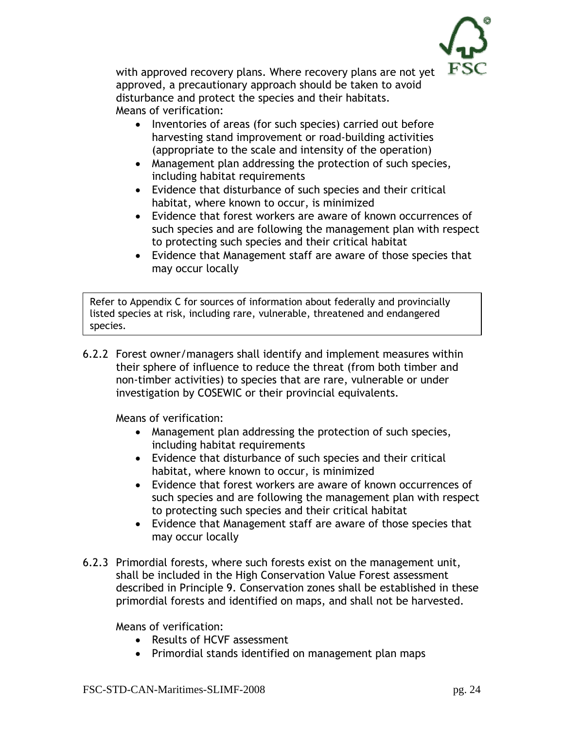with approved recovery plans. Where recovery plans are not yet approved, a precautionary approach should be taken to avoid disturbance and protect the species and their habitats.
Means of verification:

- Inventories of areas (for such species) carried out before harvesting stand improvement or road-building activities (appropriate to the scale and intensity of the operation)
- Management plan addressing the protection of such species, including habitat requirements
- Evidence that disturbance of such species and their critical habitat, where known to occur, is minimized
- Evidence that forest workers are aware of known occurrences of such species and are following the management plan with respect to protecting such species and their critical habitat
- Evidence that Management staff are aware of those species that may occur locally

> Refer to Appendix C for sources of information about federally and provincially listed species at risk, including rare, vulnerable, threatened and endangered species.

6.2.2 Forest owner/managers shall identify and implement measures within their sphere of influence to reduce the threat (from both timber and non-timber activities) to species that are rare, vulnerable or under investigation by COSEWIC or their provincial equivalents.

Means of verification:

- Management plan addressing the protection of such species, including habitat requirements
- Evidence that disturbance of such species and their critical habitat, where known to occur, is minimized
- Evidence that forest workers are aware of known occurrences of such species and are following the management plan with respect to protecting such species and their critical habitat
- Evidence that Management staff are aware of those species that may occur locally

6.2.3 Primordial forests, where such forests exist on the management unit, shall be included in the High Conservation Value Forest assessment described in Principle 9. Conservation zones shall be established in these primordial forests and identified on maps, and shall not be harvested.

Means of verification:

- Results of HCVF assessment
- Primordial stands identified on management plan maps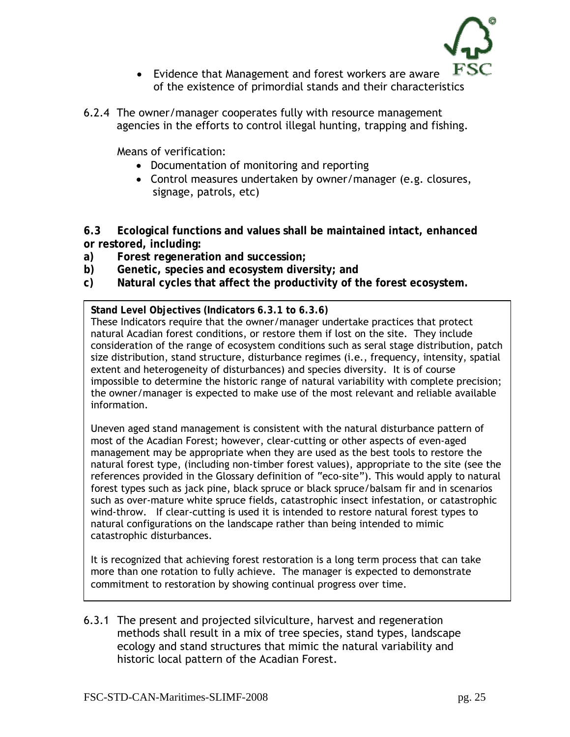- Evidence that Management and forest workers are aware of the existence of primordial stands and their characteristics

6.2.4 The owner/manager cooperates fully with resource management agencies in the efforts to control illegal hunting, trapping and fishing.

Means of verification:

- Documentation of monitoring and reporting
- Control measures undertaken by owner/manager (e.g. closures, signage, patrols, etc)

**6.3 Ecological functions and values shall be maintained intact, enhanced or restored, including:**

**a) Forest regeneration and succession;**

**b) Genetic, species and ecosystem diversity; and**

**c) Natural cycles that affect the productivity of the forest ecosystem.**

**Stand Level Objectives (Indicators 6.3.1 to 6.3.6)**

These Indicators require that the owner/manager undertake practices that protect natural Acadian forest conditions, or restore them if lost on the site. They include consideration of the range of ecosystem conditions such as seral stage distribution, patch size distribution, stand structure, disturbance regimes (i.e., frequency, intensity, spatial extent and heterogeneity of disturbances) and species diversity. It is of course impossible to determine the historic range of natural variability with complete precision; the owner/manager is expected to make use of the most relevant and reliable available information.

Uneven aged stand management is consistent with the natural disturbance pattern of most of the Acadian Forest; however, clear-cutting or other aspects of even-aged management may be appropriate when they are used as the best tools to restore the natural forest type, (including non-timber forest values), appropriate to the site (see the references provided in the Glossary definition of "eco-site"). This would apply to natural forest types such as jack pine, black spruce or black spruce/balsam fir and in scenarios such as over-mature white spruce fields, catastrophic insect infestation, or catastrophic wind-throw. If clear-cutting is used it is intended to restore natural forest types to natural configurations on the landscape rather than being intended to mimic catastrophic disturbances.

It is recognized that achieving forest restoration is a long term process that can take more than one rotation to fully achieve. The manager is expected to demonstrate commitment to restoration by showing continual progress over time.

6.3.1 The present and projected silviculture, harvest and regeneration methods shall result in a mix of tree species, stand types, landscape ecology and stand structures that mimic the natural variability and historic local pattern of the Acadian Forest.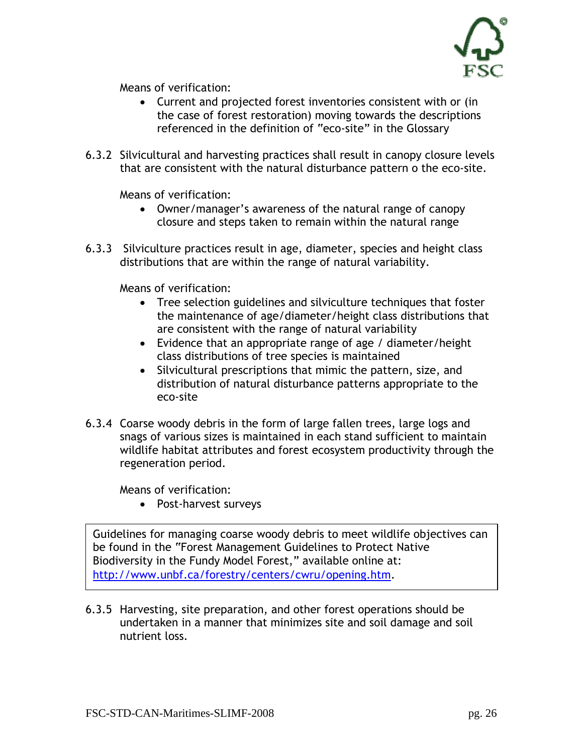Means of verification:

- Current and projected forest inventories consistent with or (in the case of forest restoration) moving towards the descriptions referenced in the definition of "eco-site" in the Glossary

6.3.2 Silvicultural and harvesting practices shall result in canopy closure levels that are consistent with the natural disturbance pattern o the eco-site.

Means of verification:

- Owner/manager's awareness of the natural range of canopy closure and steps taken to remain within the natural range

6.3.3 Silviculture practices result in age, diameter, species and height class distributions that are within the range of natural variability.

Means of verification:

- Tree selection guidelines and silviculture techniques that foster the maintenance of age/diameter/height class distributions that are consistent with the range of natural variability
- Evidence that an appropriate range of age / diameter/height class distributions of tree species is maintained
- Silvicultural prescriptions that mimic the pattern, size, and distribution of natural disturbance patterns appropriate to the eco-site

6.3.4 Coarse woody debris in the form of large fallen trees, large logs and snags of various sizes is maintained in each stand sufficient to maintain wildlife habitat attributes and forest ecosystem productivity through the regeneration period.

Means of verification:

- Post-harvest surveys

> Guidelines for managing coarse woody debris to meet wildlife objectives can be found in the "Forest Management Guidelines to Protect Native Biodiversity in the Fundy Model Forest," available online at: http://www.unbf.ca/forestry/centers/cwru/opening.htm.

6.3.5 Harvesting, site preparation, and other forest operations should be undertaken in a manner that minimizes site and soil damage and soil nutrient loss.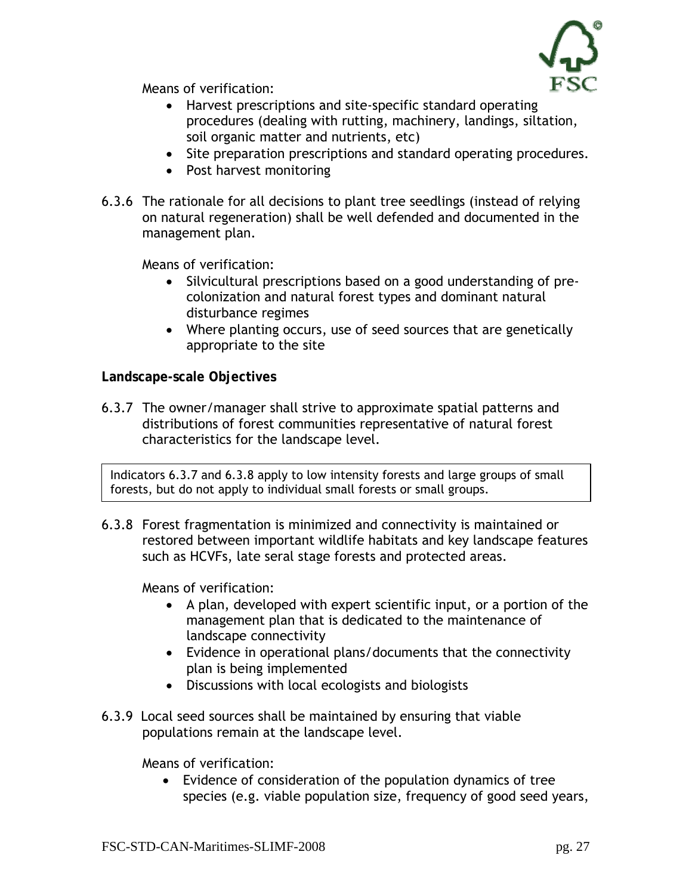Means of verification:

- Harvest prescriptions and site-specific standard operating procedures (dealing with rutting, machinery, landings, siltation, soil organic matter and nutrients, etc)
- Site preparation prescriptions and standard operating procedures.
- Post harvest monitoring

6.3.6 The rationale for all decisions to plant tree seedlings (instead of relying on natural regeneration) shall be well defended and documented in the management plan.

Means of verification:

- Silvicultural prescriptions based on a good understanding of pre-colonization and natural forest types and dominant natural disturbance regimes
- Where planting occurs, use of seed sources that are genetically appropriate to the site

**Landscape-scale Objectives**

6.3.7 The owner/manager shall strive to approximate spatial patterns and distributions of forest communities representative of natural forest characteristics for the landscape level.

> Indicators 6.3.7 and 6.3.8 apply to low intensity forests and large groups of small forests, but do not apply to individual small forests or small groups.

6.3.8 Forest fragmentation is minimized and connectivity is maintained or restored between important wildlife habitats and key landscape features such as HCVFs, late seral stage forests and protected areas.

Means of verification:

- A plan, developed with expert scientific input, or a portion of the management plan that is dedicated to the maintenance of landscape connectivity
- Evidence in operational plans/documents that the connectivity plan is being implemented
- Discussions with local ecologists and biologists

6.3.9 Local seed sources shall be maintained by ensuring that viable populations remain at the landscape level.

Means of verification:

- Evidence of consideration of the population dynamics of tree species (e.g. viable population size, frequency of good seed years,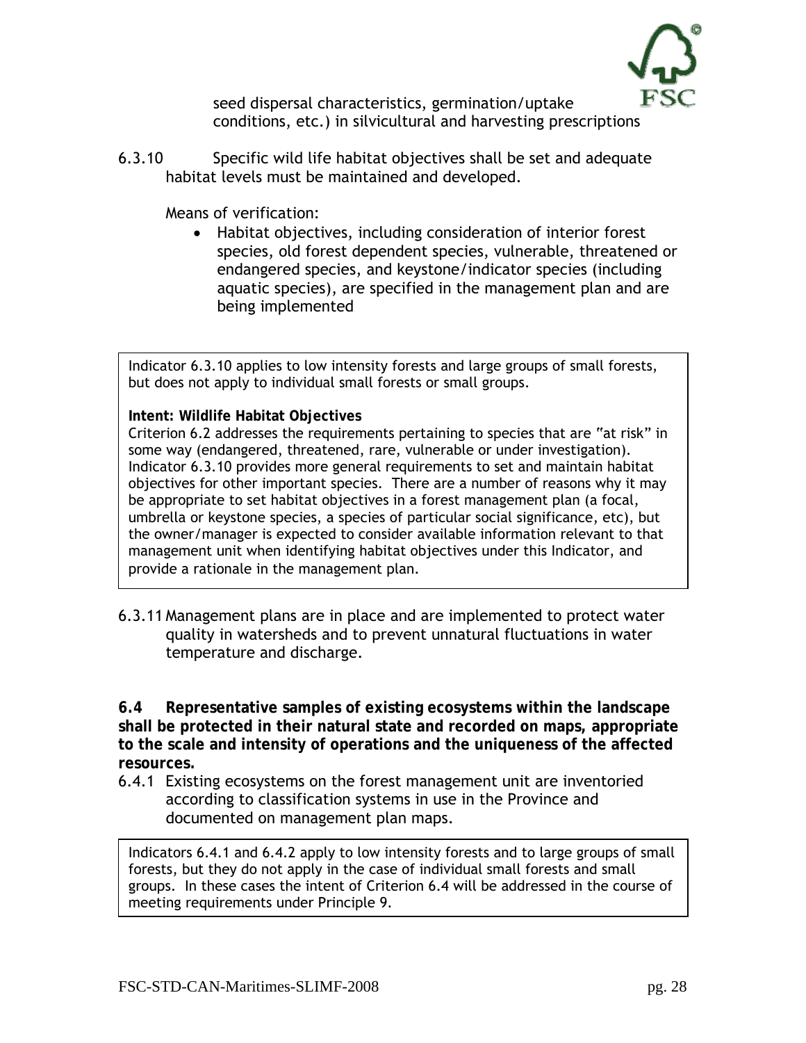seed dispersal characteristics, germination/uptake conditions, etc.) in silvicultural and harvesting prescriptions

6.3.10 Specific wild life habitat objectives shall be set and adequate habitat levels must be maintained and developed.

Means of verification:

- Habitat objectives, including consideration of interior forest species, old forest dependent species, vulnerable, threatened or endangered species, and keystone/indicator species (including aquatic species), are specified in the management plan and are being implemented

> Indicator 6.3.10 applies to low intensity forests and large groups of small forests, but does not apply to individual small forests or small groups.
>
> **Intent: Wildlife Habitat Objectives**
> Criterion 6.2 addresses the requirements pertaining to species that are "at risk" in some way (endangered, threatened, rare, vulnerable or under investigation). Indicator 6.3.10 provides more general requirements to set and maintain habitat objectives for other important species. There are a number of reasons why it may be appropriate to set habitat objectives in a forest management plan (a focal, umbrella or keystone species, a species of particular social significance, etc), but the owner/manager is expected to consider available information relevant to that management unit when identifying habitat objectives under this Indicator, and provide a rationale in the management plan.

6.3.11 Management plans are in place and are implemented to protect water quality in watersheds and to prevent unnatural fluctuations in water temperature and discharge.

**6.4 Representative samples of existing ecosystems within the landscape shall be protected in their natural state and recorded on maps, appropriate to the scale and intensity of operations and the uniqueness of the affected resources.**

6.4.1 Existing ecosystems on the forest management unit are inventoried according to classification systems in use in the Province and documented on management plan maps.

> Indicators 6.4.1 and 6.4.2 apply to low intensity forests and to large groups of small forests, but they do not apply in the case of individual small forests and small groups. In these cases the intent of Criterion 6.4 will be addressed in the course of meeting requirements under Principle 9.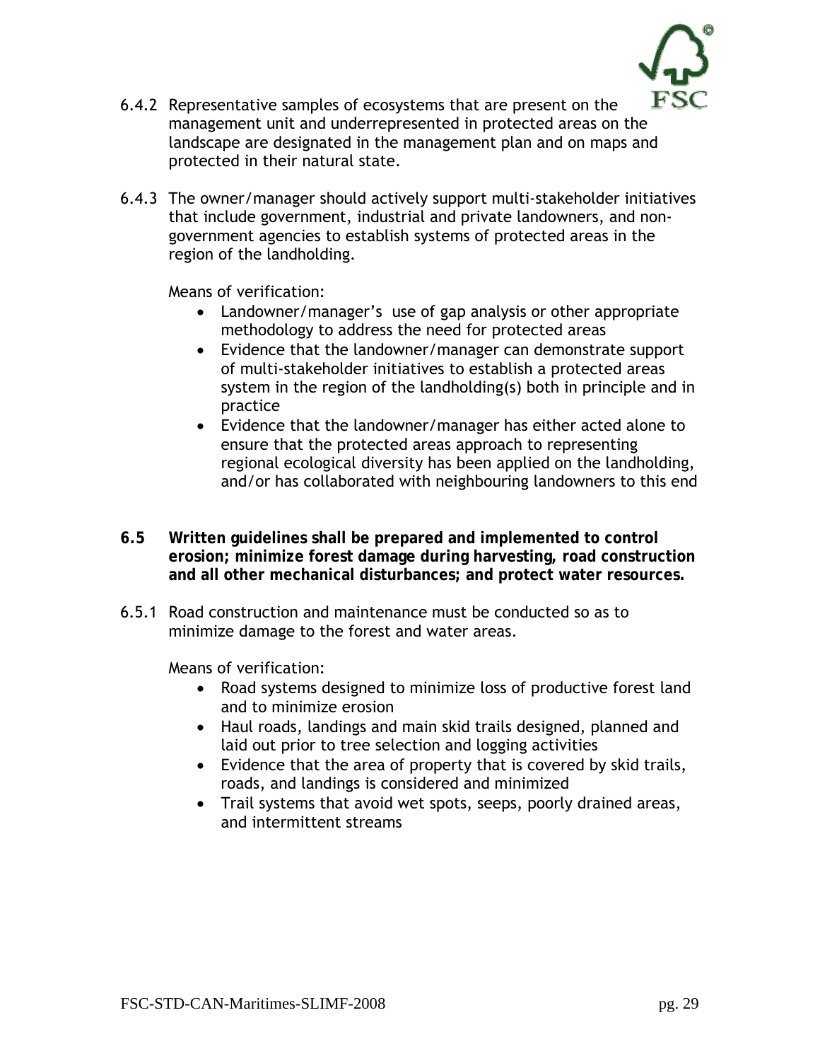6.4.2 Representative samples of ecosystems that are present on the management unit and underrepresented in protected areas on the landscape are designated in the management plan and on maps and protected in their natural state.

6.4.3 The owner/manager should actively support multi-stakeholder initiatives that include government, industrial and private landowners, and non-government agencies to establish systems of protected areas in the region of the landholding.

Means of verification:

- Landowner/manager's use of gap analysis or other appropriate methodology to address the need for protected areas
- Evidence that the landowner/manager can demonstrate support of multi-stakeholder initiatives to establish a protected areas system in the region of the landholding(s) both in principle and in practice
- Evidence that the landowner/manager has either acted alone to ensure that the protected areas approach to representing regional ecological diversity has been applied on the landholding, and/or has collaborated with neighbouring landowners to this end

**6.5 Written guidelines shall be prepared and implemented to control erosion; minimize forest damage during harvesting, road construction and all other mechanical disturbances; and protect water resources.**

6.5.1 Road construction and maintenance must be conducted so as to minimize damage to the forest and water areas.

Means of verification:

- Road systems designed to minimize loss of productive forest land and to minimize erosion
- Haul roads, landings and main skid trails designed, planned and laid out prior to tree selection and logging activities
- Evidence that the area of property that is covered by skid trails, roads, and landings is considered and minimized
- Trail systems that avoid wet spots, seeps, poorly drained areas, and intermittent streams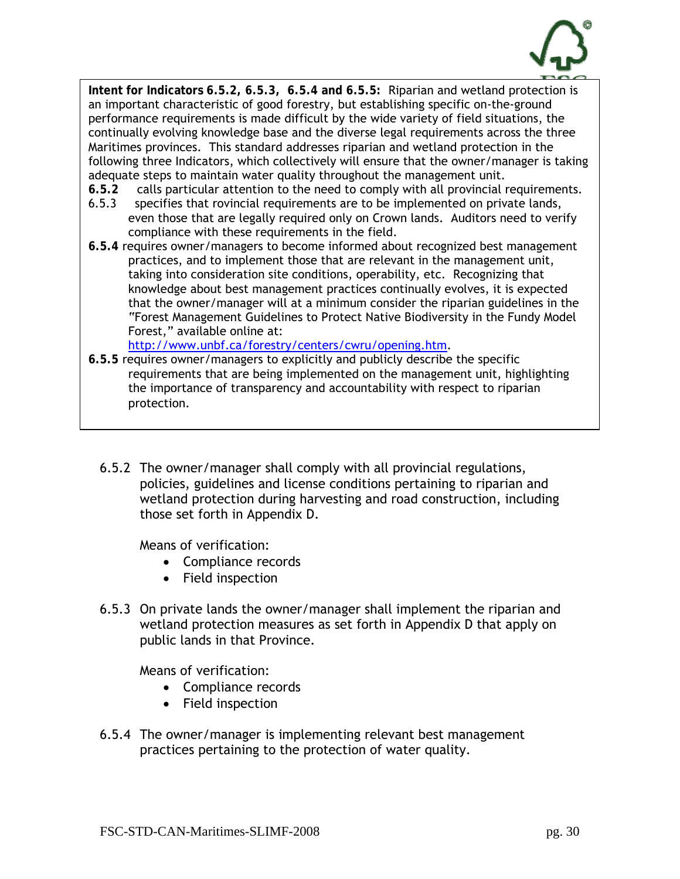**Intent for Indicators 6.5.2, 6.5.3, 6.5.4 and 6.5.5:** Riparian and wetland protection is an important characteristic of good forestry, but establishing specific on-the-ground performance requirements is made difficult by the wide variety of field situations, the continually evolving knowledge base and the diverse legal requirements across the three Maritimes provinces. This standard addresses riparian and wetland protection in the following three Indicators, which collectively will ensure that the owner/manager is taking adequate steps to maintain water quality throughout the management unit.

**6.5.2** calls particular attention to the need to comply with all provincial requirements.

6.5.3 specifies that rovincial requirements are to be implemented on private lands, even those that are legally required only on Crown lands. Auditors need to verify compliance with these requirements in the field.

**6.5.4** requires owner/managers to become informed about recognized best management practices, and to implement those that are relevant in the management unit, taking into consideration site conditions, operability, etc. Recognizing that knowledge about best management practices continually evolves, it is expected that the owner/manager will at a minimum consider the riparian guidelines in the "Forest Management Guidelines to Protect Native Biodiversity in the Fundy Model Forest," available online at: http://www.unbf.ca/forestry/centers/cwru/opening.htm.

**6.5.5** requires owner/managers to explicitly and publicly describe the specific requirements that are being implemented on the management unit, highlighting the importance of transparency and accountability with respect to riparian protection.

6.5.2 The owner/manager shall comply with all provincial regulations, policies, guidelines and license conditions pertaining to riparian and wetland protection during harvesting and road construction, including those set forth in Appendix D.

Means of verification:

- Compliance records
- Field inspection

6.5.3 On private lands the owner/manager shall implement the riparian and wetland protection measures as set forth in Appendix D that apply on public lands in that Province.

Means of verification:

- Compliance records
- Field inspection

6.5.4 The owner/manager is implementing relevant best management practices pertaining to the protection of water quality.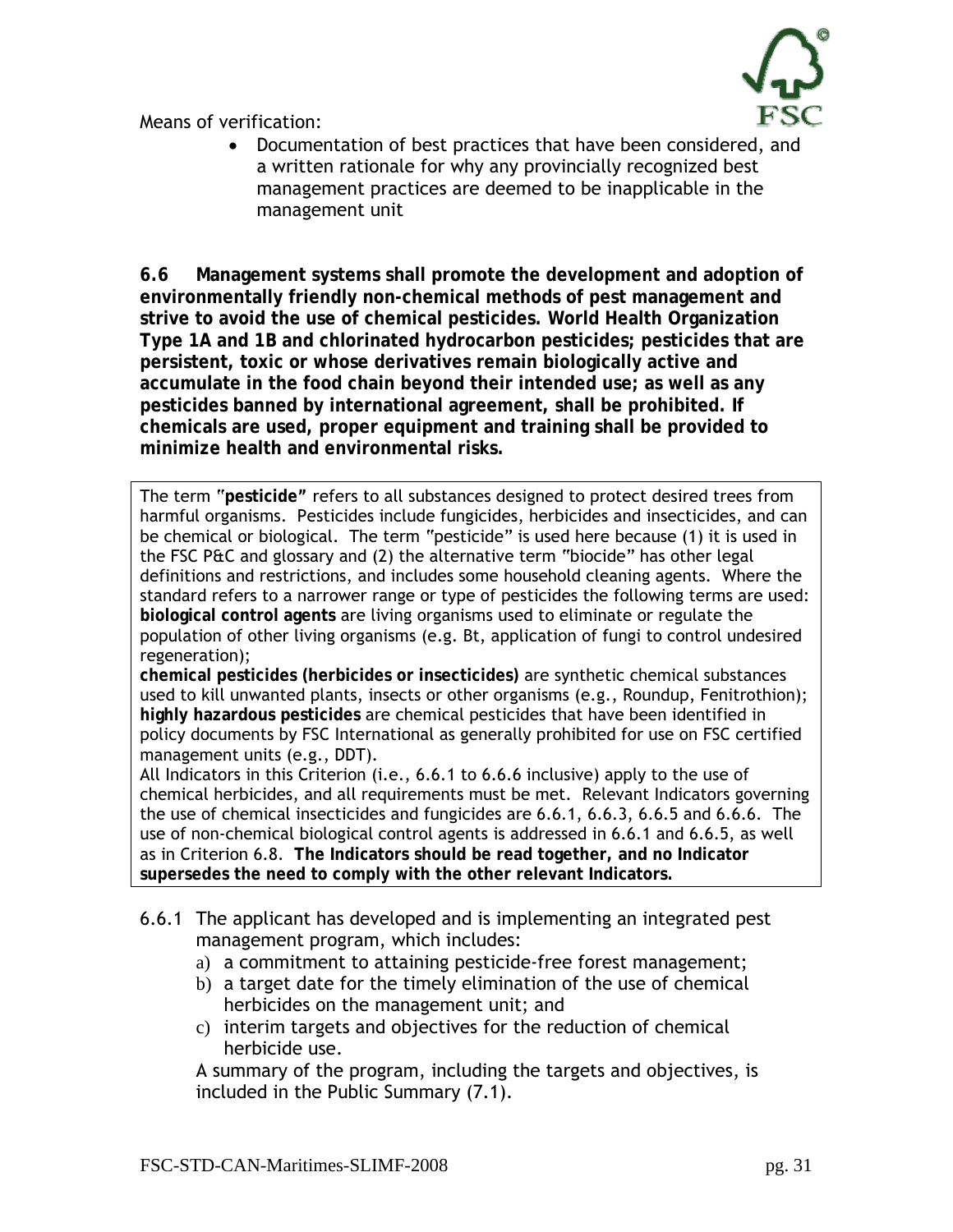Means of verification:

- Documentation of best practices that have been considered, and a written rationale for why any provincially recognized best management practices are deemed to be inapplicable in the management unit

**6.6 Management systems shall promote the development and adoption of environmentally friendly non-chemical methods of pest management and strive to avoid the use of chemical pesticides. World Health Organization Type 1A and 1B and chlorinated hydrocarbon pesticides; pesticides that are persistent, toxic or whose derivatives remain biologically active and accumulate in the food chain beyond their intended use; as well as any pesticides banned by international agreement, shall be prohibited. If chemicals are used, proper equipment and training shall be provided to minimize health and environmental risks.**

The term "**pesticide**" refers to all substances designed to protect desired trees from harmful organisms. Pesticides include fungicides, herbicides and insecticides, and can be chemical or biological. The term "pesticide" is used here because (1) it is used in the FSC P&C and glossary and (2) the alternative term "biocide" has other legal definitions and restrictions, and includes some household cleaning agents. Where the standard refers to a narrower range or type of pesticides the following terms are used:
**biological control agents** are living organisms used to eliminate or regulate the population of other living organisms (e.g. Bt, application of fungi to control undesired regeneration);
**chemical pesticides (herbicides or insecticides)** are synthetic chemical substances used to kill unwanted plants, insects or other organisms (e.g., Roundup, Fenitrothion);
**highly hazardous pesticides** are chemical pesticides that have been identified in policy documents by FSC International as generally prohibited for use on FSC certified management units (e.g., DDT).
All Indicators in this Criterion (i.e., 6.6.1 to 6.6.6 inclusive) apply to the use of chemical herbicides, and all requirements must be met. Relevant Indicators governing the use of chemical insecticides and fungicides are 6.6.1, 6.6.3, 6.6.5 and 6.6.6. The use of non-chemical biological control agents is addressed in 6.6.1 and 6.6.5, as well as in Criterion 6.8. **The Indicators should be read together, and no Indicator supersedes the need to comply with the other relevant Indicators.**

6.6.1 The applicant has developed and is implementing an integrated pest management program, which includes:

a) a commitment to attaining pesticide-free forest management;
b) a target date for the timely elimination of the use of chemical herbicides on the management unit; and
c) interim targets and objectives for the reduction of chemical herbicide use.

A summary of the program, including the targets and objectives, is included in the Public Summary (7.1).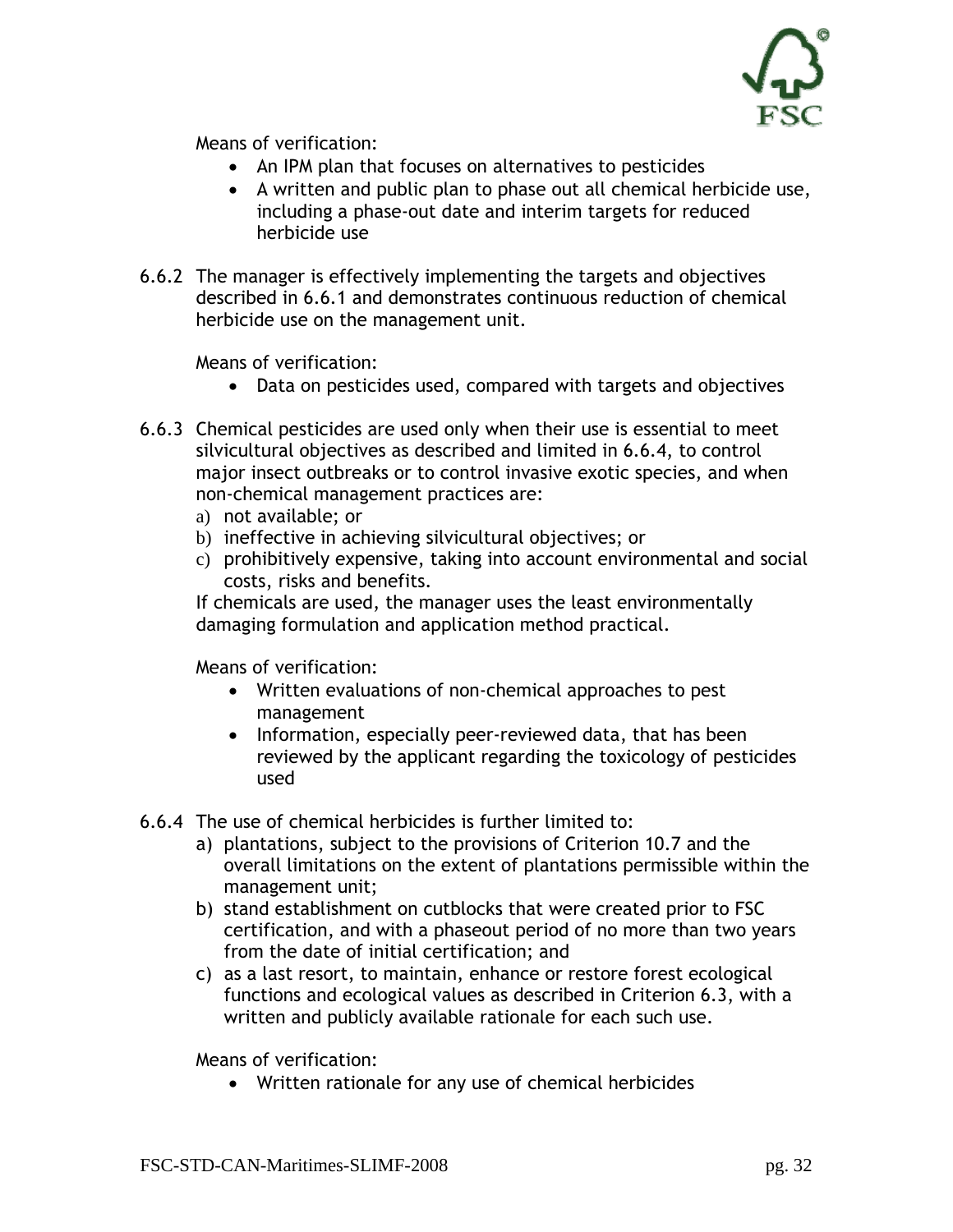Means of verification:

- An IPM plan that focuses on alternatives to pesticides
- A written and public plan to phase out all chemical herbicide use, including a phase-out date and interim targets for reduced herbicide use

6.6.2 The manager is effectively implementing the targets and objectives described in 6.6.1 and demonstrates continuous reduction of chemical herbicide use on the management unit.

Means of verification:

- Data on pesticides used, compared with targets and objectives

6.6.3 Chemical pesticides are used only when their use is essential to meet silvicultural objectives as described and limited in 6.6.4, to control major insect outbreaks or to control invasive exotic species, and when non-chemical management practices are:

a) not available; or
b) ineffective in achieving silvicultural objectives; or
c) prohibitively expensive, taking into account environmental and social costs, risks and benefits.

If chemicals are used, the manager uses the least environmentally damaging formulation and application method practical.

Means of verification:

- Written evaluations of non-chemical approaches to pest management
- Information, especially peer-reviewed data, that has been reviewed by the applicant regarding the toxicology of pesticides used

6.6.4 The use of chemical herbicides is further limited to:

a) plantations, subject to the provisions of Criterion 10.7 and the overall limitations on the extent of plantations permissible within the management unit;
b) stand establishment on cutblocks that were created prior to FSC certification, and with a phaseout period of no more than two years from the date of initial certification; and
c) as a last resort, to maintain, enhance or restore forest ecological functions and ecological values as described in Criterion 6.3, with a written and publicly available rationale for each such use.

Means of verification:

- Written rationale for any use of chemical herbicides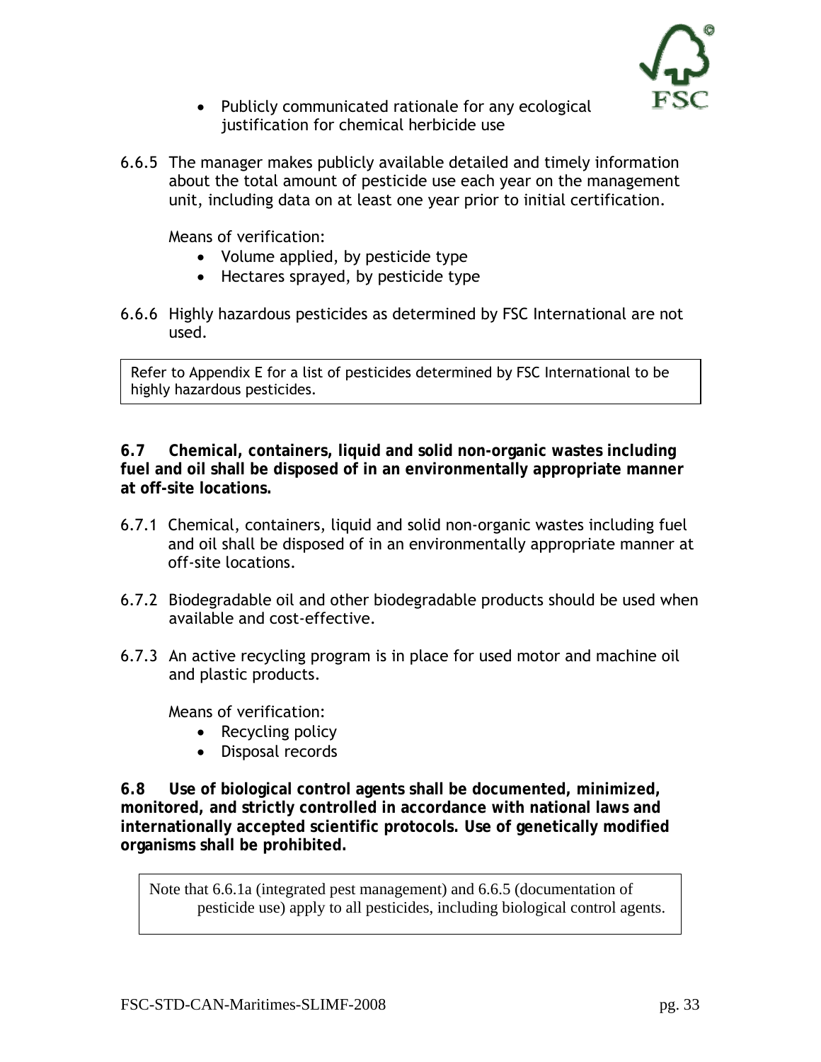- Publicly communicated rationale for any ecological justification for chemical herbicide use

6.6.5 The manager makes publicly available detailed and timely information about the total amount of pesticide use each year on the management unit, including data on at least one year prior to initial certification.

Means of verification:

- Volume applied, by pesticide type
- Hectares sprayed, by pesticide type

6.6.6 Highly hazardous pesticides as determined by FSC International are not used.

> Refer to Appendix E for a list of pesticides determined by FSC International to be highly hazardous pesticides.

**6.7 Chemical, containers, liquid and solid non-organic wastes including fuel and oil shall be disposed of in an environmentally appropriate manner at off-site locations.**

6.7.1 Chemical, containers, liquid and solid non-organic wastes including fuel and oil shall be disposed of in an environmentally appropriate manner at off-site locations.

6.7.2 Biodegradable oil and other biodegradable products should be used when available and cost-effective.

6.7.3 An active recycling program is in place for used motor and machine oil and plastic products.

Means of verification:

- Recycling policy
- Disposal records

**6.8 Use of biological control agents shall be documented, minimized, monitored, and strictly controlled in accordance with national laws and internationally accepted scientific protocols. Use of genetically modified organisms shall be prohibited.**

> Note that 6.6.1a (integrated pest management) and 6.6.5 (documentation of pesticide use) apply to all pesticides, including biological control agents.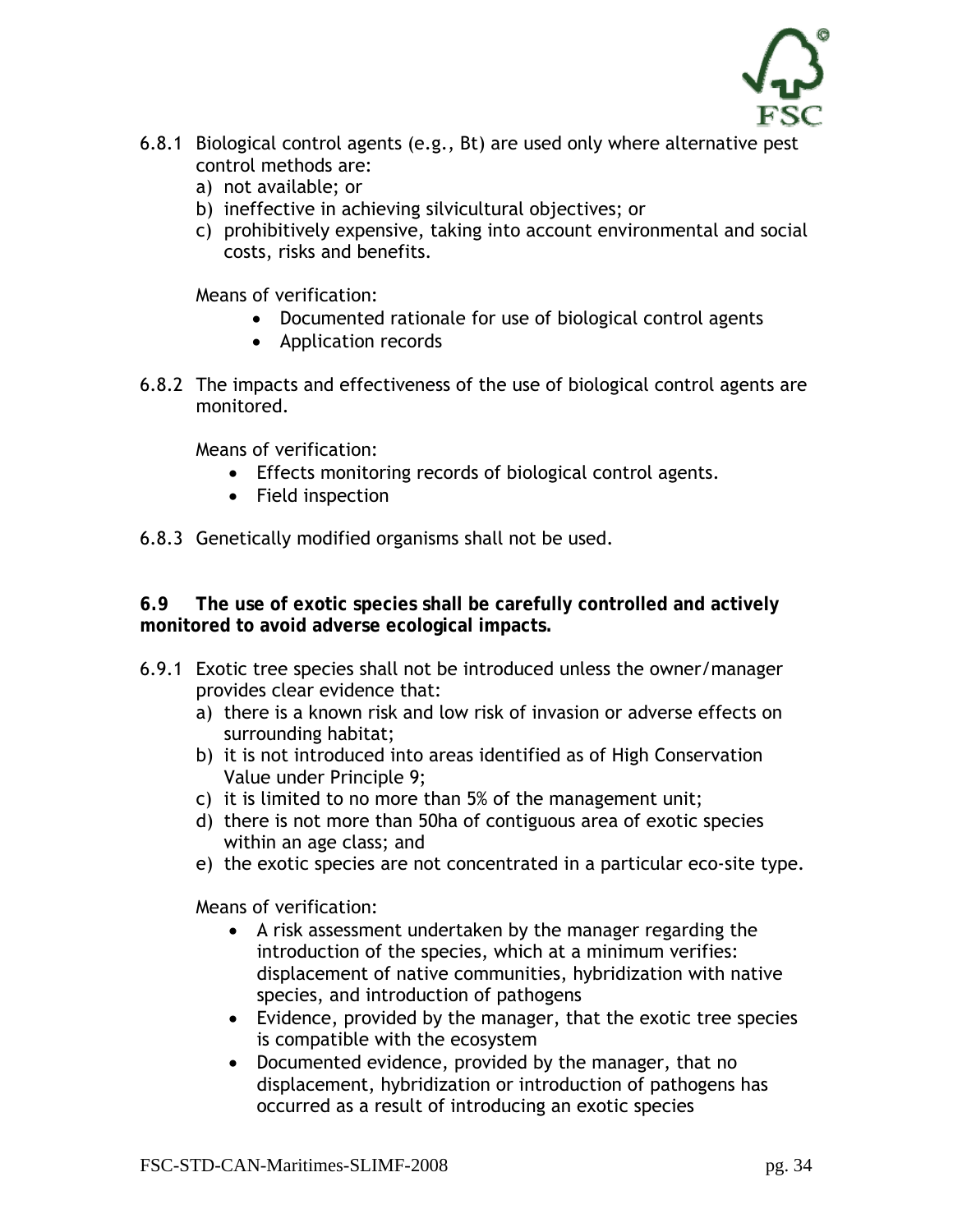6.8.1 Biological control agents (e.g., Bt) are used only where alternative pest control methods are:

a) not available; or
b) ineffective in achieving silvicultural objectives; or
c) prohibitively expensive, taking into account environmental and social costs, risks and benefits.

Means of verification:

- Documented rationale for use of biological control agents
- Application records

6.8.2 The impacts and effectiveness of the use of biological control agents are monitored.

Means of verification:

- Effects monitoring records of biological control agents.
- Field inspection

6.8.3 Genetically modified organisms shall not be used.

**6.9 The use of exotic species shall be carefully controlled and actively monitored to avoid adverse ecological impacts.**

6.9.1 Exotic tree species shall not be introduced unless the owner/manager provides clear evidence that:

a) there is a known risk and low risk of invasion or adverse effects on surrounding habitat;
b) it is not introduced into areas identified as of High Conservation Value under Principle 9;
c) it is limited to no more than 5% of the management unit;
d) there is not more than 50ha of contiguous area of exotic species within an age class; and
e) the exotic species are not concentrated in a particular eco-site type.

Means of verification:

- A risk assessment undertaken by the manager regarding the introduction of the species, which at a minimum verifies: displacement of native communities, hybridization with native species, and introduction of pathogens
- Evidence, provided by the manager, that the exotic tree species is compatible with the ecosystem
- Documented evidence, provided by the manager, that no displacement, hybridization or introduction of pathogens has occurred as a result of introducing an exotic species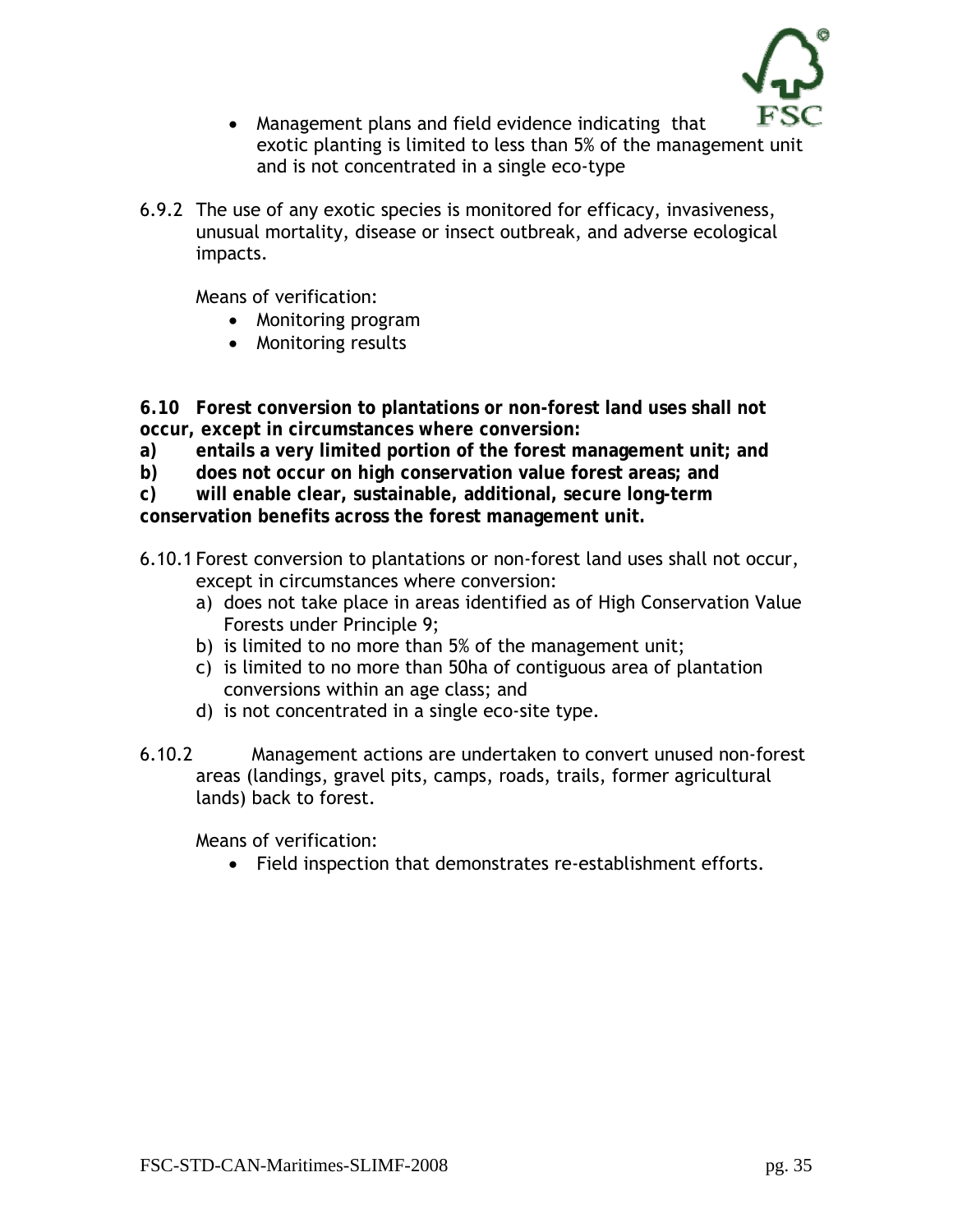- Management plans and field evidence indicating that exotic planting is limited to less than 5% of the management unit and is not concentrated in a single eco-type

6.9.2 The use of any exotic species is monitored for efficacy, invasiveness, unusual mortality, disease or insect outbreak, and adverse ecological impacts.

Means of verification:

- Monitoring program
- Monitoring results

**6.10 Forest conversion to plantations or non-forest land uses shall not occur, except in circumstances where conversion:**

**a) entails a very limited portion of the forest management unit; and**

**b) does not occur on high conservation value forest areas; and**

**c) will enable clear, sustainable, additional, secure long-term conservation benefits across the forest management unit.**

6.10.1 Forest conversion to plantations or non-forest land uses shall not occur, except in circumstances where conversion:

a) does not take place in areas identified as of High Conservation Value Forests under Principle 9;
b) is limited to no more than 5% of the management unit;
c) is limited to no more than 50ha of contiguous area of plantation conversions within an age class; and
d) is not concentrated in a single eco-site type.

6.10.2 Management actions are undertaken to convert unused non-forest areas (landings, gravel pits, camps, roads, trails, former agricultural lands) back to forest.

Means of verification:

- Field inspection that demonstrates re-establishment efforts.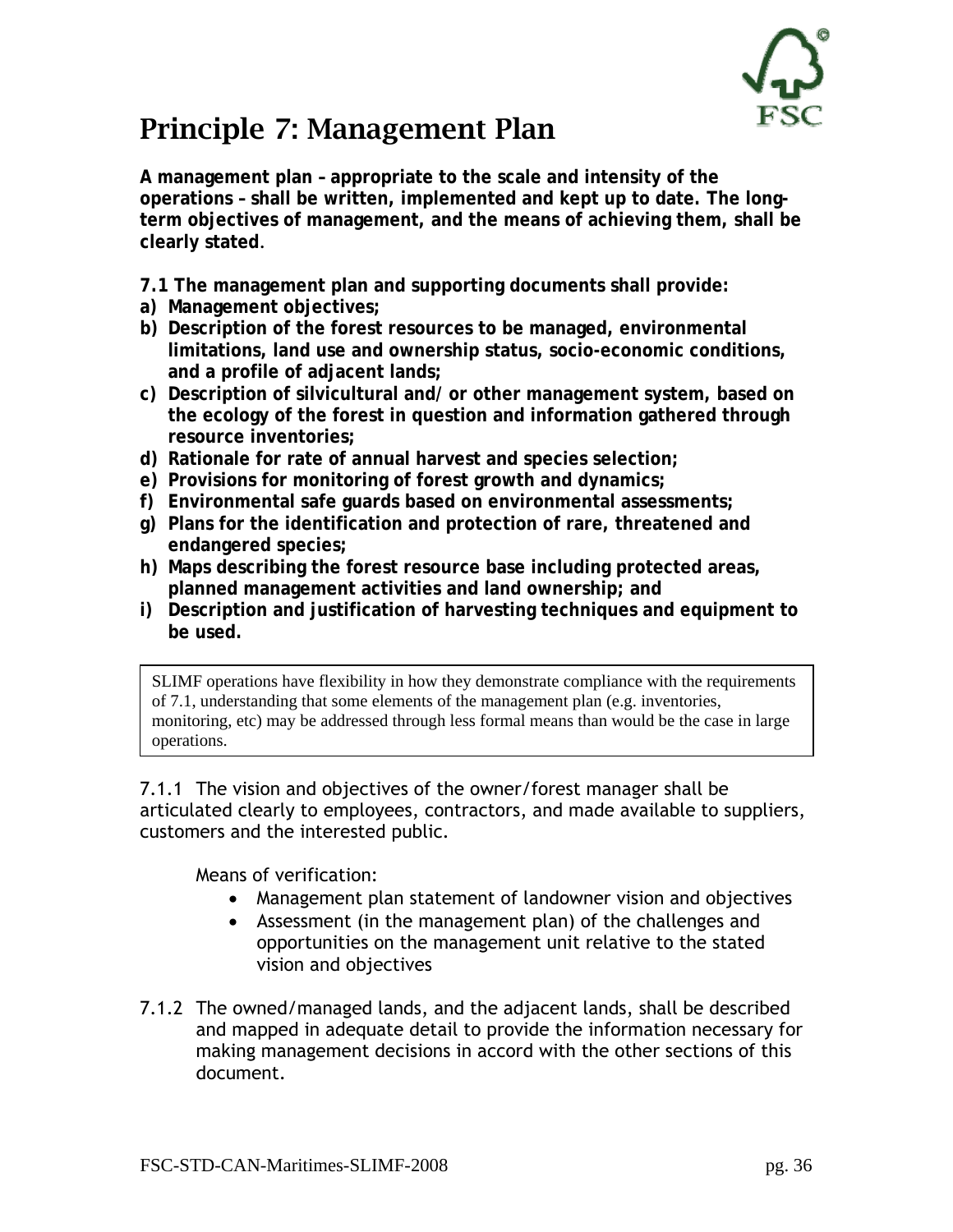# Principle 7: Management Plan

**A management plan – appropriate to the scale and intensity of the operations – shall be written, implemented and kept up to date. The long-term objectives of management, and the means of achieving them, shall be clearly stated**.

**7.1 The management plan and supporting documents shall provide:**

- **a) Management objectives;**
- **b) Description of the forest resources to be managed, environmental limitations, land use and ownership status, socio-economic conditions, and a profile of adjacent lands;**
- **c) Description of silvicultural and/ or other management system, based on the ecology of the forest in question and information gathered through resource inventories;**
- **d) Rationale for rate of annual harvest and species selection;**
- **e) Provisions for monitoring of forest growth and dynamics;**
- **f) Environmental safe guards based on environmental assessments;**
- **g) Plans for the identification and protection of rare, threatened and endangered species;**
- **h) Maps describing the forest resource base including protected areas, planned management activities and land ownership; and**
- **i) Description and justification of harvesting techniques and equipment to be used.**

> SLIMF operations have flexibility in how they demonstrate compliance with the requirements of 7.1, understanding that some elements of the management plan (e.g. inventories, monitoring, etc) may be addressed through less formal means than would be the case in large operations.

7.1.1 The vision and objectives of the owner/forest manager shall be articulated clearly to employees, contractors, and made available to suppliers, customers and the interested public.

Means of verification:

- Management plan statement of landowner vision and objectives
- Assessment (in the management plan) of the challenges and opportunities on the management unit relative to the stated vision and objectives

7.1.2 The owned/managed lands, and the adjacent lands, shall be described and mapped in adequate detail to provide the information necessary for making management decisions in accord with the other sections of this document.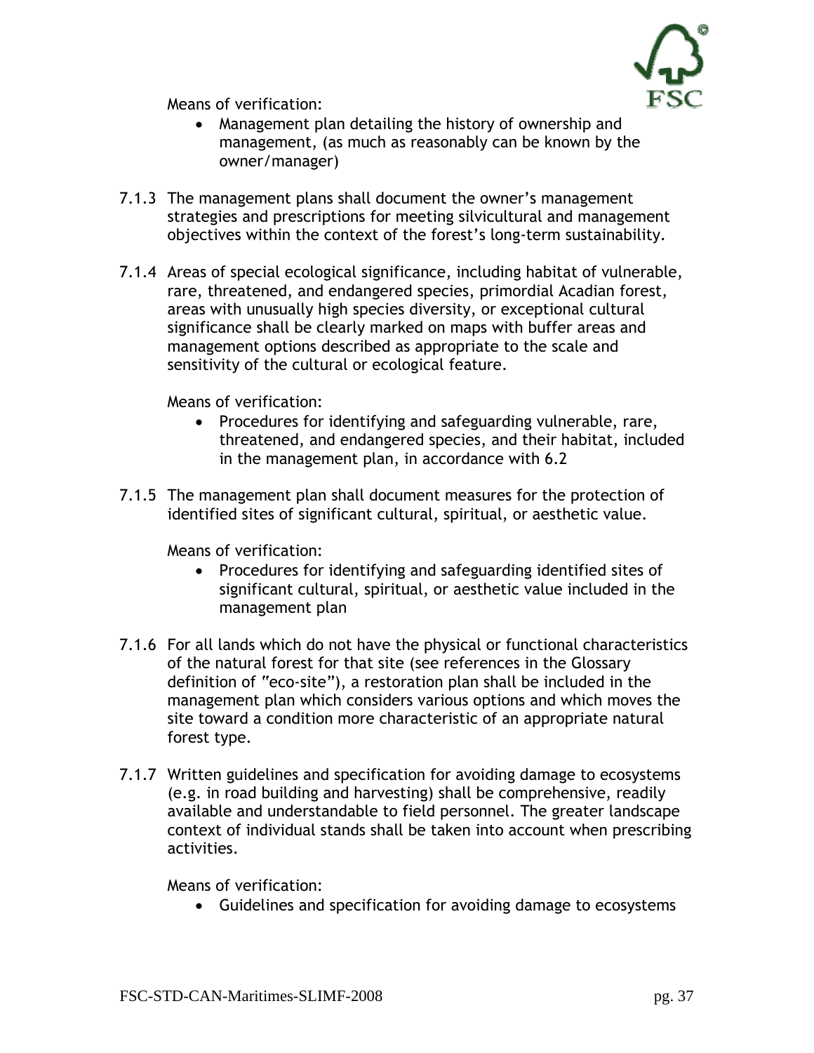Means of verification:

- Management plan detailing the history of ownership and management, (as much as reasonably can be known by the owner/manager)

7.1.3 The management plans shall document the owner's management strategies and prescriptions for meeting silvicultural and management objectives within the context of the forest's long-term sustainability.

7.1.4 Areas of special ecological significance, including habitat of vulnerable, rare, threatened, and endangered species, primordial Acadian forest, areas with unusually high species diversity, or exceptional cultural significance shall be clearly marked on maps with buffer areas and management options described as appropriate to the scale and sensitivity of the cultural or ecological feature.

Means of verification:

- Procedures for identifying and safeguarding vulnerable, rare, threatened, and endangered species, and their habitat, included in the management plan, in accordance with 6.2

7.1.5 The management plan shall document measures for the protection of identified sites of significant cultural, spiritual, or aesthetic value.

Means of verification:

- Procedures for identifying and safeguarding identified sites of significant cultural, spiritual, or aesthetic value included in the management plan

7.1.6 For all lands which do not have the physical or functional characteristics of the natural forest for that site (see references in the Glossary definition of "eco-site"), a restoration plan shall be included in the management plan which considers various options and which moves the site toward a condition more characteristic of an appropriate natural forest type.

7.1.7 Written guidelines and specification for avoiding damage to ecosystems (e.g. in road building and harvesting) shall be comprehensive, readily available and understandable to field personnel. The greater landscape context of individual stands shall be taken into account when prescribing activities.

Means of verification:

- Guidelines and specification for avoiding damage to ecosystems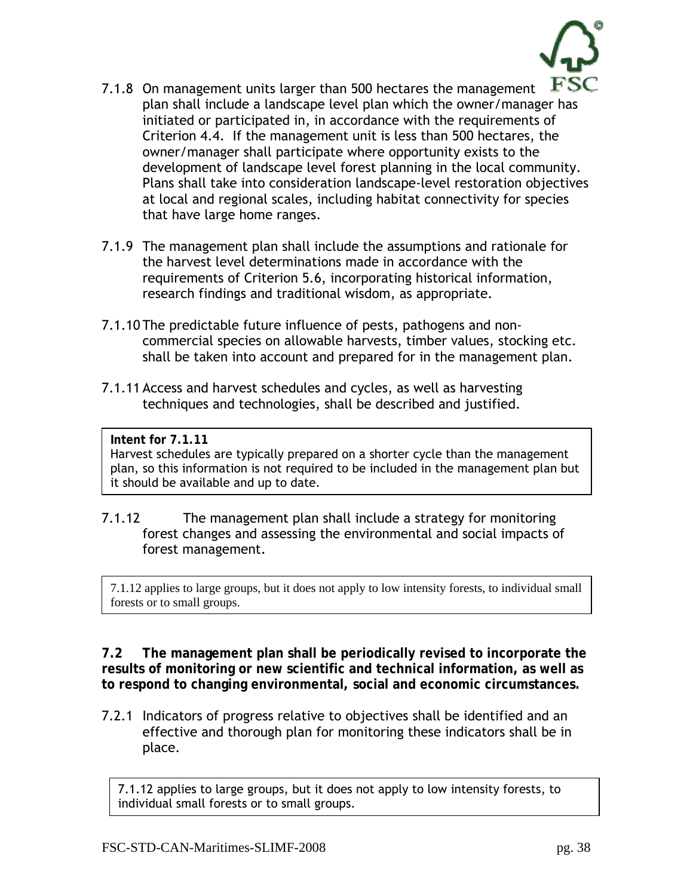7.1.8 On management units larger than 500 hectares the management plan shall include a landscape level plan which the owner/manager has initiated or participated in, in accordance with the requirements of Criterion 4.4. If the management unit is less than 500 hectares, the owner/manager shall participate where opportunity exists to the development of landscape level forest planning in the local community. Plans shall take into consideration landscape-level restoration objectives at local and regional scales, including habitat connectivity for species that have large home ranges.

7.1.9 The management plan shall include the assumptions and rationale for the harvest level determinations made in accordance with the requirements of Criterion 5.6, incorporating historical information, research findings and traditional wisdom, as appropriate.

7.1.10 The predictable future influence of pests, pathogens and non-commercial species on allowable harvests, timber values, stocking etc. shall be taken into account and prepared for in the management plan.

7.1.11 Access and harvest schedules and cycles, as well as harvesting techniques and technologies, shall be described and justified.

> **Intent for 7.1.11**
> Harvest schedules are typically prepared on a shorter cycle than the management plan, so this information is not required to be included in the management plan but it should be available and up to date.

7.1.12 The management plan shall include a strategy for monitoring forest changes and assessing the environmental and social impacts of forest management.

> 7.1.12 applies to large groups, but it does not apply to low intensity forests, to individual small forests or to small groups.

**7.2 The management plan shall be periodically revised to incorporate the results of monitoring or new scientific and technical information, as well as to respond to changing environmental, social and economic circumstances.**

7.2.1 Indicators of progress relative to objectives shall be identified and an effective and thorough plan for monitoring these indicators shall be in place.

> 7.1.12 applies to large groups, but it does not apply to low intensity forests, to individual small forests or to small groups.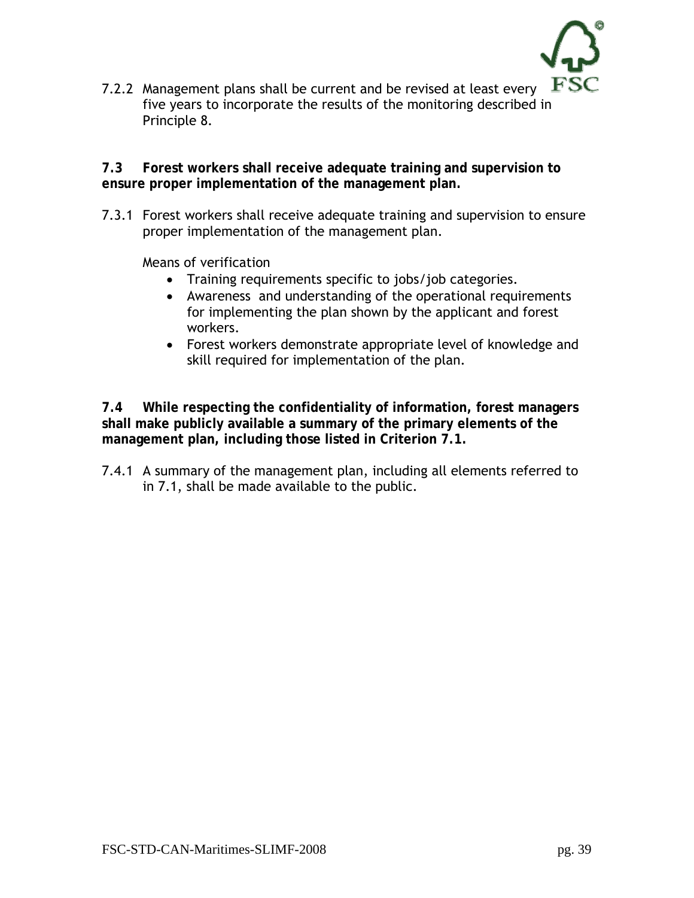7.2.2 Management plans shall be current and be revised at least every five years to incorporate the results of the monitoring described in Principle 8.

**7.3 Forest workers shall receive adequate training and supervision to ensure proper implementation of the management plan.**

7.3.1 Forest workers shall receive adequate training and supervision to ensure proper implementation of the management plan.

Means of verification

- Training requirements specific to jobs/job categories.
- Awareness and understanding of the operational requirements for implementing the plan shown by the applicant and forest workers.
- Forest workers demonstrate appropriate level of knowledge and skill required for implementation of the plan.

**7.4 While respecting the confidentiality of information, forest managers shall make publicly available a summary of the primary elements of the management plan, including those listed in Criterion 7.1.**

7.4.1 A summary of the management plan, including all elements referred to in 7.1, shall be made available to the public.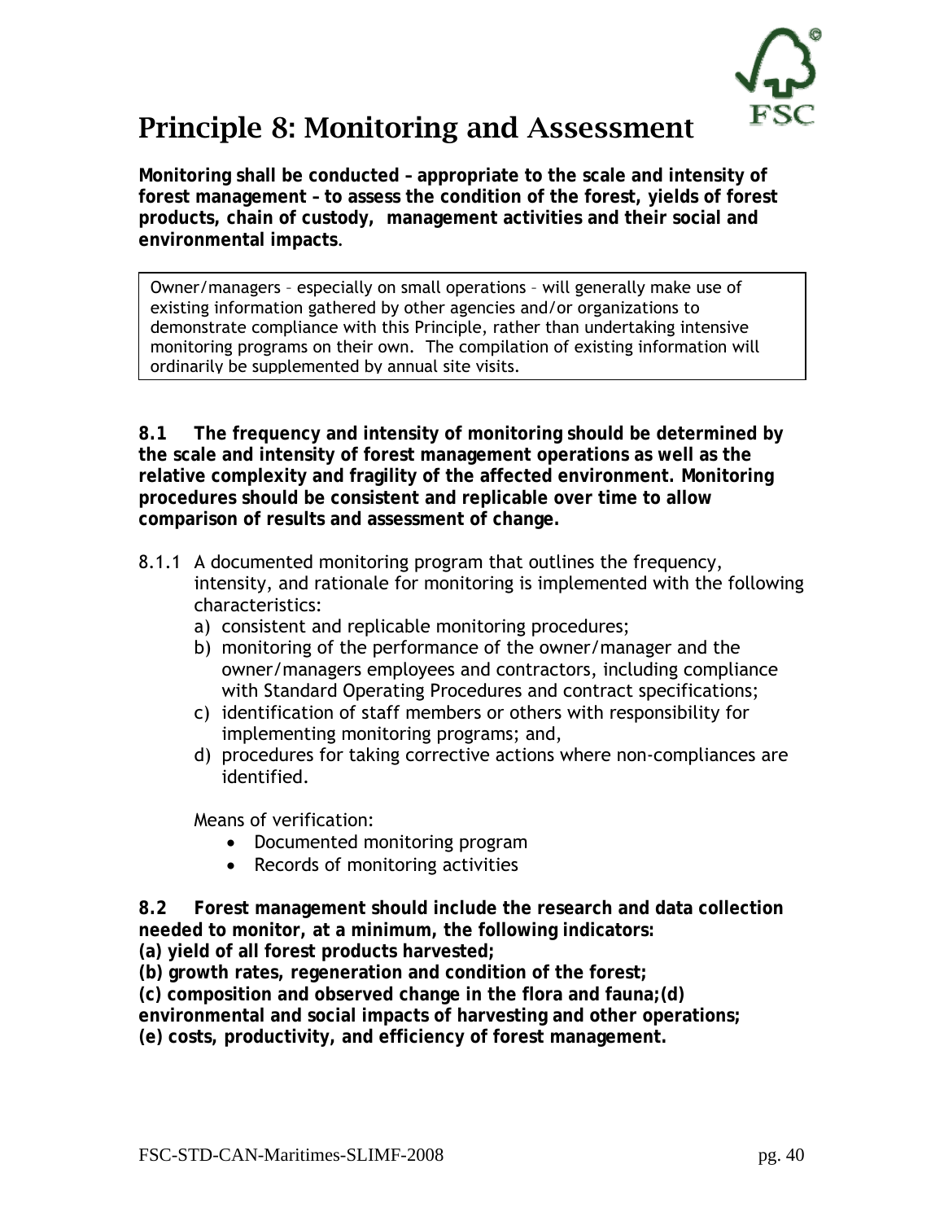# Principle 8: Monitoring and Assessment

**Monitoring shall be conducted – appropriate to the scale and intensity of forest management – to assess the condition of the forest, yields of forest products, chain of custody, management activities and their social and environmental impacts**.

> Owner/managers – especially on small operations – will generally make use of existing information gathered by other agencies and/or organizations to demonstrate compliance with this Principle, rather than undertaking intensive monitoring programs on their own. The compilation of existing information will ordinarily be supplemented by annual site visits.

**8.1 The frequency and intensity of monitoring should be determined by the scale and intensity of forest management operations as well as the relative complexity and fragility of the affected environment. Monitoring procedures should be consistent and replicable over time to allow comparison of results and assessment of change.**

8.1.1 A documented monitoring program that outlines the frequency, intensity, and rationale for monitoring is implemented with the following characteristics:

a) consistent and replicable monitoring procedures;
b) monitoring of the performance of the owner/manager and the owner/managers employees and contractors, including compliance with Standard Operating Procedures and contract specifications;
c) identification of staff members or others with responsibility for implementing monitoring programs; and,
d) procedures for taking corrective actions where non-compliances are identified.

Means of verification:

- Documented monitoring program
- Records of monitoring activities

**8.2 Forest management should include the research and data collection needed to monitor, at a minimum, the following indicators:**
**(a) yield of all forest products harvested;**
**(b) growth rates, regeneration and condition of the forest;**
**(c) composition and observed change in the flora and fauna;(d) environmental and social impacts of harvesting and other operations;**
**(e) costs, productivity, and efficiency of forest management.**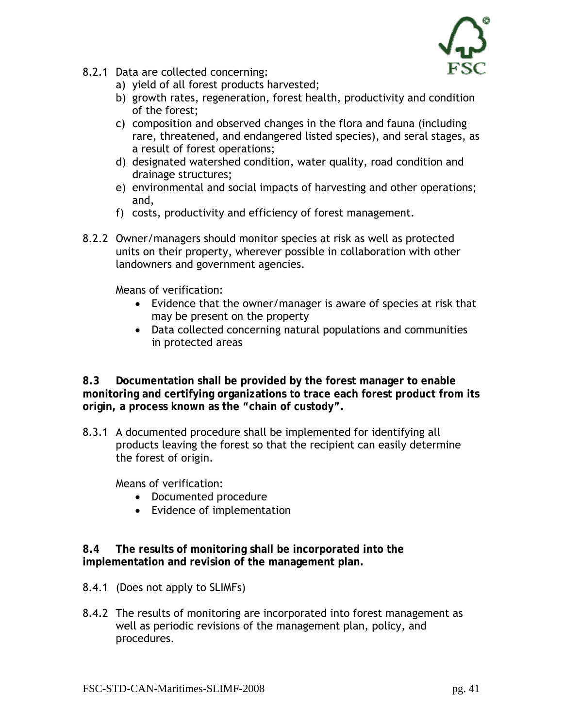8.2.1 Data are collected concerning:

a) yield of all forest products harvested;
b) growth rates, regeneration, forest health, productivity and condition of the forest;
c) composition and observed changes in the flora and fauna (including rare, threatened, and endangered listed species), and seral stages, as a result of forest operations;
d) designated watershed condition, water quality, road condition and drainage structures;
e) environmental and social impacts of harvesting and other operations; and,
f) costs, productivity and efficiency of forest management.

8.2.2 Owner/managers should monitor species at risk as well as protected units on their property, wherever possible in collaboration with other landowners and government agencies.

Means of verification:

- Evidence that the owner/manager is aware of species at risk that may be present on the property
- Data collected concerning natural populations and communities in protected areas

**8.3 Documentation shall be provided by the forest manager to enable monitoring and certifying organizations to trace each forest product from its origin, a process known as the "chain of custody".**

8.3.1 A documented procedure shall be implemented for identifying all products leaving the forest so that the recipient can easily determine the forest of origin.

Means of verification:

- Documented procedure
- Evidence of implementation

**8.4 The results of monitoring shall be incorporated into the implementation and revision of the management plan.**

8.4.1 (Does not apply to SLIMFs)

8.4.2 The results of monitoring are incorporated into forest management as well as periodic revisions of the management plan, policy, and procedures.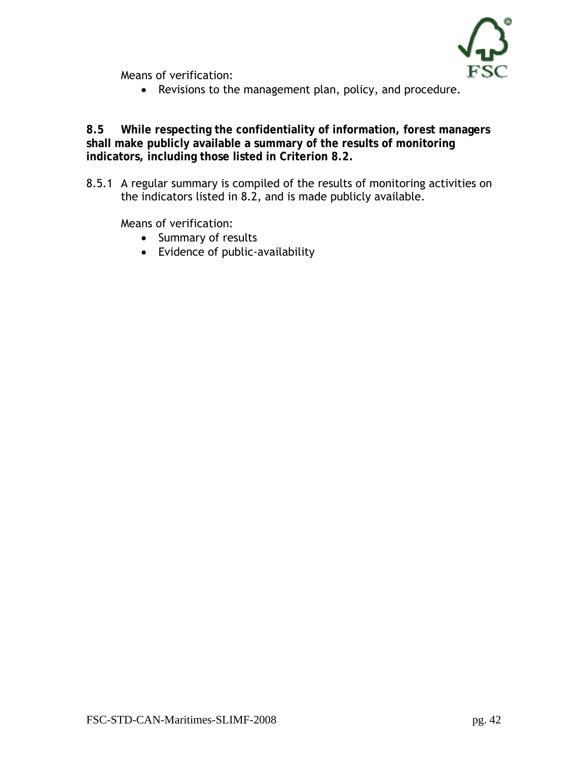Means of verification:

- Revisions to the management plan, policy, and procedure.

**8.5 While respecting the confidentiality of information, forest managers shall make publicly available a summary of the results of monitoring indicators, including those listed in Criterion 8.2.**

8.5.1 A regular summary is compiled of the results of monitoring activities on the indicators listed in 8.2, and is made publicly available.

Means of verification:

- Summary of results
- Evidence of public-availability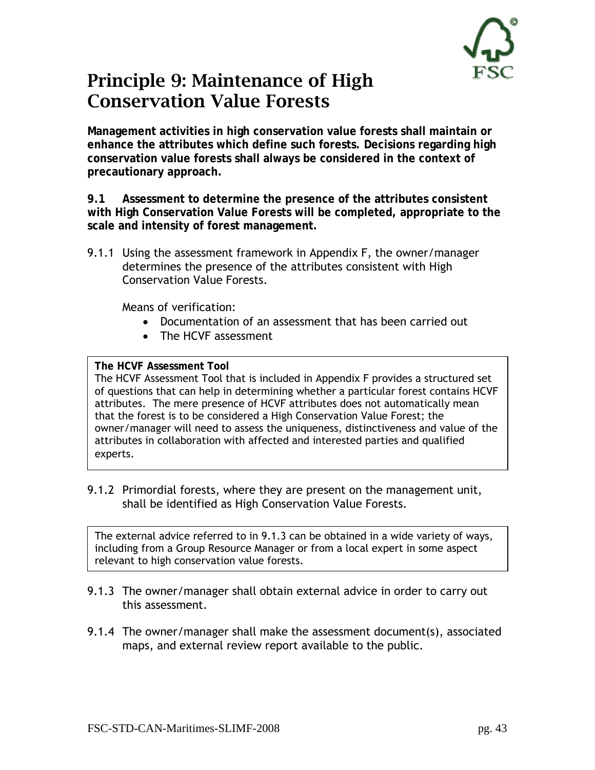# Principle 9: Maintenance of High Conservation Value Forests

**Management activities in high conservation value forests shall maintain or enhance the attributes which define such forests. Decisions regarding high conservation value forests shall always be considered in the context of precautionary approach.**

**9.1 Assessment to determine the presence of the attributes consistent with High Conservation Value Forests will be completed, appropriate to the scale and intensity of forest management.**

9.1.1 Using the assessment framework in Appendix F, the owner/manager determines the presence of the attributes consistent with High Conservation Value Forests.

Means of verification:

- Documentation of an assessment that has been carried out
- The HCVF assessment

> **The HCVF Assessment Tool**
> The HCVF Assessment Tool that is included in Appendix F provides a structured set of questions that can help in determining whether a particular forest contains HCVF attributes. The mere presence of HCVF attributes does not automatically mean that the forest is to be considered a High Conservation Value Forest; the owner/manager will need to assess the uniqueness, distinctiveness and value of the attributes in collaboration with affected and interested parties and qualified experts.

9.1.2 Primordial forests, where they are present on the management unit, shall be identified as High Conservation Value Forests.

> The external advice referred to in 9.1.3 can be obtained in a wide variety of ways, including from a Group Resource Manager or from a local expert in some aspect relevant to high conservation value forests.

9.1.3 The owner/manager shall obtain external advice in order to carry out this assessment.

9.1.4 The owner/manager shall make the assessment document(s), associated maps, and external review report available to the public.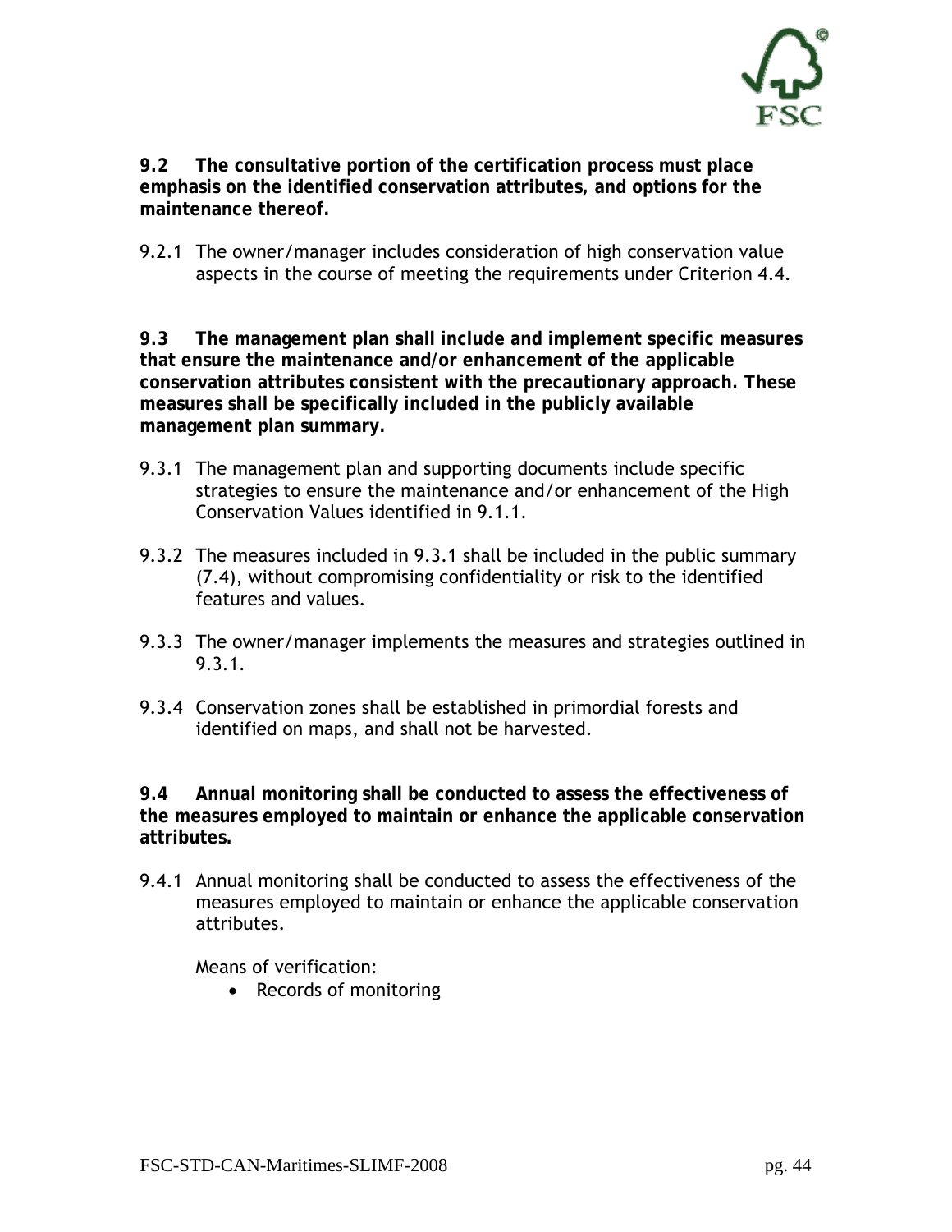**9.2 The consultative portion of the certification process must place emphasis on the identified conservation attributes, and options for the maintenance thereof.**

9.2.1 The owner/manager includes consideration of high conservation value aspects in the course of meeting the requirements under Criterion 4.4.

**9.3 The management plan shall include and implement specific measures that ensure the maintenance and/or enhancement of the applicable conservation attributes consistent with the precautionary approach. These measures shall be specifically included in the publicly available management plan summary.**

9.3.1 The management plan and supporting documents include specific strategies to ensure the maintenance and/or enhancement of the High Conservation Values identified in 9.1.1.

9.3.2 The measures included in 9.3.1 shall be included in the public summary (7.4), without compromising confidentiality or risk to the identified features and values.

9.3.3 The owner/manager implements the measures and strategies outlined in 9.3.1.

9.3.4 Conservation zones shall be established in primordial forests and identified on maps, and shall not be harvested.

**9.4 Annual monitoring shall be conducted to assess the effectiveness of the measures employed to maintain or enhance the applicable conservation attributes.**

9.4.1 Annual monitoring shall be conducted to assess the effectiveness of the measures employed to maintain or enhance the applicable conservation attributes.

Means of verification:

- Records of monitoring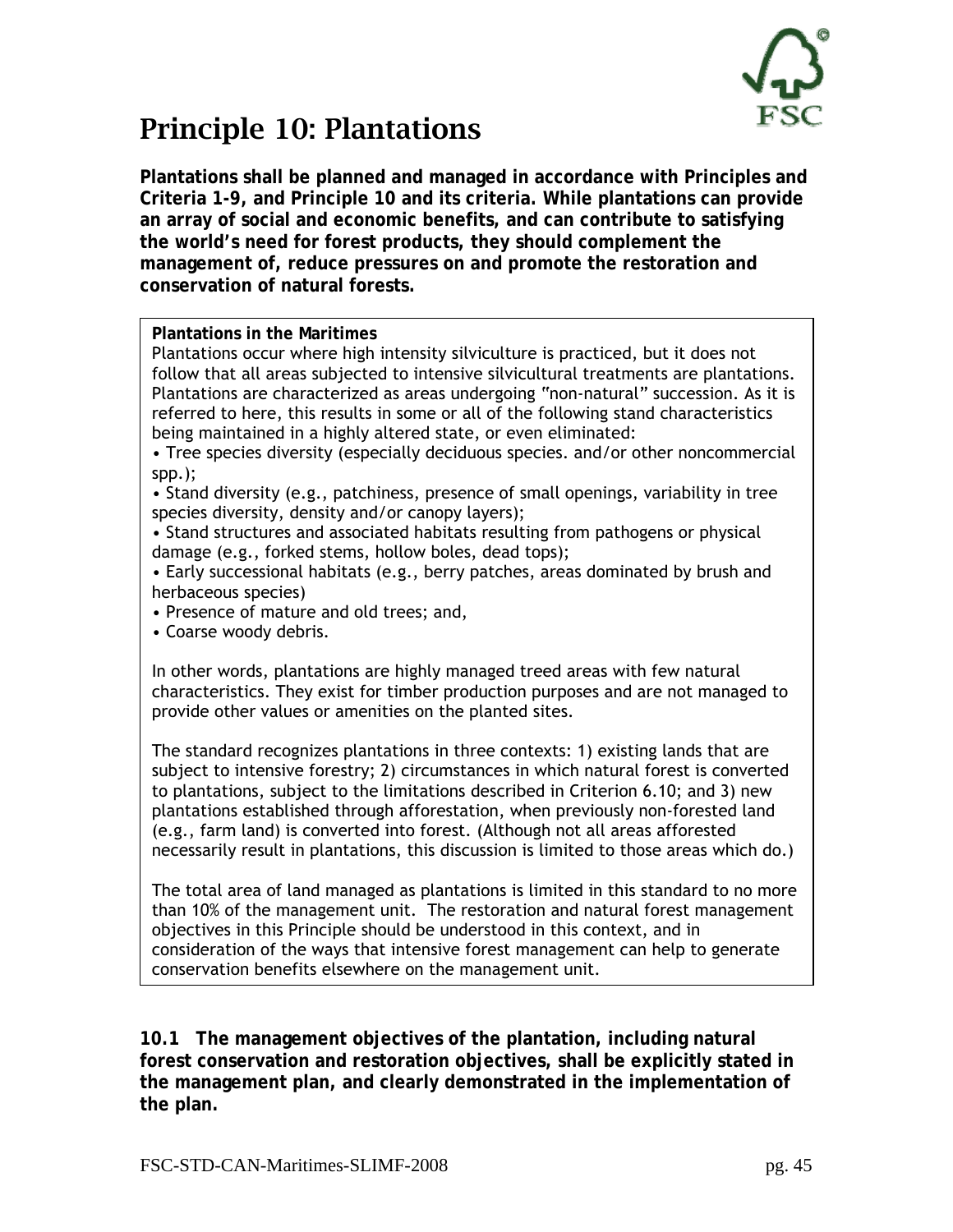# Principle 10: Plantations

**Plantations shall be planned and managed in accordance with Principles and Criteria 1-9, and Principle 10 and its criteria. While plantations can provide an array of social and economic benefits, and can contribute to satisfying the world's need for forest products, they should complement the management of, reduce pressures on and promote the restoration and conservation of natural forests.**

**Plantations in the Maritimes**

Plantations occur where high intensity silviculture is practiced, but it does not follow that all areas subjected to intensive silvicultural treatments are plantations. Plantations are characterized as areas undergoing "non-natural" succession. As it is referred to here, this results in some or all of the following stand characteristics being maintained in a highly altered state, or even eliminated:

- Tree species diversity (especially deciduous species. and/or other noncommercial spp.);
- Stand diversity (e.g., patchiness, presence of small openings, variability in tree species diversity, density and/or canopy layers);
- Stand structures and associated habitats resulting from pathogens or physical damage (e.g., forked stems, hollow boles, dead tops);
- Early successional habitats (e.g., berry patches, areas dominated by brush and herbaceous species)
- Presence of mature and old trees; and,
- Coarse woody debris.

In other words, plantations are highly managed treed areas with few natural characteristics. They exist for timber production purposes and are not managed to provide other values or amenities on the planted sites.

The standard recognizes plantations in three contexts: 1) existing lands that are subject to intensive forestry; 2) circumstances in which natural forest is converted to plantations, subject to the limitations described in Criterion 6.10; and 3) new plantations established through afforestation, when previously non-forested land (e.g., farm land) is converted into forest. (Although not all areas afforested necessarily result in plantations, this discussion is limited to those areas which do.)

The total area of land managed as plantations is limited in this standard to no more than 10% of the management unit. The restoration and natural forest management objectives in this Principle should be understood in this context, and in consideration of the ways that intensive forest management can help to generate conservation benefits elsewhere on the management unit.

***10.1 The management objectives of the plantation, including natural forest conservation and restoration objectives, shall be explicitly stated in the management plan, and clearly demonstrated in the implementation of the plan.***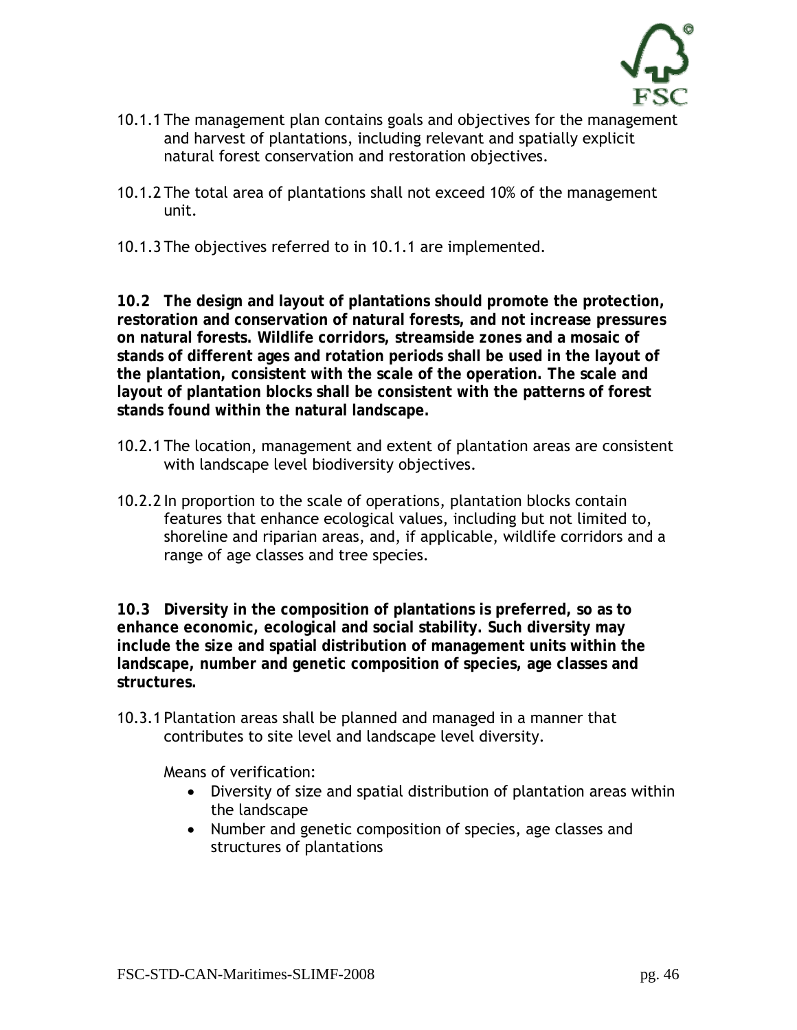10.1.1 The management plan contains goals and objectives for the management and harvest of plantations, including relevant and spatially explicit natural forest conservation and restoration objectives.

10.1.2 The total area of plantations shall not exceed 10% of the management unit.

10.1.3 The objectives referred to in 10.1.1 are implemented.

**10.2 The design and layout of plantations should promote the protection, restoration and conservation of natural forests, and not increase pressures on natural forests. Wildlife corridors, streamside zones and a mosaic of stands of different ages and rotation periods shall be used in the layout of the plantation, consistent with the scale of the operation. The scale and layout of plantation blocks shall be consistent with the patterns of forest stands found within the natural landscape.**

10.2.1 The location, management and extent of plantation areas are consistent with landscape level biodiversity objectives.

10.2.2 In proportion to the scale of operations, plantation blocks contain features that enhance ecological values, including but not limited to, shoreline and riparian areas, and, if applicable, wildlife corridors and a range of age classes and tree species.

**10.3 Diversity in the composition of plantations is preferred, so as to enhance economic, ecological and social stability. Such diversity may include the size and spatial distribution of management units within the landscape, number and genetic composition of species, age classes and structures.**

10.3.1 Plantation areas shall be planned and managed in a manner that contributes to site level and landscape level diversity.

Means of verification:

- Diversity of size and spatial distribution of plantation areas within the landscape
- Number and genetic composition of species, age classes and structures of plantations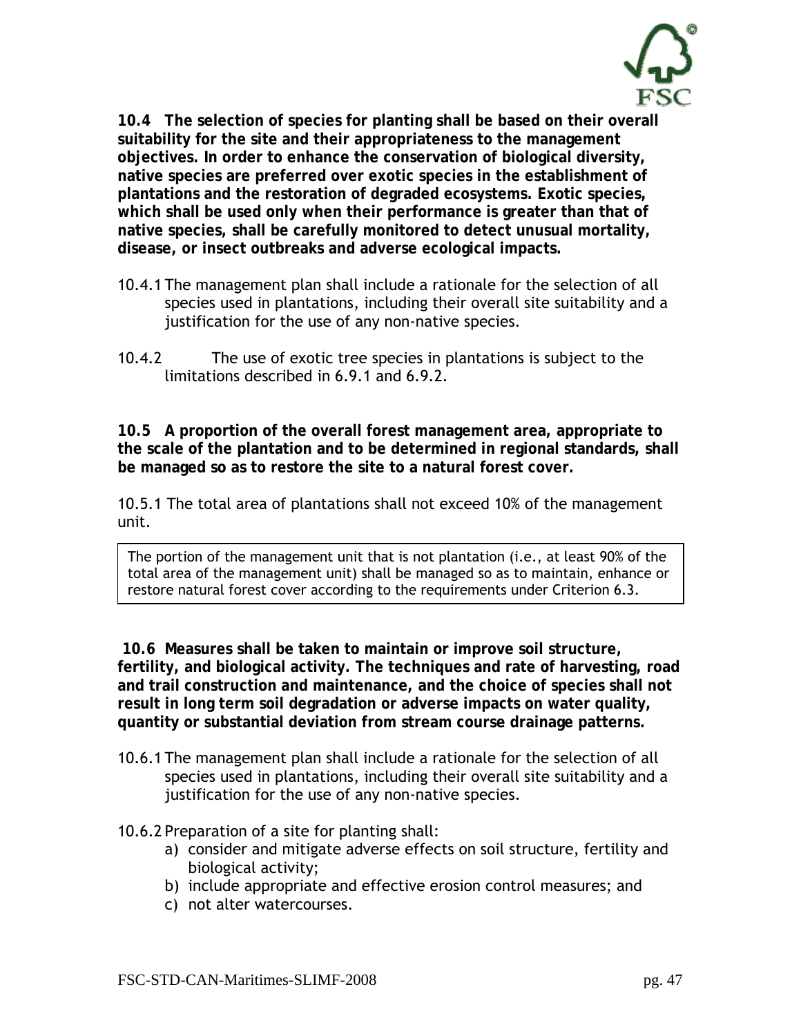**10.4 The selection of species for planting shall be based on their overall suitability for the site and their appropriateness to the management objectives. In order to enhance the conservation of biological diversity, native species are preferred over exotic species in the establishment of plantations and the restoration of degraded ecosystems. Exotic species, which shall be used only when their performance is greater than that of native species, shall be carefully monitored to detect unusual mortality, disease, or insect outbreaks and adverse ecological impacts.**

10.4.1 The management plan shall include a rationale for the selection of all species used in plantations, including their overall site suitability and a justification for the use of any non-native species.

10.4.2 The use of exotic tree species in plantations is subject to the limitations described in 6.9.1 and 6.9.2.

**10.5 A proportion of the overall forest management area, appropriate to the scale of the plantation and to be determined in regional standards, shall be managed so as to restore the site to a natural forest cover.**

10.5.1 The total area of plantations shall not exceed 10% of the management unit.

> The portion of the management unit that is not plantation (i.e., at least 90% of the total area of the management unit) shall be managed so as to maintain, enhance or restore natural forest cover according to the requirements under Criterion 6.3.

**10.6 Measures shall be taken to maintain or improve soil structure, fertility, and biological activity. The techniques and rate of harvesting, road and trail construction and maintenance, and the choice of species shall not result in long term soil degradation or adverse impacts on water quality, quantity or substantial deviation from stream course drainage patterns.**

10.6.1 The management plan shall include a rationale for the selection of all species used in plantations, including their overall site suitability and a justification for the use of any non-native species.

10.6.2 Preparation of a site for planting shall:

a) consider and mitigate adverse effects on soil structure, fertility and biological activity;
b) include appropriate and effective erosion control measures; and
c) not alter watercourses.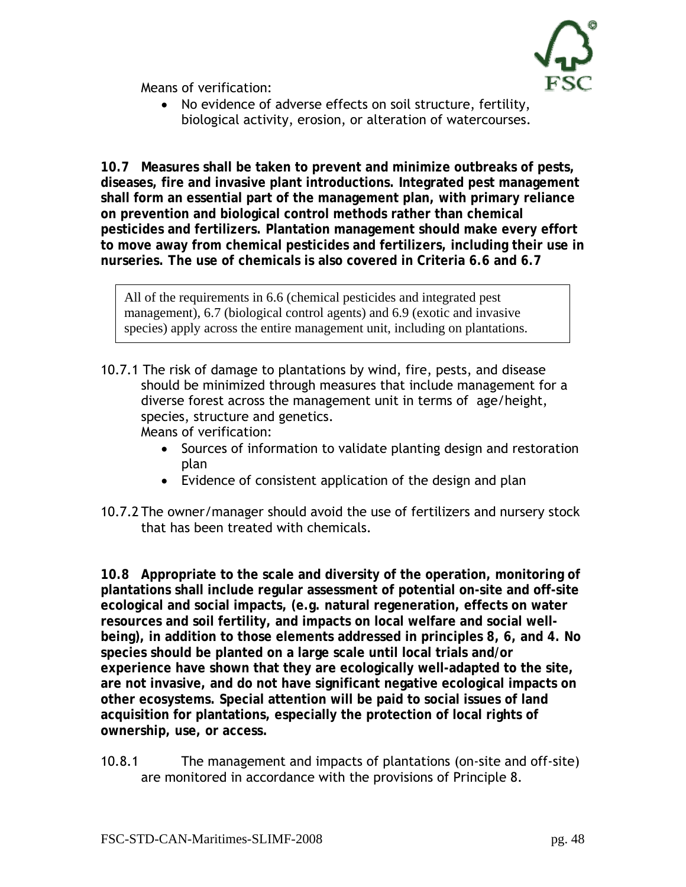Means of verification:

- No evidence of adverse effects on soil structure, fertility, biological activity, erosion, or alteration of watercourses.

**10.7 Measures shall be taken to prevent and minimize outbreaks of pests, diseases, fire and invasive plant introductions. Integrated pest management shall form an essential part of the management plan, with primary reliance on prevention and biological control methods rather than chemical pesticides and fertilizers. Plantation management should make every effort to move away from chemical pesticides and fertilizers, including their use in nurseries. The use of chemicals is also covered in Criteria 6.6 and 6.7**

> All of the requirements in 6.6 (chemical pesticides and integrated pest management), 6.7 (biological control agents) and 6.9 (exotic and invasive species) apply across the entire management unit, including on plantations.

10.7.1 The risk of damage to plantations by wind, fire, pests, and disease should be minimized through measures that include management for a diverse forest across the management unit in terms of age/height, species, structure and genetics.

Means of verification:

- Sources of information to validate planting design and restoration plan
- Evidence of consistent application of the design and plan

10.7.2 The owner/manager should avoid the use of fertilizers and nursery stock that has been treated with chemicals.

**10.8 Appropriate to the scale and diversity of the operation, monitoring of plantations shall include regular assessment of potential on-site and off-site ecological and social impacts, (e.g. natural regeneration, effects on water resources and soil fertility, and impacts on local welfare and social well-being), in addition to those elements addressed in principles 8, 6, and 4. No species should be planted on a large scale until local trials and/or experience have shown that they are ecologically well-adapted to the site, are not invasive, and do not have significant negative ecological impacts on other ecosystems. Special attention will be paid to social issues of land acquisition for plantations, especially the protection of local rights of ownership, use, or access.**

10.8.1 The management and impacts of plantations (on-site and off-site) are monitored in accordance with the provisions of Principle 8.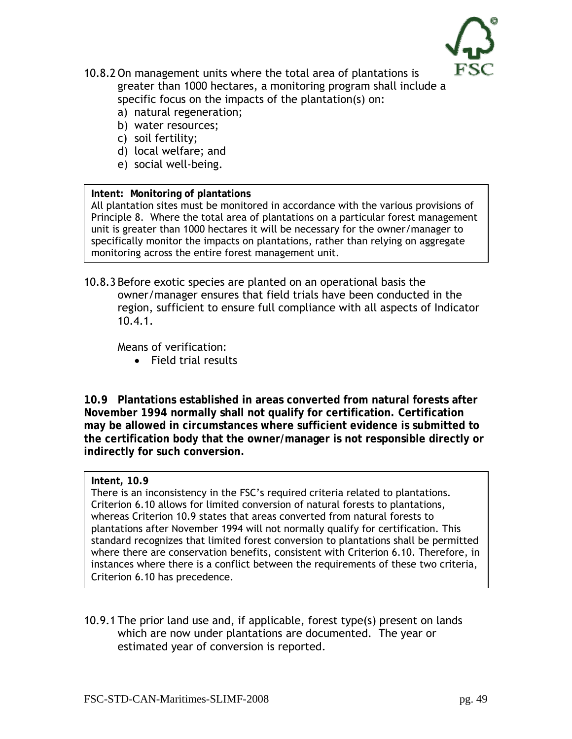10.8.2 On management units where the total area of plantations is greater than 1000 hectares, a monitoring program shall include a specific focus on the impacts of the plantation(s) on:

a) natural regeneration;
b) water resources;
c) soil fertility;
d) local welfare; and
e) social well-being.

> **Intent: Monitoring of plantations**
> All plantation sites must be monitored in accordance with the various provisions of Principle 8. Where the total area of plantations on a particular forest management unit is greater than 1000 hectares it will be necessary for the owner/manager to specifically monitor the impacts on plantations, rather than relying on aggregate monitoring across the entire forest management unit.

10.8.3 Before exotic species are planted on an operational basis the owner/manager ensures that field trials have been conducted in the region, sufficient to ensure full compliance with all aspects of Indicator 10.4.1.

Means of verification:

- Field trial results

**10.9 Plantations established in areas converted from natural forests after November 1994 normally shall not qualify for certification. Certification may be allowed in circumstances where sufficient evidence is submitted to the certification body that the owner/manager is not responsible directly or indirectly for such conversion.**

> **Intent, 10.9**
> There is an inconsistency in the FSC's required criteria related to plantations. Criterion 6.10 allows for limited conversion of natural forests to plantations, whereas Criterion 10.9 states that areas converted from natural forests to plantations after November 1994 will not normally qualify for certification. This standard recognizes that limited forest conversion to plantations shall be permitted where there are conservation benefits, consistent with Criterion 6.10. Therefore, in instances where there is a conflict between the requirements of these two criteria, Criterion 6.10 has precedence.

10.9.1 The prior land use and, if applicable, forest type(s) present on lands which are now under plantations are documented. The year or estimated year of conversion is reported.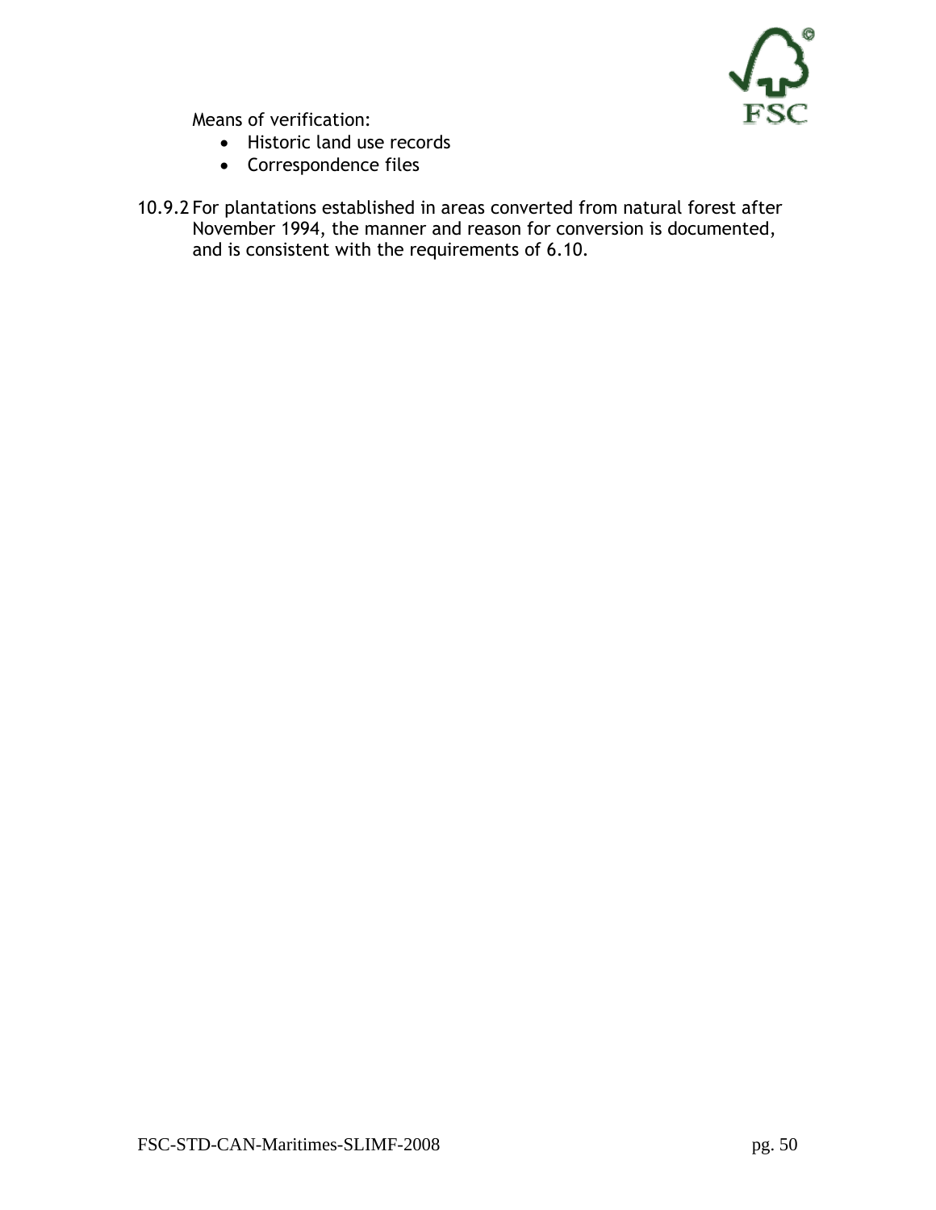Means of verification:

- Historic land use records
- Correspondence files

10.9.2 For plantations established in areas converted from natural forest after November 1994, the manner and reason for conversion is documented, and is consistent with the requirements of 6.10.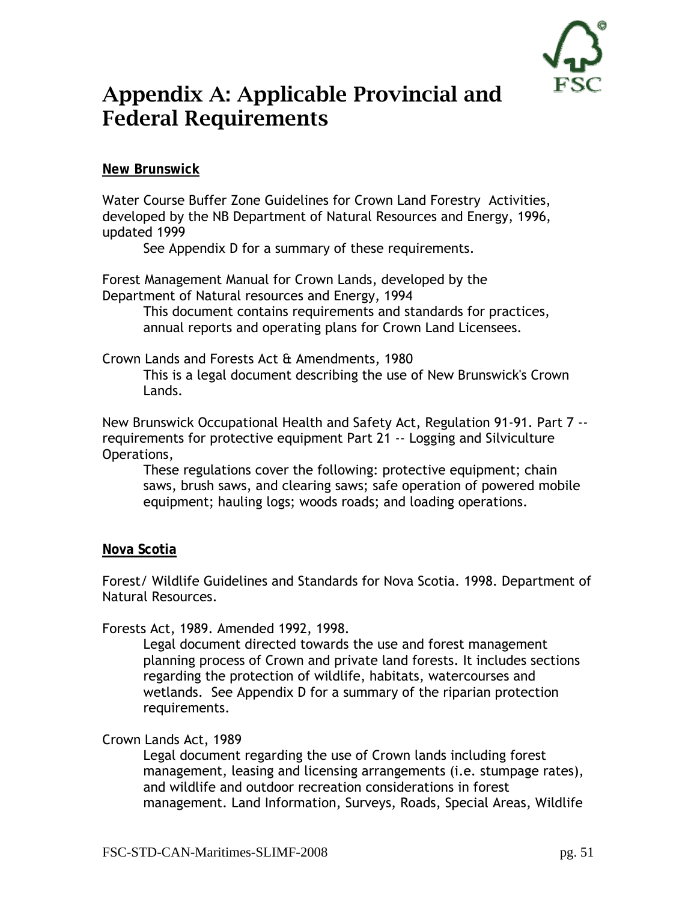# Appendix A: Applicable Provincial and Federal Requirements

**New Brunswick**

Water Course Buffer Zone Guidelines for Crown Land Forestry Activities, developed by the NB Department of Natural Resources and Energy, 1996, updated 1999

> See Appendix D for a summary of these requirements.

Forest Management Manual for Crown Lands, developed by the Department of Natural resources and Energy, 1994

> This document contains requirements and standards for practices, annual reports and operating plans for Crown Land Licensees.

Crown Lands and Forests Act & Amendments, 1980

> This is a legal document describing the use of New Brunswick's Crown Lands.

New Brunswick Occupational Health and Safety Act, Regulation 91-91. Part 7 -- requirements for protective equipment Part 21 -- Logging and Silviculture Operations,

> These regulations cover the following: protective equipment; chain saws, brush saws, and clearing saws; safe operation of powered mobile equipment; hauling logs; woods roads; and loading operations.

**Nova Scotia**

Forest/ Wildlife Guidelines and Standards for Nova Scotia. 1998. Department of Natural Resources.

Forests Act, 1989. Amended 1992, 1998.

> Legal document directed towards the use and forest management planning process of Crown and private land forests. It includes sections regarding the protection of wildlife, habitats, watercourses and wetlands. See Appendix D for a summary of the riparian protection requirements.

Crown Lands Act, 1989

> Legal document regarding the use of Crown lands including forest management, leasing and licensing arrangements (i.e. stumpage rates), and wildlife and outdoor recreation considerations in forest management. Land Information, Surveys, Roads, Special Areas, Wildlife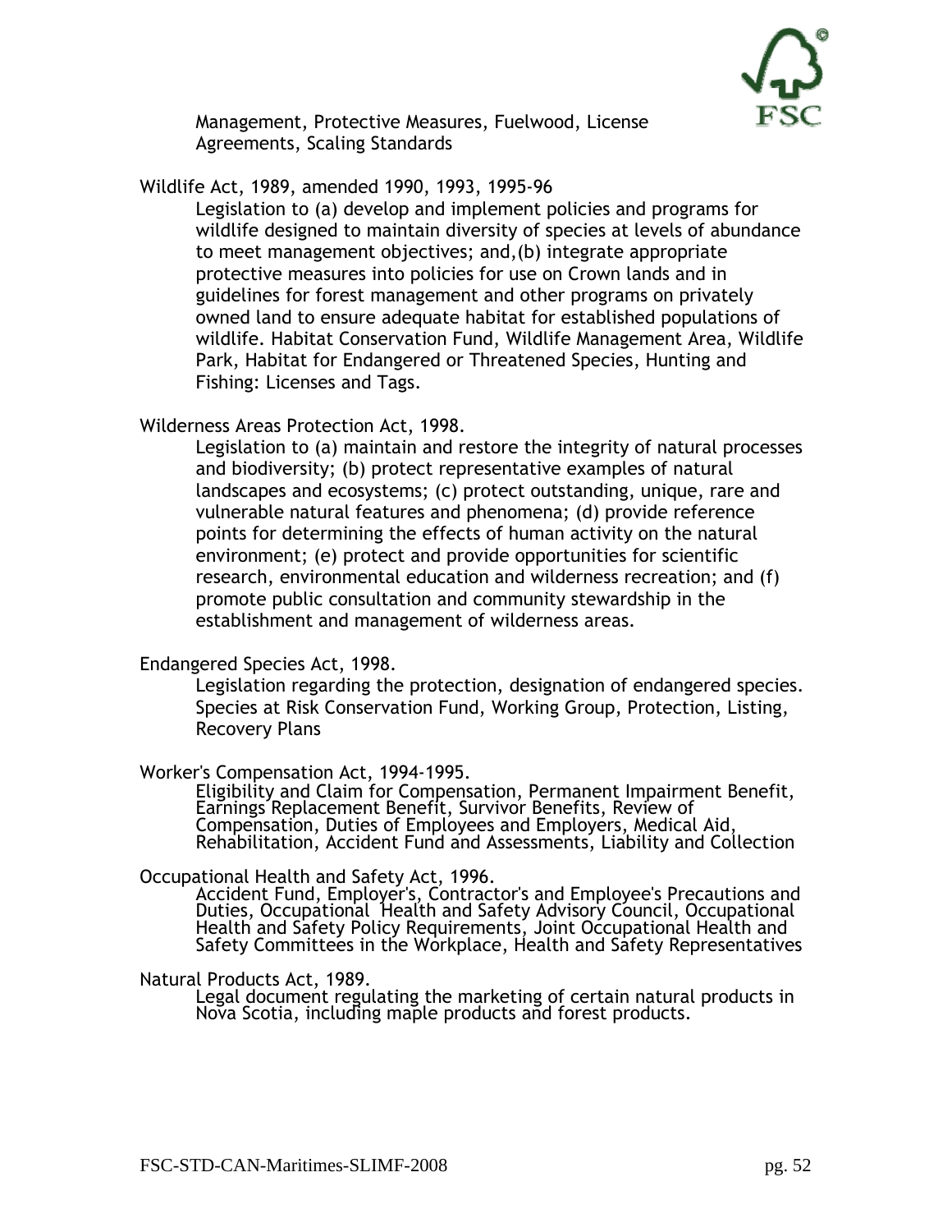Management, Protective Measures, Fuelwood, License Agreements, Scaling Standards

Wildlife Act, 1989, amended 1990, 1993, 1995-96

Legislation to (a) develop and implement policies and programs for wildlife designed to maintain diversity of species at levels of abundance to meet management objectives; and,(b) integrate appropriate protective measures into policies for use on Crown lands and in guidelines for forest management and other programs on privately owned land to ensure adequate habitat for established populations of wildlife. Habitat Conservation Fund, Wildlife Management Area, Wildlife Park, Habitat for Endangered or Threatened Species, Hunting and Fishing: Licenses and Tags.

Wilderness Areas Protection Act, 1998.

Legislation to (a) maintain and restore the integrity of natural processes and biodiversity; (b) protect representative examples of natural landscapes and ecosystems; (c) protect outstanding, unique, rare and vulnerable natural features and phenomena; (d) provide reference points for determining the effects of human activity on the natural environment; (e) protect and provide opportunities for scientific research, environmental education and wilderness recreation; and (f) promote public consultation and community stewardship in the establishment and management of wilderness areas.

Endangered Species Act, 1998.

Legislation regarding the protection, designation of endangered species. Species at Risk Conservation Fund, Working Group, Protection, Listing, Recovery Plans

Worker's Compensation Act, 1994-1995.

Eligibility and Claim for Compensation, Permanent Impairment Benefit, Earnings Replacement Benefit, Survivor Benefits, Review of Compensation, Duties of Employees and Employers, Medical Aid, Rehabilitation, Accident Fund and Assessments, Liability and Collection

Occupational Health and Safety Act, 1996.

Accident Fund, Employer's, Contractor's and Employee's Precautions and Duties, Occupational Health and Safety Advisory Council, Occupational Health and Safety Policy Requirements, Joint Occupational Health and Safety Committees in the Workplace, Health and Safety Representatives

Natural Products Act, 1989.

Legal document regulating the marketing of certain natural products in Nova Scotia, including maple products and forest products.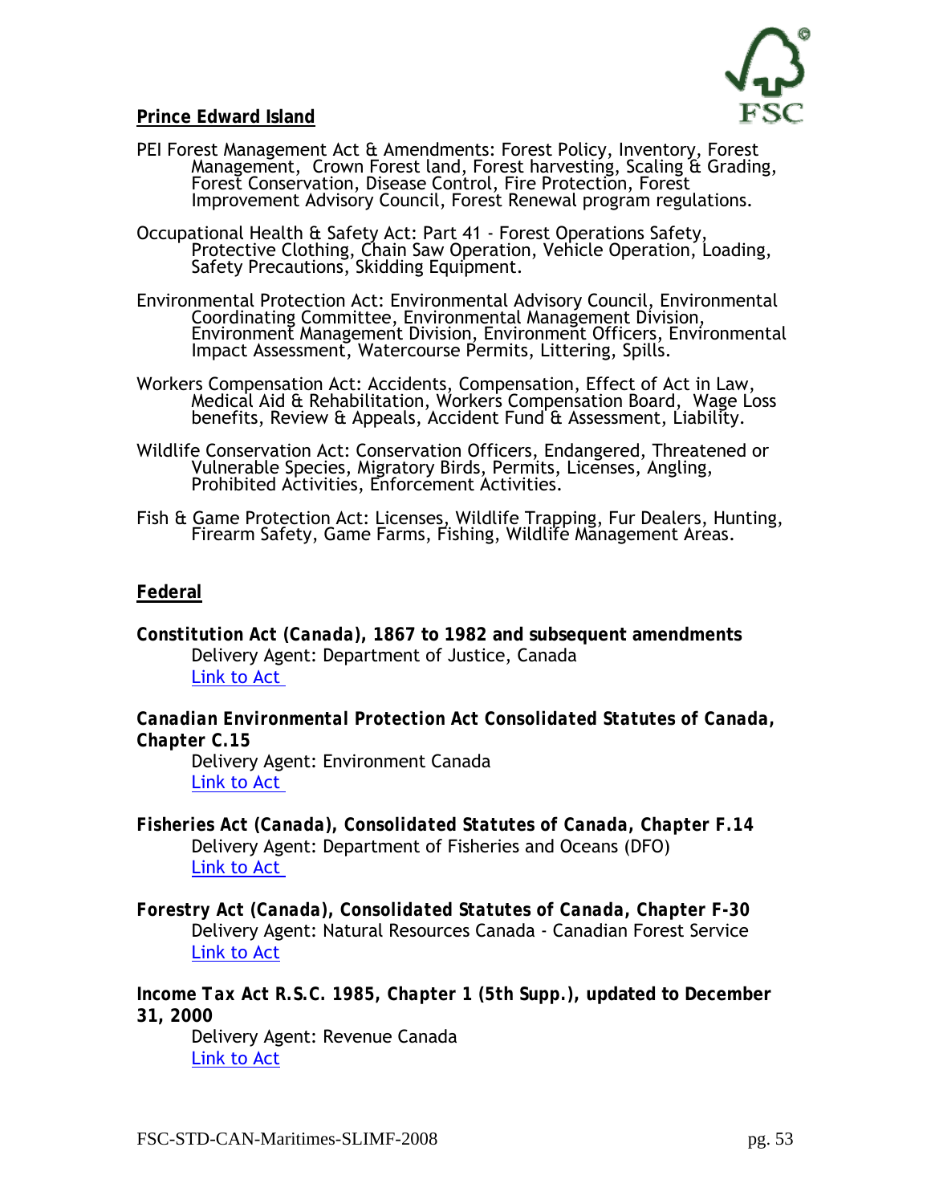**Prince Edward Island**

PEI Forest Management Act & Amendments: Forest Policy, Inventory, Forest Management, Crown Forest land, Forest harvesting, Scaling & Grading, Forest Conservation, Disease Control, Fire Protection, Forest Improvement Advisory Council, Forest Renewal program regulations.

Occupational Health & Safety Act: Part 41 - Forest Operations Safety, Protective Clothing, Chain Saw Operation, Vehicle Operation, Loading, Safety Precautions, Skidding Equipment.

Environmental Protection Act: Environmental Advisory Council, Environmental Coordinating Committee, Environmental Management Division, Environment Management Division, Environment Officers, Environmental Impact Assessment, Watercourse Permits, Littering, Spills.

Workers Compensation Act: Accidents, Compensation, Effect of Act in Law, Medical Aid & Rehabilitation, Workers Compensation Board, Wage Loss benefits, Review & Appeals, Accident Fund & Assessment, Liability.

Wildlife Conservation Act: Conservation Officers, Endangered, Threatened or Vulnerable Species, Migratory Birds, Permits, Licenses, Angling, Prohibited Activities, Enforcement Activities.

Fish & Game Protection Act: Licenses, Wildlife Trapping, Fur Dealers, Hunting, Firearm Safety, Game Farms, Fishing, Wildlife Management Areas.

**Federal**

***Constitution Act (Canada), 1867 to 1982 and subsequent amendments***
Delivery Agent: Department of Justice, Canada
Link to Act

***Canadian Environmental Protection Act Consolidated Statutes of Canada, Chapter C.15***
Delivery Agent: Environment Canada
Link to Act

***Fisheries Act (Canada), Consolidated Statutes of Canada, Chapter F.14***
Delivery Agent: Department of Fisheries and Oceans (DFO)
Link to Act

***Forestry Act (Canada), Consolidated Statutes of Canada, Chapter F-30***
Delivery Agent: Natural Resources Canada - Canadian Forest Service
Link to Act

***Income Tax Act R.S.C. 1985, Chapter 1 (5th Supp.), updated to December 31, 2000***
Delivery Agent: Revenue Canada
Link to Act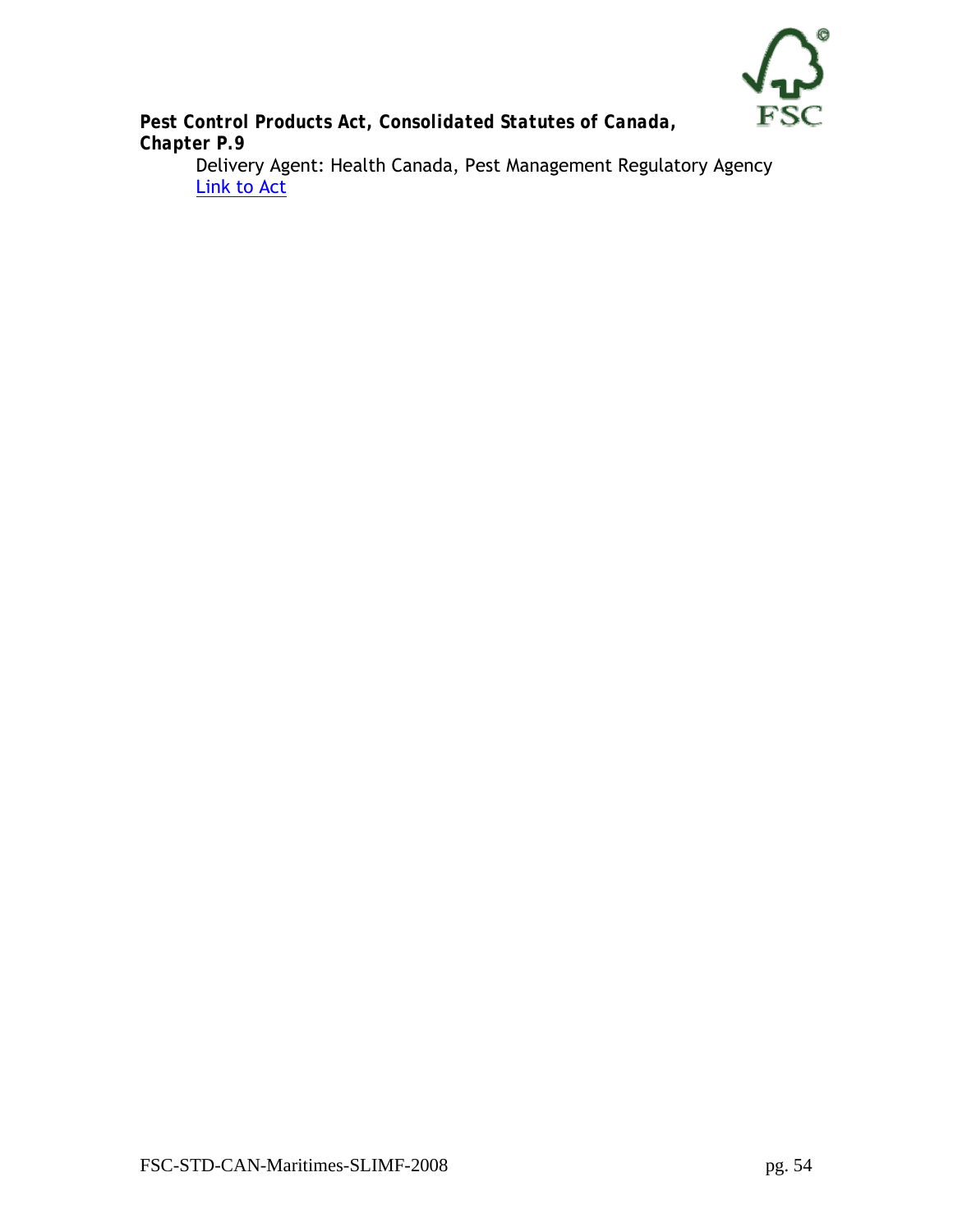***Pest Control Products Act, Consolidated Statutes of Canada, Chapter P.9***

Delivery Agent: Health Canada, Pest Management Regulatory Agency

Link to Act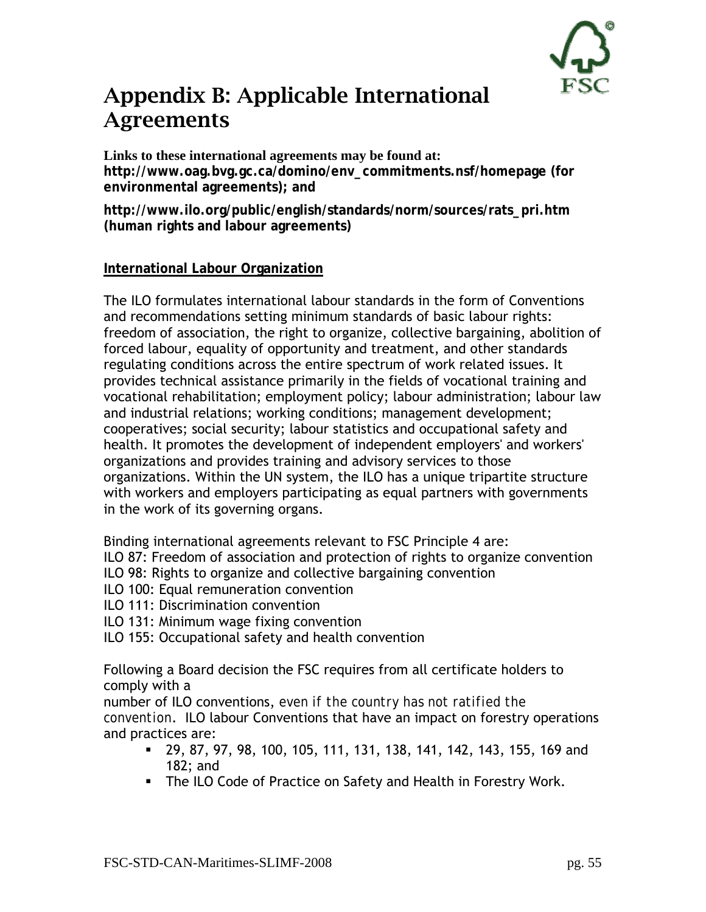# Appendix B: Applicable International Agreements

**Links to these international agreements may be found at:**
**http://www.oag.bvg.gc.ca/domino/env_commitments.nsf/homepage (for environmental agreements); and**

**http://www.ilo.org/public/english/standards/norm/sources/rats_pri.htm (human rights and labour agreements)**

**International Labour Organization**

The ILO formulates international labour standards in the form of Conventions and recommendations setting minimum standards of basic labour rights: freedom of association, the right to organize, collective bargaining, abolition of forced labour, equality of opportunity and treatment, and other standards regulating conditions across the entire spectrum of work related issues. It provides technical assistance primarily in the fields of vocational training and vocational rehabilitation; employment policy; labour administration; labour law and industrial relations; working conditions; management development; cooperatives; social security; labour statistics and occupational safety and health. It promotes the development of independent employers' and workers' organizations and provides training and advisory services to those organizations. Within the UN system, the ILO has a unique tripartite structure with workers and employers participating as equal partners with governments in the work of its governing organs.

Binding international agreements relevant to FSC Principle 4 are:
ILO 87: Freedom of association and protection of rights to organize convention
ILO 98: Rights to organize and collective bargaining convention
ILO 100: Equal remuneration convention
ILO 111: Discrimination convention
ILO 131: Minimum wage fixing convention
ILO 155: Occupational safety and health convention

Following a Board decision the FSC requires from all certificate holders to comply with a
number of ILO conventions, even if the country has not ratified the convention. ILO labour Conventions that have an impact on forestry operations and practices are:

- 29, 87, 97, 98, 100, 105, 111, 131, 138, 141, 142, 143, 155, 169 and 182; and
- The ILO Code of Practice on Safety and Health in Forestry Work.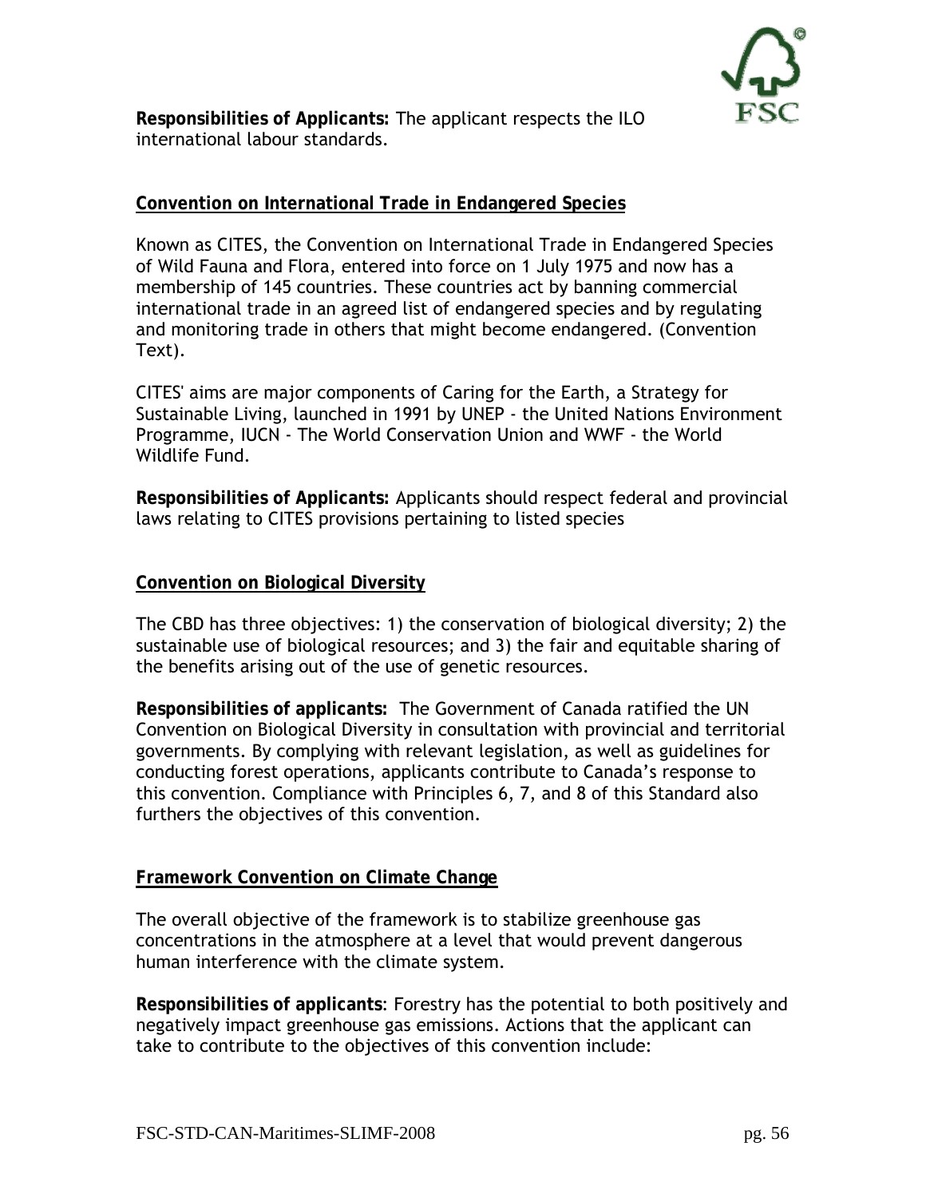**Responsibilities of Applicants:** The applicant respects the ILO international labour standards.

## Convention on International Trade in Endangered Species

Known as CITES, the Convention on International Trade in Endangered Species of Wild Fauna and Flora, entered into force on 1 July 1975 and now has a membership of 145 countries. These countries act by banning commercial international trade in an agreed list of endangered species and by regulating and monitoring trade in others that might become endangered. (Convention Text).

CITES' aims are major components of Caring for the Earth, a Strategy for Sustainable Living, launched in 1991 by UNEP - the United Nations Environment Programme, IUCN - The World Conservation Union and WWF - the World Wildlife Fund.

**Responsibilities of Applicants:** Applicants should respect federal and provincial laws relating to CITES provisions pertaining to listed species

## Convention on Biological Diversity

The CBD has three objectives: 1) the conservation of biological diversity; 2) the sustainable use of biological resources; and 3) the fair and equitable sharing of the benefits arising out of the use of genetic resources.

**Responsibilities of applicants:** The Government of Canada ratified the UN Convention on Biological Diversity in consultation with provincial and territorial governments. By complying with relevant legislation, as well as guidelines for conducting forest operations, applicants contribute to Canada's response to this convention. Compliance with Principles 6, 7, and 8 of this Standard also furthers the objectives of this convention.

## Framework Convention on Climate Change

The overall objective of the framework is to stabilize greenhouse gas concentrations in the atmosphere at a level that would prevent dangerous human interference with the climate system.

**Responsibilities of applicants**: Forestry has the potential to both positively and negatively impact greenhouse gas emissions. Actions that the applicant can take to contribute to the objectives of this convention include: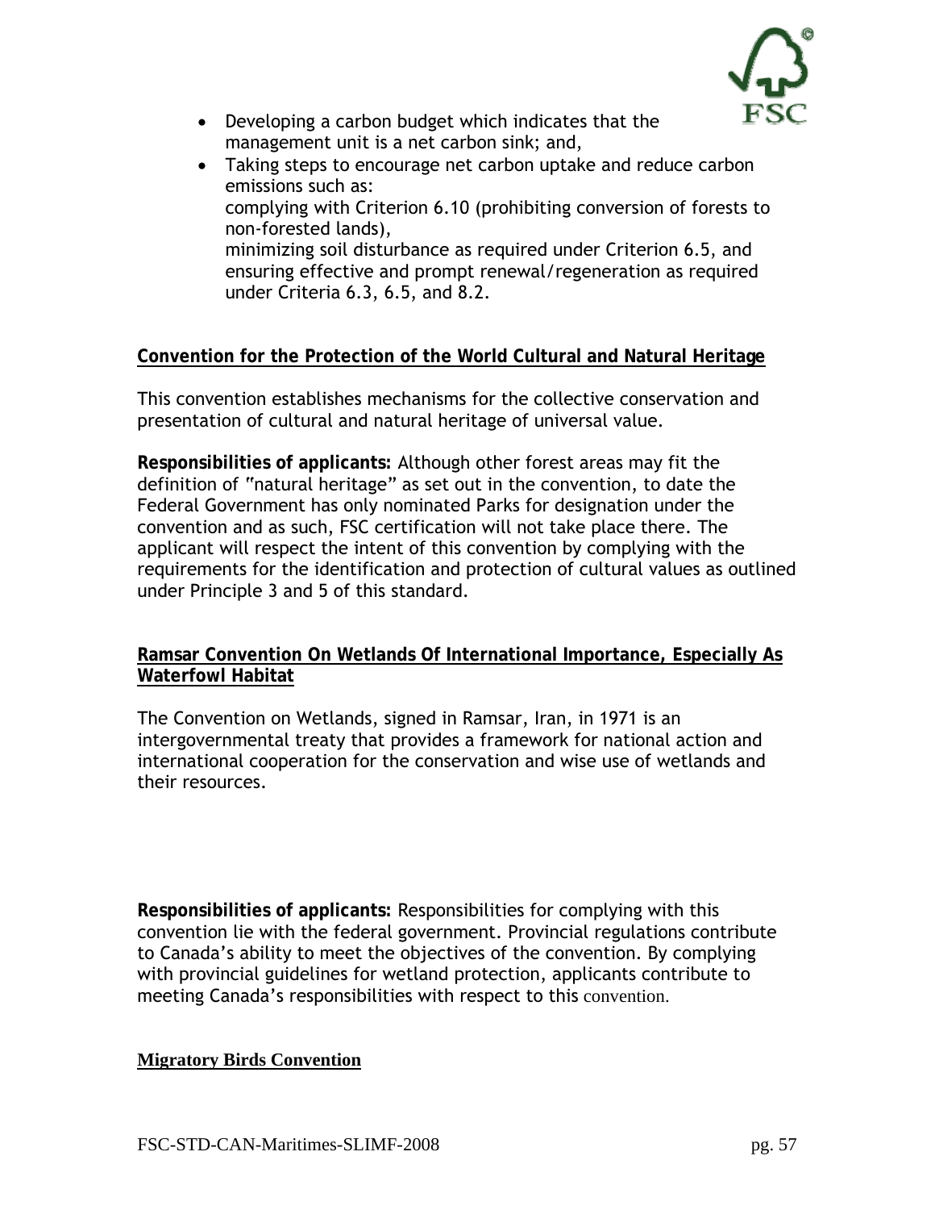- Developing a carbon budget which indicates that the management unit is a net carbon sink; and,
- Taking steps to encourage net carbon uptake and reduce carbon emissions such as:
  complying with Criterion 6.10 (prohibiting conversion of forests to non-forested lands),
  minimizing soil disturbance as required under Criterion 6.5, and ensuring effective and prompt renewal/regeneration as required under Criteria 6.3, 6.5, and 8.2.

**Convention for the Protection of the World Cultural and Natural Heritage**

This convention establishes mechanisms for the collective conservation and presentation of cultural and natural heritage of universal value.

**Responsibilities of applicants:** Although other forest areas may fit the definition of "natural heritage" as set out in the convention, to date the Federal Government has only nominated Parks for designation under the convention and as such, FSC certification will not take place there. The applicant will respect the intent of this convention by complying with the requirements for the identification and protection of cultural values as outlined under Principle 3 and 5 of this standard.

**Ramsar Convention On Wetlands Of International Importance, Especially As Waterfowl Habitat**

The Convention on Wetlands, signed in Ramsar, Iran, in 1971 is an intergovernmental treaty that provides a framework for national action and international cooperation for the conservation and wise use of wetlands and their resources.

**Responsibilities of applicants:** Responsibilities for complying with this convention lie with the federal government. Provincial regulations contribute to Canada's ability to meet the objectives of the convention. By complying with provincial guidelines for wetland protection, applicants contribute to meeting Canada's responsibilities with respect to this convention.

**Migratory Birds Convention**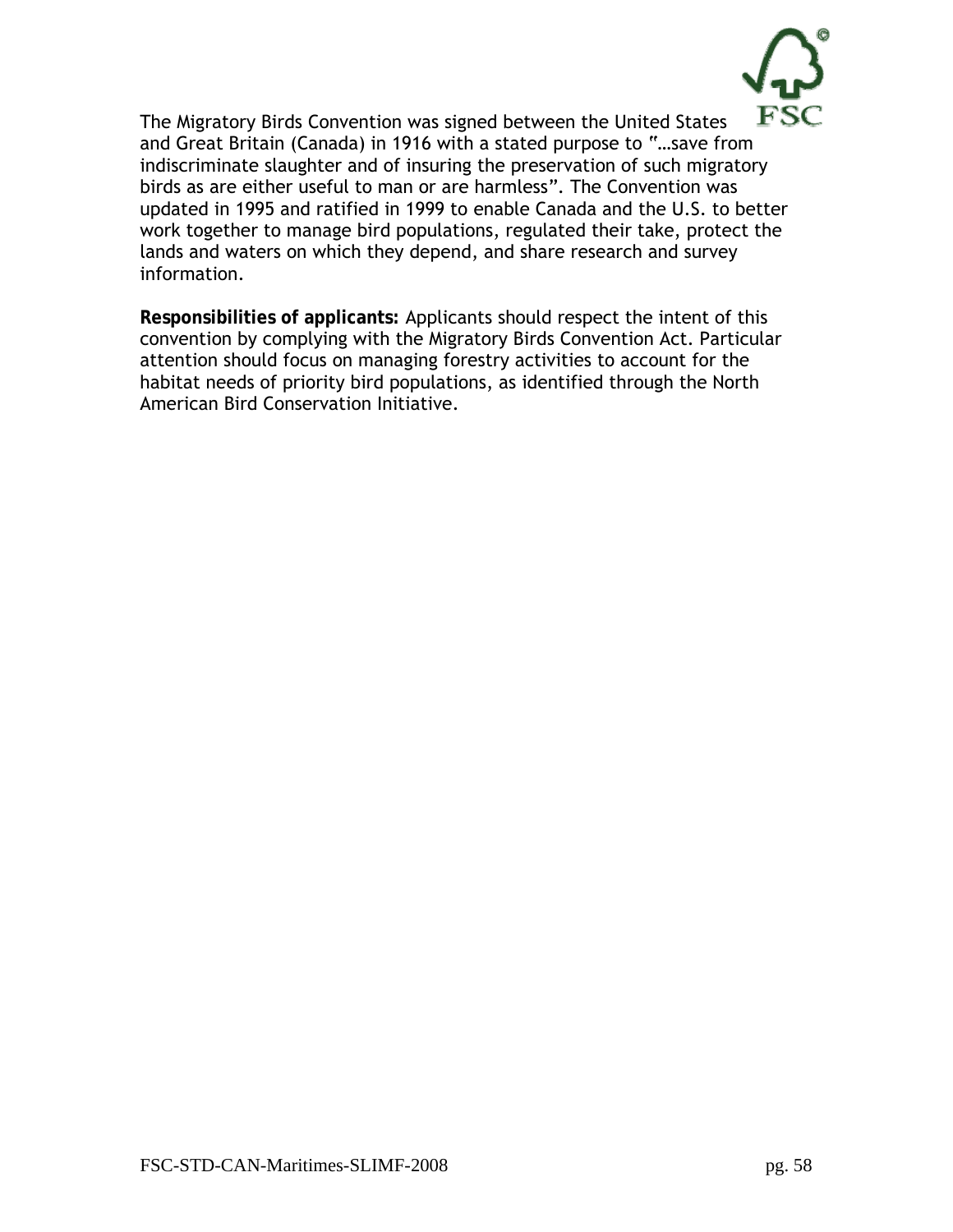The Migratory Birds Convention was signed between the United States and Great Britain (Canada) in 1916 with a stated purpose to "…save from indiscriminate slaughter and of insuring the preservation of such migratory birds as are either useful to man or are harmless". The Convention was updated in 1995 and ratified in 1999 to enable Canada and the U.S. to better work together to manage bird populations, regulated their take, protect the lands and waters on which they depend, and share research and survey information.

**Responsibilities of applicants:** Applicants should respect the intent of this convention by complying with the Migratory Birds Convention Act. Particular attention should focus on managing forestry activities to account for the habitat needs of priority bird populations, as identified through the North American Bird Conservation Initiative.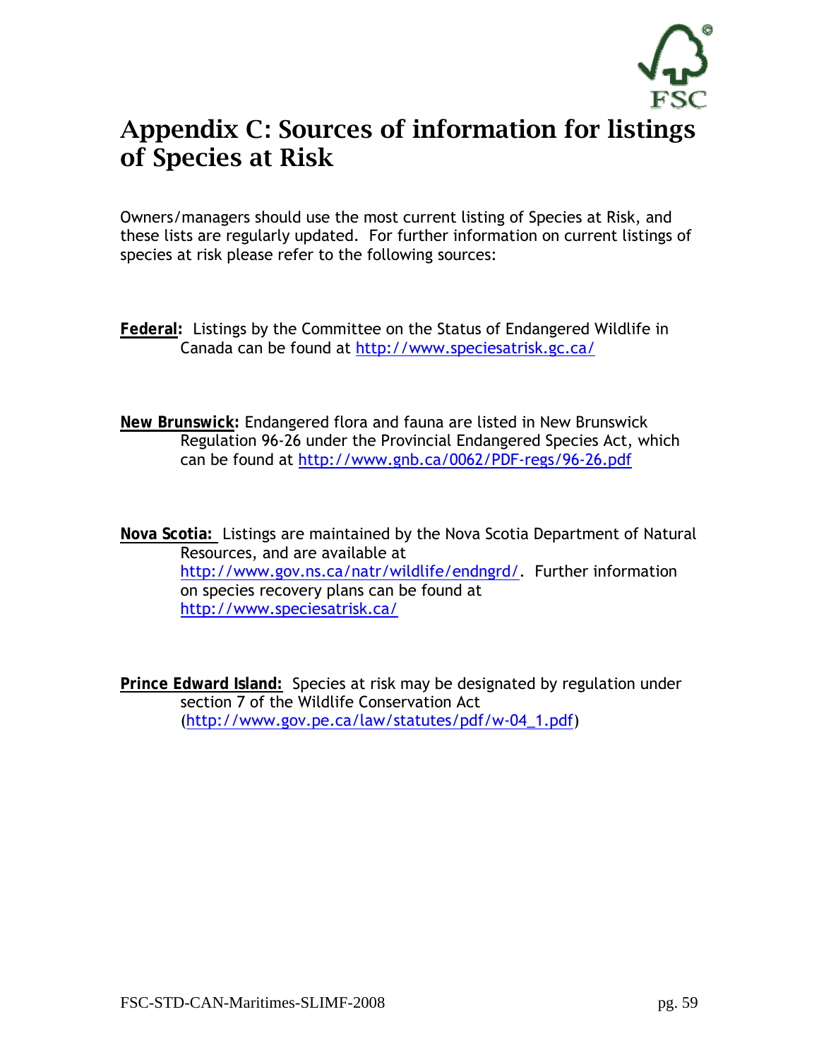# Appendix C: Sources of information for listings of Species at Risk

Owners/managers should use the most current listing of Species at Risk, and these lists are regularly updated. For further information on current listings of species at risk please refer to the following sources:

**Federal:** Listings by the Committee on the Status of Endangered Wildlife in Canada can be found at http://www.speciesatrisk.gc.ca/

**New Brunswick:** Endangered flora and fauna are listed in New Brunswick Regulation 96-26 under the Provincial Endangered Species Act, which can be found at http://www.gnb.ca/0062/PDF-regs/96-26.pdf

**Nova Scotia:** Listings are maintained by the Nova Scotia Department of Natural Resources, and are available at http://www.gov.ns.ca/natr/wildlife/endngrd/. Further information on species recovery plans can be found at http://www.speciesatrisk.ca/

**Prince Edward Island:** Species at risk may be designated by regulation under section 7 of the Wildlife Conservation Act (http://www.gov.pe.ca/law/statutes/pdf/w-04_1.pdf)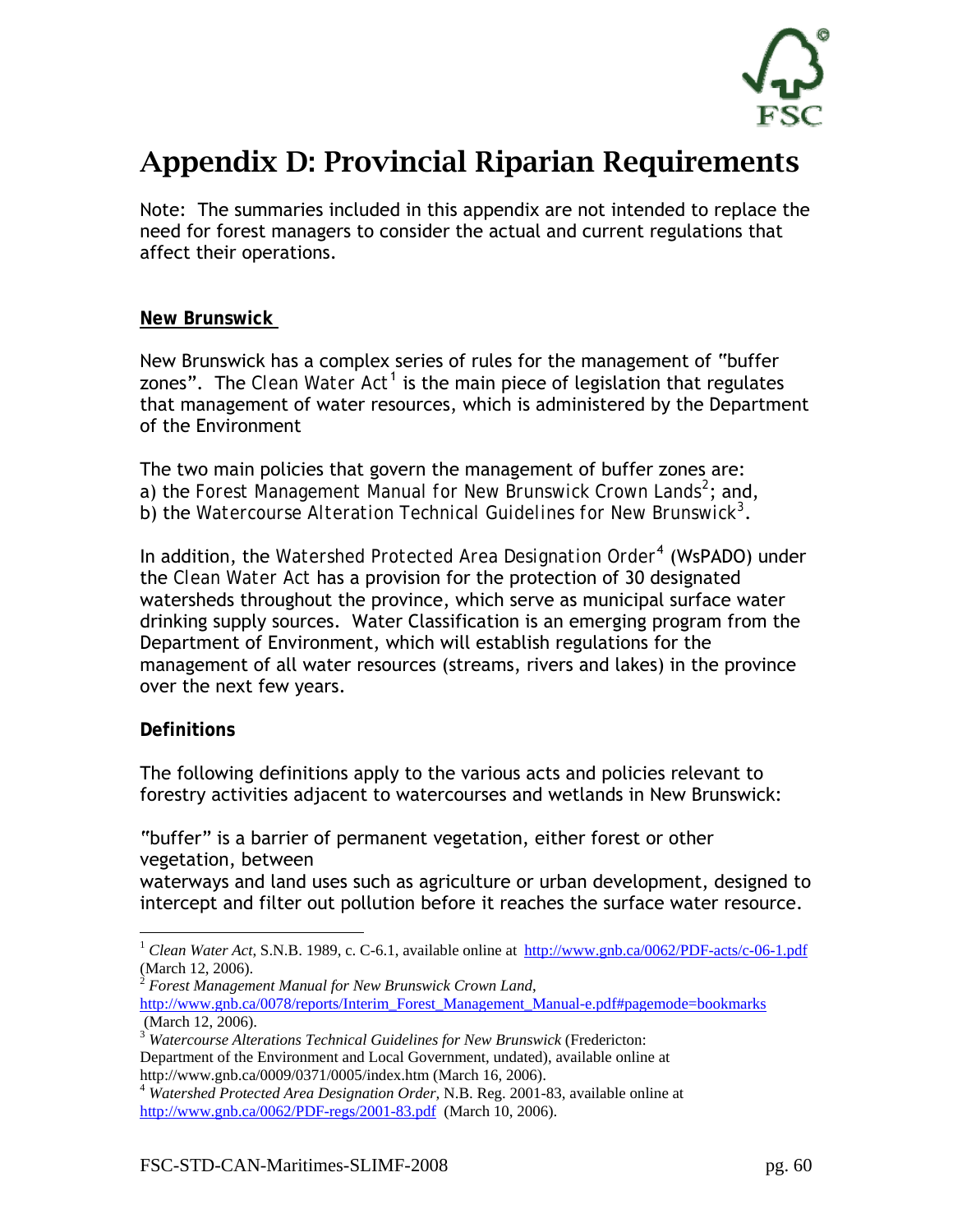# Appendix D: Provincial Riparian Requirements

Note: The summaries included in this appendix are not intended to replace the need for forest managers to consider the actual and current regulations that affect their operations.

**New Brunswick**

New Brunswick has a complex series of rules for the management of "buffer zones". The Clean Water Act[1] is the main piece of legislation that regulates that management of water resources, which is administered by the Department of the Environment

The two main policies that govern the management of buffer zones are:
a) the Forest Management Manual for New Brunswick Crown Lands[2]; and,
b) the Watercourse Alteration Technical Guidelines for New Brunswick[3].

In addition, the Watershed Protected Area Designation Order[4] (WsPADO) under the Clean Water Act has a provision for the protection of 30 designated watersheds throughout the province, which serve as municipal surface water drinking supply sources. Water Classification is an emerging program from the Department of Environment, which will establish regulations for the management of all water resources (streams, rivers and lakes) in the province over the next few years.

**Definitions**

The following definitions apply to the various acts and policies relevant to forestry activities adjacent to watercourses and wetlands in New Brunswick:

"buffer" is a barrier of permanent vegetation, either forest or other vegetation, between
waterways and land uses such as agriculture or urban development, designed to intercept and filter out pollution before it reaches the surface water resource.

---

[1] *Clean Water Act*, S.N.B. 1989, c. C-6.1, available online at http://www.gnb.ca/0062/PDF-acts/c-06-1.pdf (March 12, 2006).

[2] *Forest Management Manual for New Brunswick Crown Land*, http://www.gnb.ca/0078/reports/Interim_Forest_Management_Manual-e.pdf#pagemode=bookmarks (March 12, 2006).

[3] *Watercourse Alterations Technical Guidelines for New Brunswick* (Fredericton: Department of the Environment and Local Government, undated), available online at http://www.gnb.ca/0009/0371/0005/index.htm (March 16, 2006).

[4] *Watershed Protected Area Designation Order*, N.B. Reg. 2001-83, available online at http://www.gnb.ca/0062/PDF-regs/2001-83.pdf (March 10, 2006).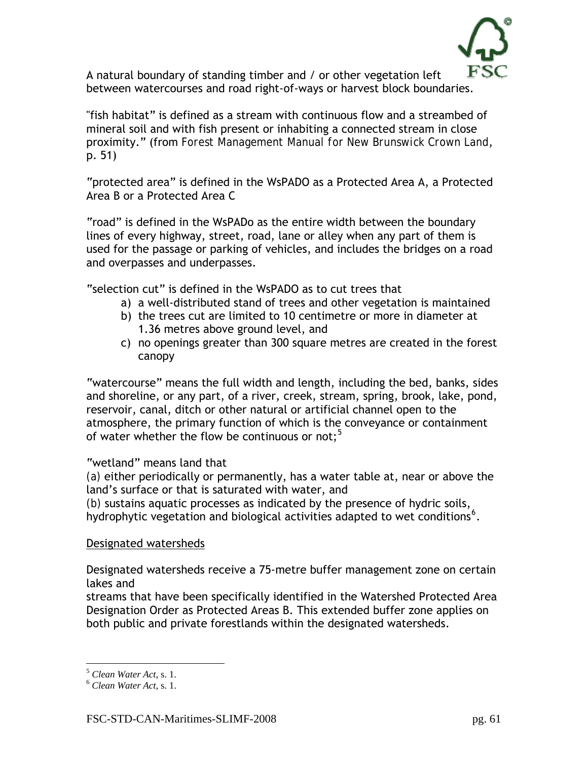A natural boundary of standing timber and / or other vegetation left between watercourses and road right-of-ways or harvest block boundaries.

"fish habitat" is defined as a stream with continuous flow and a streambed of mineral soil and with fish present or inhabiting a connected stream in close proximity." (from *Forest Management Manual for New Brunswick Crown Land*, p. 51)

"protected area" is defined in the WsPADO as a Protected Area A, a Protected Area B or a Protected Area C

"road" is defined in the WsPADo as the entire width between the boundary lines of every highway, street, road, lane or alley when any part of them is used for the passage or parking of vehicles, and includes the bridges on a road and overpasses and underpasses.

"selection cut" is defined in the WsPADO as to cut trees that

a) a well-distributed stand of trees and other vegetation is maintained
b) the trees cut are limited to 10 centimetre or more in diameter at 1.36 metres above ground level, and
c) no openings greater than 300 square metres are created in the forest canopy

"watercourse" means the full width and length, including the bed, banks, sides and shoreline, or any part, of a river, creek, stream, spring, brook, lake, pond, reservoir, canal, ditch or other natural or artificial channel open to the atmosphere, the primary function of which is the conveyance or containment of water whether the flow be continuous or not;[5]

"wetland" means land that

(a) either periodically or permanently, has a water table at, near or above the land's surface or that is saturated with water, and

(b) sustains aquatic processes as indicated by the presence of hydric soils, hydrophytic vegetation and biological activities adapted to wet conditions[6].

Designated watersheds

Designated watersheds receive a 75-metre buffer management zone on certain lakes and
streams that have been specifically identified in the Watershed Protected Area Designation Order as Protected Areas B. This extended buffer zone applies on both public and private forestlands within the designated watersheds.

[5] *Clean Water Act*, s. 1.

[6] *Clean Water Act*, s. 1.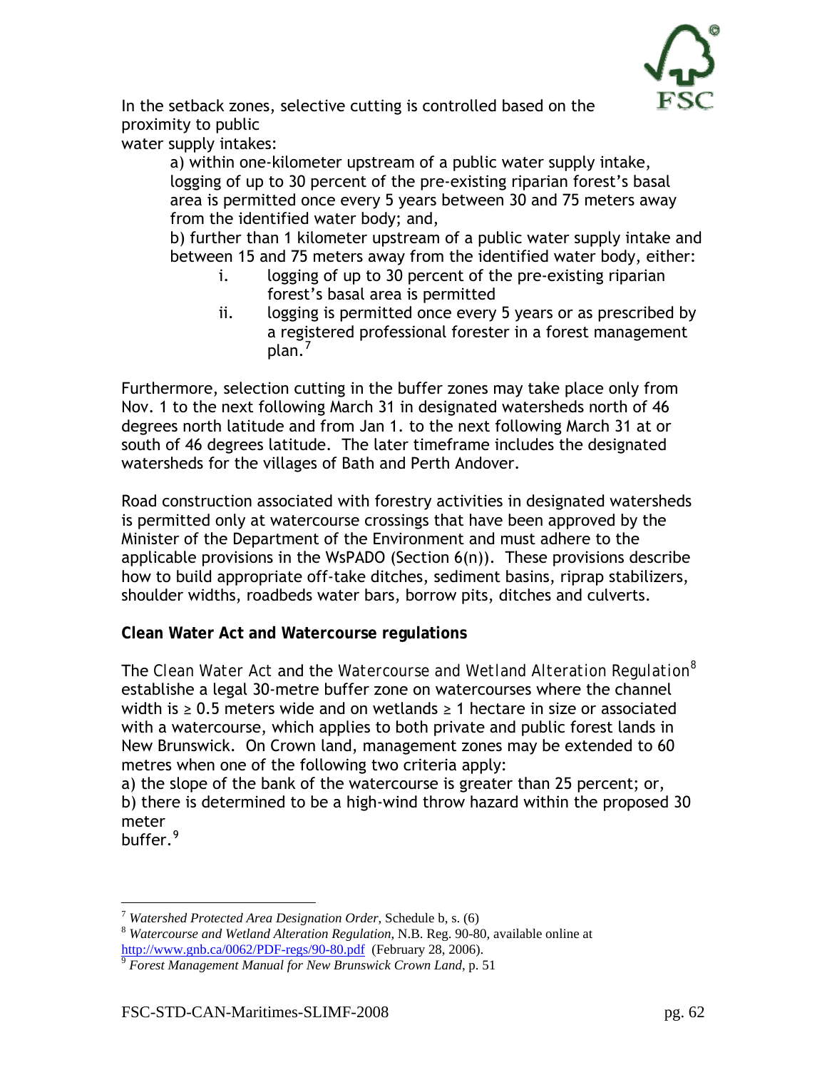In the setback zones, selective cutting is controlled based on the proximity to public water supply intakes:

a) within one-kilometer upstream of a public water supply intake, logging of up to 30 percent of the pre-existing riparian forest's basal area is permitted once every 5 years between 30 and 75 meters away from the identified water body; and,

b) further than 1 kilometer upstream of a public water supply intake and between 15 and 75 meters away from the identified water body, either:

   i. logging of up to 30 percent of the pre-existing riparian forest's basal area is permitted
   
   ii. logging is permitted once every 5 years or as prescribed by a registered professional forester in a forest management plan.[7]

Furthermore, selection cutting in the buffer zones may take place only from Nov. 1 to the next following March 31 in designated watersheds north of 46 degrees north latitude and from Jan 1. to the next following March 31 at or south of 46 degrees latitude. The later timeframe includes the designated watersheds for the villages of Bath and Perth Andover.

Road construction associated with forestry activities in designated watersheds is permitted only at watercourse crossings that have been approved by the Minister of the Department of the Environment and must adhere to the applicable provisions in the WsPADO (Section 6(n)). These provisions describe how to build appropriate off-take ditches, sediment basins, riprap stabilizers, shoulder widths, roadbeds water bars, borrow pits, ditches and culverts.

**Clean Water Act and Watercourse regulations**

The *Clean Water Act* and the *Watercourse and Wetland Alteration Regulation*[8] establishe a legal 30-metre buffer zone on watercourses where the channel width is ≥ 0.5 meters wide and on wetlands ≥ 1 hectare in size or associated with a watercourse, which applies to both private and public forest lands in New Brunswick. On Crown land, management zones may be extended to 60 metres when one of the following two criteria apply:

a) the slope of the bank of the watercourse is greater than 25 percent; or,
b) there is determined to be a high-wind throw hazard within the proposed 30 meter buffer.[9]

---

[7] *Watershed Protected Area Designation Order*, Schedule b, s. (6)

[8] *Watercourse and Wetland Alteration Regulation*, N.B. Reg. 90-80, available online at http://www.gnb.ca/0062/PDF-regs/90-80.pdf (February 28, 2006).

[9] *Forest Management Manual for New Brunswick Crown Land*, p. 51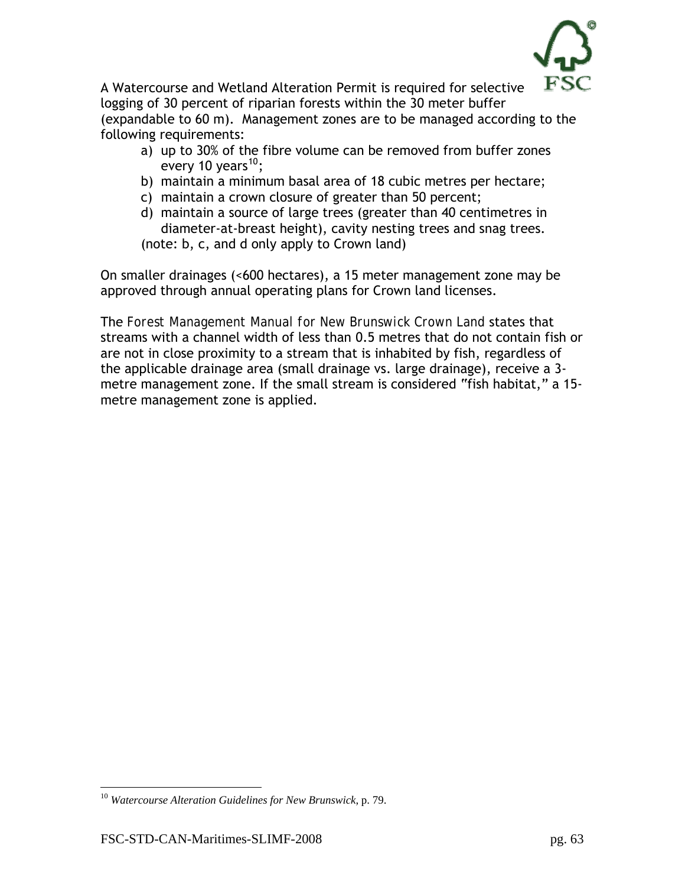A Watercourse and Wetland Alteration Permit is required for selective logging of 30 percent of riparian forests within the 30 meter buffer (expandable to 60 m). Management zones are to be managed according to the following requirements:

a) up to 30% of the fibre volume can be removed from buffer zones every 10 years[10];
b) maintain a minimum basal area of 18 cubic metres per hectare;
c) maintain a crown closure of greater than 50 percent;
d) maintain a source of large trees (greater than 40 centimetres in diameter-at-breast height), cavity nesting trees and snag trees.

(note: b, c, and d only apply to Crown land)

On smaller drainages (<600 hectares), a 15 meter management zone may be approved through annual operating plans for Crown land licenses.

The *Forest Management Manual for New Brunswick Crown Land* states that streams with a channel width of less than 0.5 metres that do not contain fish or are not in close proximity to a stream that is inhabited by fish, regardless of the applicable drainage area (small drainage vs. large drainage), receive a 3-metre management zone. If the small stream is considered "fish habitat," a 15-metre management zone is applied.

[10] *Watercourse Alteration Guidelines for New Brunswick*, p. 79.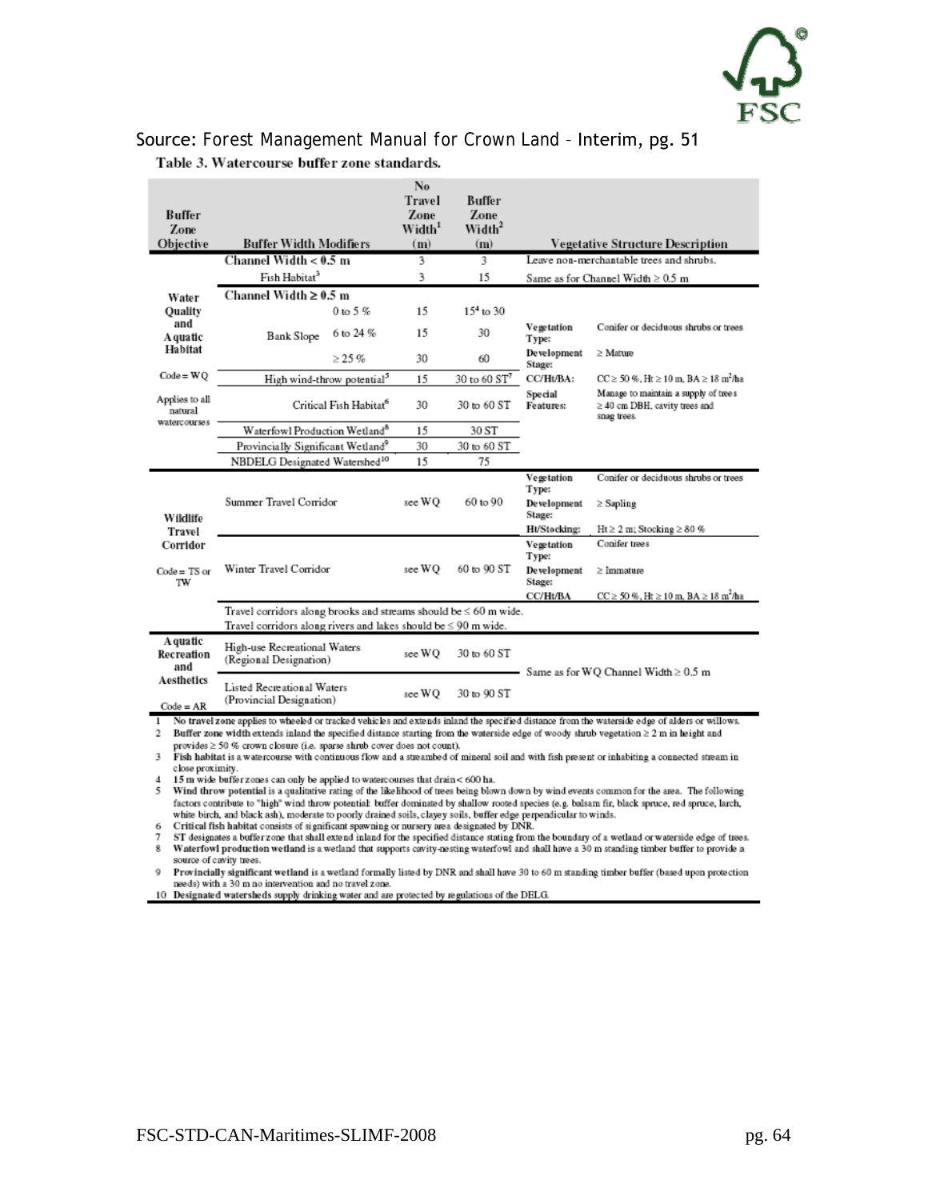Source: Forest Management Manual for Crown Land – Interim, pg. 51

**Table 3. Watercourse buffer zone standards.**

| Buffer Zone Objective | Buffer Width Modifiers | | No Travel Zone Width[1] (m) | Buffer Zone Width[2] (m) | Vegetative Structure Description | |
|---|---|---|---|---|---|---|
| Water Quality and Aquatic Habitat<br>Code = WQ<br>Applies to all natural watercourses | Channel Width < 0.5 m | | 3 | 3 | Leave non-merchantable trees and shrubs. | |
| | Fish Habitat[3] | | 3 | 15 | Same as for Channel Width ≥ 0.5 m | |
| | Channel Width ≥ 0.5 m | | | | | |
| | Bank Slope | 0 to 5 % | 15 | 15[4] to 30 | | |
| | | 6 to 24 % | 15 | 30 | Vegetation Type: | Conifer or deciduous shrubs or trees |
| | | ≥ 25 % | 30 | 60 | Development Stage: | ≥ Mature |
| | High wind-throw potential[5] | | 15 | 30 to 60 ST[7] | CC/Ht/BA: | CC ≥ 50 %, Ht ≥ 10 m, BA ≥ 18 m²/ha |
| | Critical Fish Habitat[6] | | 30 | 30 to 60 ST | Special Features: | Manage to maintain a supply of trees ≥ 40 cm DBH, cavity trees and snag trees. |
| | Waterfowl Production Wetland[8] | | 15 | 30 ST | | |
| | Provincially Significant Wetland[9] | | 30 | 30 to 60 ST | | |
| | NBDELG Designated Watershed[10] | | 15 | 75 | | |
| Wildlife Travel Corridor<br>Code = TS or TW | Summer Travel Corridor | | see WQ | 60 to 90 | Vegetation Type: | Conifer or deciduous shrubs or trees |
| | | | | | Development Stage: | ≥ Sapling |
| | | | | | Ht/Stocking: | Ht ≥ 2 m; Stocking ≥ 80 % |
| | Winter Travel Corridor | | see WQ | 60 to 90 ST | Vegetation Type: | Conifer trees |
| | | | | | Development Stage: | ≥ Immature |
| | | | | | CC/Ht/BA | CC ≥ 50 %, Ht ≥ 10 m, BA ≥ 18 m²/ha |
| | Travel corridors along brooks and streams should be ≤ 60 m wide.<br>Travel corridors along rivers and lakes should be ≤ 90 m wide. | | | | | |
| Aquatic Recreation and Aesthetics<br>Code = AR | High-use Recreational Waters (Regional Designation) | | see WQ | 30 to 60 ST | Same as for WQ Channel Width ≥ 0.5 m | |
| | Listed Recreational Waters (Provincial Designation) | | see WQ | 30 to 90 ST | | |

1 No travel zone applies to wheeled or tracked vehicles and extends inland the specified distance from the waterside edge of alders or willows.
2 Buffer zone width extends inland the specified distance starting from the waterside edge of woody shrub vegetation ≥ 2 m in height and provides ≥ 50 % crown closure (i.e. sparse shrub cover does not count).
3 Fish habitat is a watercourse with continuous flow and a streambed of mineral soil and with fish present or inhabiting a connected stream in close proximity.
4 15 m wide buffer zones can only be applied to watercourses that drain < 600 ha.
5 Wind throw potential is a qualitative rating of the likelihood of trees being blown down by wind events common for the area. The following factors contribute to "high" wind throw potential: buffer dominated by shallow rooted species (e.g. balsam fir, black spruce, red spruce, larch, white birch, and black ash), moderate to poorly drained soils, clayey soils, buffer edge perpendicular to winds.
6 Critical fish habitat consists of significant spawning or nursery area designated by DNR.
7 ST designates a buffer zone that shall extend inland for the specified distance stating from the boundary of a wetland or waterside edge of trees.
8 Waterfowl production wetland is a wetland that supports cavity-nesting waterfowl and shall have a 30 m standing timber buffer to provide a source of cavity trees.
9 Provincially significant wetland is a wetland formally listed by DNR and shall have 30 to 60 m standing timber buffer (based upon protection needs) with a 30 m no intervention and no travel zone.
10 Designated watersheds supply drinking water and are protected by regulations of the DELG.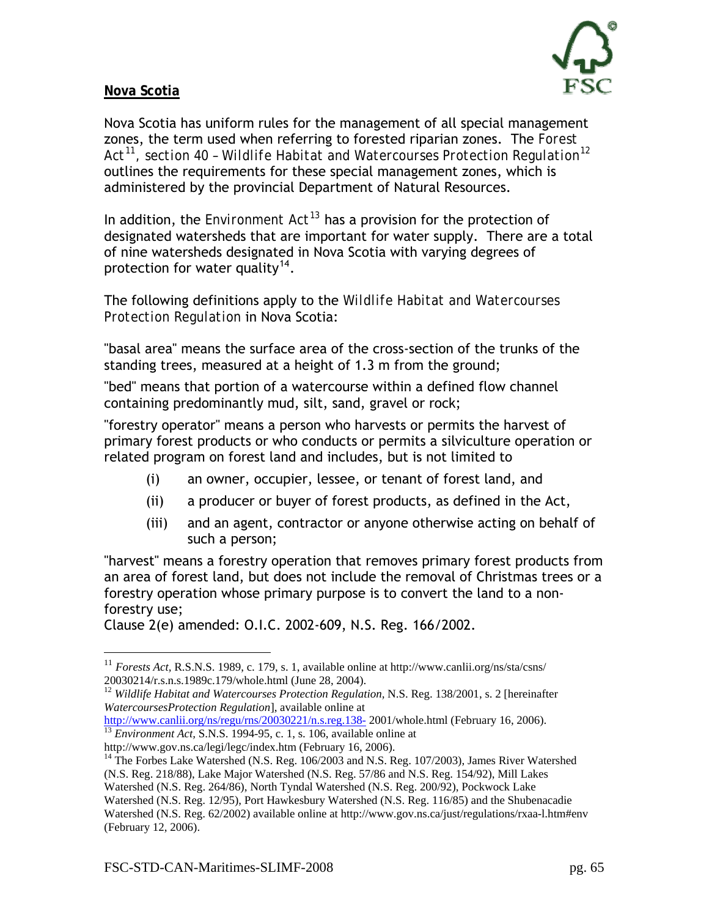**Nova Scotia**

Nova Scotia has uniform rules for the management of all special management zones, the term used when referring to forested riparian zones. The *Forest Act*[11], *section 40 – Wildlife Habitat and Watercourses Protection Regulation*[12] outlines the requirements for these special management zones, which is administered by the provincial Department of Natural Resources.

In addition, the *Environment Act*[13] has a provision for the protection of designated watersheds that are important for water supply. There are a total of nine watersheds designated in Nova Scotia with varying degrees of protection for water quality[14].

The following definitions apply to the *Wildlife Habitat and Watercourses Protection Regulation* in Nova Scotia:

"basal area" means the surface area of the cross-section of the trunks of the standing trees, measured at a height of 1.3 m from the ground;

"bed" means that portion of a watercourse within a defined flow channel containing predominantly mud, silt, sand, gravel or rock;

"forestry operator" means a person who harvests or permits the harvest of primary forest products or who conducts or permits a silviculture operation or related program on forest land and includes, but is not limited to

- (i) an owner, occupier, lessee, or tenant of forest land, and
- (ii) a producer or buyer of forest products, as defined in the Act,
- (iii) and an agent, contractor or anyone otherwise acting on behalf of such a person;

"harvest" means a forestry operation that removes primary forest products from an area of forest land, but does not include the removal of Christmas trees or a forestry operation whose primary purpose is to convert the land to a non-forestry use;
Clause 2(e) amended: O.I.C. 2002-609, N.S. Reg. 166/2002.

---

[11] *Forests Act*, R.S.N.S. 1989, c. 179, s. 1, available online at http://www.canlii.org/ns/sta/csns/20030214/r.s.n.s.1989c.179/whole.html (June 28, 2004).

[12] *Wildlife Habitat and Watercourses Protection Regulation*, N.S. Reg. 138/2001, s. 2 [hereinafter *WatercoursesProtection Regulation*], available online at http://www.canlii.org/ns/regu/rns/20030221/n.s.reg.138-2001/whole.html (February 16, 2006).

[13] *Environment Act*, S.N.S. 1994-95, c. 1, s. 106, available online at http://www.gov.ns.ca/legi/legc/index.htm (February 16, 2006).

[14] The Forbes Lake Watershed (N.S. Reg. 106/2003 and N.S. Reg. 107/2003), James River Watershed (N.S. Reg. 218/88), Lake Major Watershed (N.S. Reg. 57/86 and N.S. Reg. 154/92), Mill Lakes Watershed (N.S. Reg. 264/86), North Tyndal Watershed (N.S. Reg. 200/92), Pockwock Lake Watershed (N.S. Reg. 12/95), Port Hawkesbury Watershed (N.S. Reg. 116/85) and the Shubenacadie Watershed (N.S. Reg. 62/2002) available online at http://www.gov.ns.ca/just/regulations/rxaa-l.htm#env (February 12, 2006).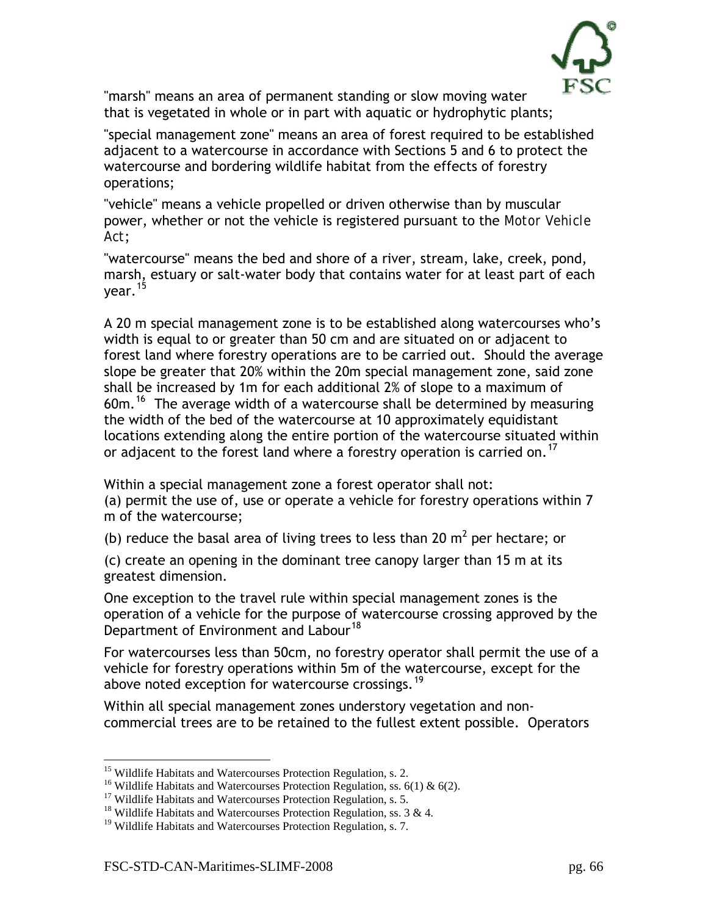"marsh" means an area of permanent standing or slow moving water that is vegetated in whole or in part with aquatic or hydrophytic plants;

"special management zone" means an area of forest required to be established adjacent to a watercourse in accordance with Sections 5 and 6 to protect the watercourse and bordering wildlife habitat from the effects of forestry operations;

"vehicle" means a vehicle propelled or driven otherwise than by muscular power, whether or not the vehicle is registered pursuant to the *Motor Vehicle Act*;

"watercourse" means the bed and shore of a river, stream, lake, creek, pond, marsh, estuary or salt-water body that contains water for at least part of each year.[15]

A 20 m special management zone is to be established along watercourses who's width is equal to or greater than 50 cm and are situated on or adjacent to forest land where forestry operations are to be carried out. Should the average slope be greater that 20% within the 20m special management zone, said zone shall be increased by 1m for each additional 2% of slope to a maximum of 60m.[16] The average width of a watercourse shall be determined by measuring the width of the bed of the watercourse at 10 approximately equidistant locations extending along the entire portion of the watercourse situated within or adjacent to the forest land where a forestry operation is carried on.[17]

Within a special management zone a forest operator shall not:
(a) permit the use of, use or operate a vehicle for forestry operations within 7 m of the watercourse;

(b) reduce the basal area of living trees to less than 20 $m^2$ per hectare; or

(c) create an opening in the dominant tree canopy larger than 15 m at its greatest dimension.

One exception to the travel rule within special management zones is the operation of a vehicle for the purpose of watercourse crossing approved by the Department of Environment and Labour[18]

For watercourses less than 50cm, no forestry operator shall permit the use of a vehicle for forestry operations within 5m of the watercourse, except for the above noted exception for watercourse crossings.[19]

Within all special management zones understory vegetation and non-commercial trees are to be retained to the fullest extent possible. Operators

---

[15] Wildlife Habitats and Watercourses Protection Regulation, s. 2.
[16] Wildlife Habitats and Watercourses Protection Regulation, ss. 6(1) & 6(2).
[17] Wildlife Habitats and Watercourses Protection Regulation, s. 5.
[18] Wildlife Habitats and Watercourses Protection Regulation, ss. 3 & 4.
[19] Wildlife Habitats and Watercourses Protection Regulation, s. 7.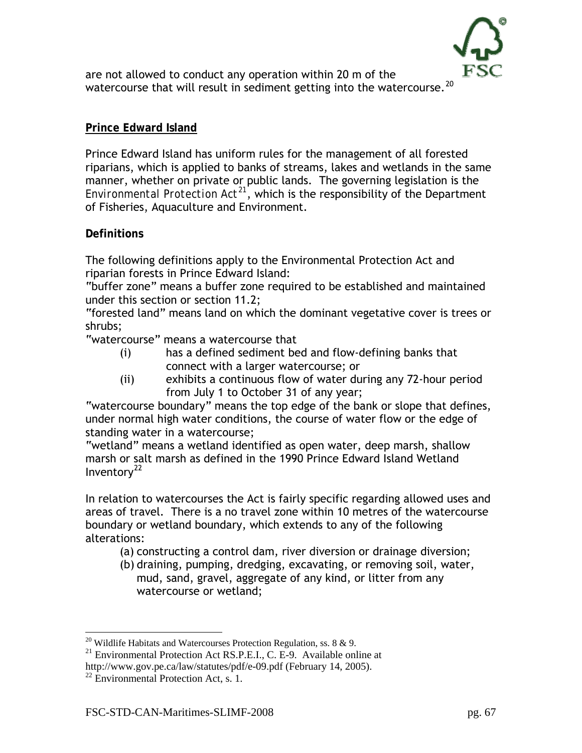are not allowed to conduct any operation within 20 m of the watercourse that will result in sediment getting into the watercourse.[20]

## Prince Edward Island

Prince Edward Island has uniform rules for the management of all forested riparians, which is applied to banks of streams, lakes and wetlands in the same manner, whether on private or public lands. The governing legislation is the *Environmental Protection Act*[21], which is the responsibility of the Department of Fisheries, Aquaculture and Environment.

### Definitions

The following definitions apply to the Environmental Protection Act and riparian forests in Prince Edward Island:

"buffer zone" means a buffer zone required to be established and maintained under this section or section 11.2;

"forested land" means land on which the dominant vegetative cover is trees or shrubs;

"watercourse" means a watercourse that

- (i) has a defined sediment bed and flow-defining banks that connect with a larger watercourse; or
- (ii) exhibits a continuous flow of water during any 72-hour period from July 1 to October 31 of any year;

"watercourse boundary" means the top edge of the bank or slope that defines, under normal high water conditions, the course of water flow or the edge of standing water in a watercourse;

"wetland" means a wetland identified as open water, deep marsh, shallow marsh or salt marsh as defined in the 1990 Prince Edward Island Wetland Inventory[22]

In relation to watercourses the Act is fairly specific regarding allowed uses and areas of travel. There is a no travel zone within 10 metres of the watercourse boundary or wetland boundary, which extends to any of the following alterations:

- (a) constructing a control dam, river diversion or drainage diversion;
- (b) draining, pumping, dredging, excavating, or removing soil, water, mud, sand, gravel, aggregate of any kind, or litter from any watercourse or wetland;

---

[20] Wildlife Habitats and Watercourses Protection Regulation, ss. 8 & 9.

[21] Environmental Protection Act RS.P.E.I., C. E-9. Available online at http://www.gov.pe.ca/law/statutes/pdf/e-09.pdf (February 14, 2005).

[22] Environmental Protection Act, s. 1.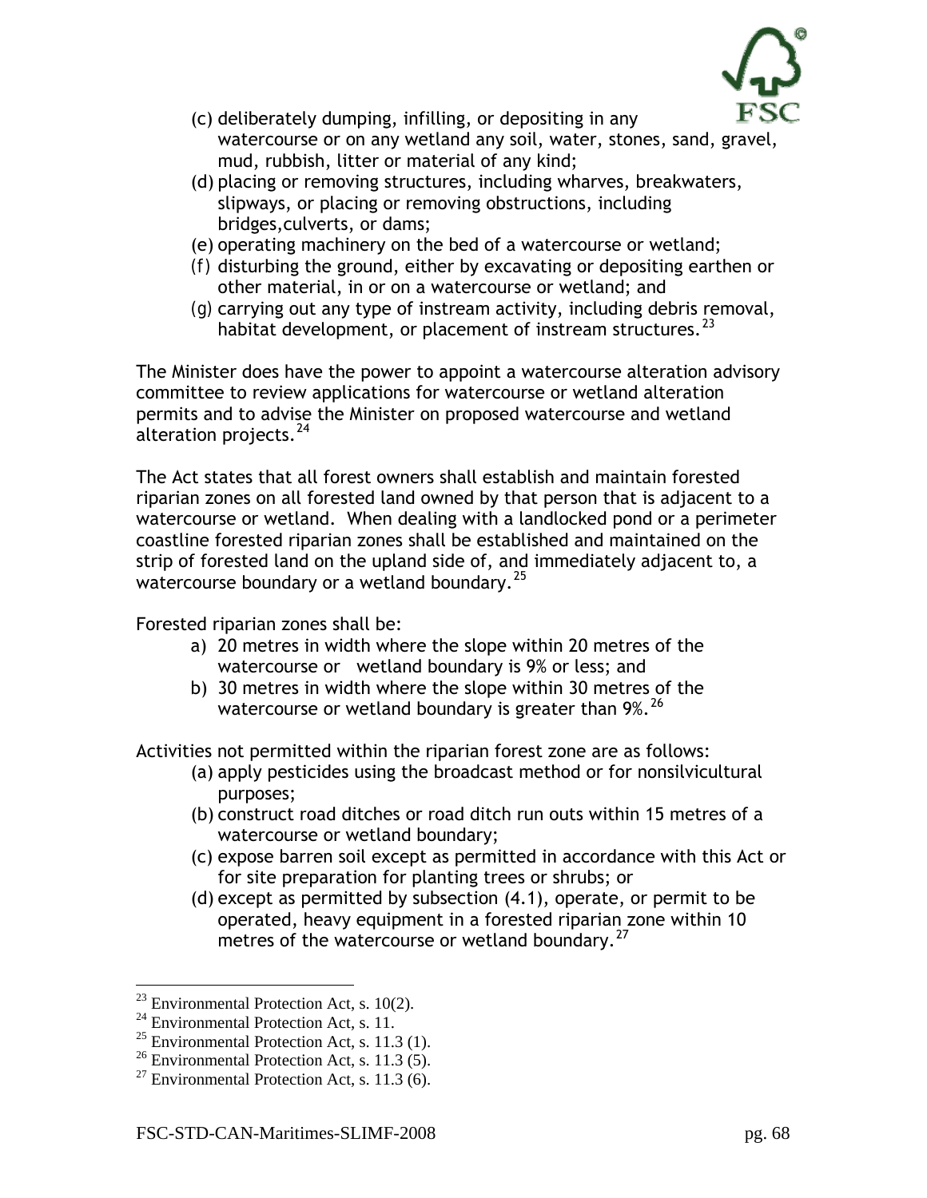(c) deliberately dumping, infilling, or depositing in any watercourse or on any wetland any soil, water, stones, sand, gravel, mud, rubbish, litter or material of any kind;
(d) placing or removing structures, including wharves, breakwaters, slipways, or placing or removing obstructions, including bridges,culverts, or dams;
(e) operating machinery on the bed of a watercourse or wetland;
(f) disturbing the ground, either by excavating or depositing earthen or other material, in or on a watercourse or wetland; and
(g) carrying out any type of instream activity, including debris removal, habitat development, or placement of instream structures.[23]

The Minister does have the power to appoint a watercourse alteration advisory committee to review applications for watercourse or wetland alteration permits and to advise the Minister on proposed watercourse and wetland alteration projects.[24]

The Act states that all forest owners shall establish and maintain forested riparian zones on all forested land owned by that person that is adjacent to a watercourse or wetland. When dealing with a landlocked pond or a perimeter coastline forested riparian zones shall be established and maintained on the strip of forested land on the upland side of, and immediately adjacent to, a watercourse boundary or a wetland boundary.[25]

Forested riparian zones shall be:

a) 20 metres in width where the slope within 20 metres of the watercourse or wetland boundary is 9% or less; and
b) 30 metres in width where the slope within 30 metres of the watercourse or wetland boundary is greater than 9%.[26]

Activities not permitted within the riparian forest zone are as follows:

(a) apply pesticides using the broadcast method or for nonsilvicultural purposes;
(b) construct road ditches or road ditch run outs within 15 metres of a watercourse or wetland boundary;
(c) expose barren soil except as permitted in accordance with this Act or for site preparation for planting trees or shrubs; or
(d) except as permitted by subsection (4.1), operate, or permit to be operated, heavy equipment in a forested riparian zone within 10 metres of the watercourse or wetland boundary.[27]

---

[23] Environmental Protection Act, s. 10(2).
[24] Environmental Protection Act, s. 11.
[25] Environmental Protection Act, s. 11.3 (1).
[26] Environmental Protection Act, s. 11.3 (5).
[27] Environmental Protection Act, s. 11.3 (6).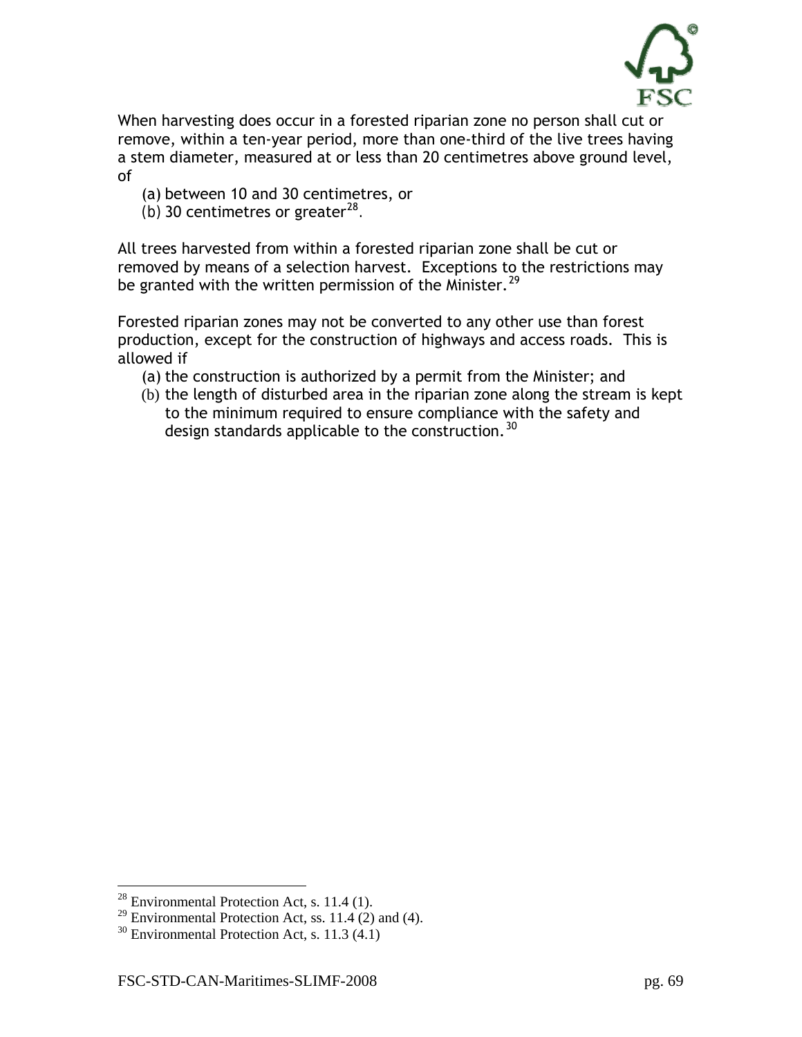When harvesting does occur in a forested riparian zone no person shall cut or remove, within a ten-year period, more than one-third of the live trees having a stem diameter, measured at or less than 20 centimetres above ground level, of

(a) between 10 and 30 centimetres, or
(b) 30 centimetres or greater[28].

All trees harvested from within a forested riparian zone shall be cut or removed by means of a selection harvest. Exceptions to the restrictions may be granted with the written permission of the Minister.[29]

Forested riparian zones may not be converted to any other use than forest production, except for the construction of highways and access roads. This is allowed if

(a) the construction is authorized by a permit from the Minister; and
(b) the length of disturbed area in the riparian zone along the stream is kept to the minimum required to ensure compliance with the safety and design standards applicable to the construction.[30]

---

[28] Environmental Protection Act, s. 11.4 (1).

[29] Environmental Protection Act, ss. 11.4 (2) and (4).

[30] Environmental Protection Act, s. 11.3 (4.1)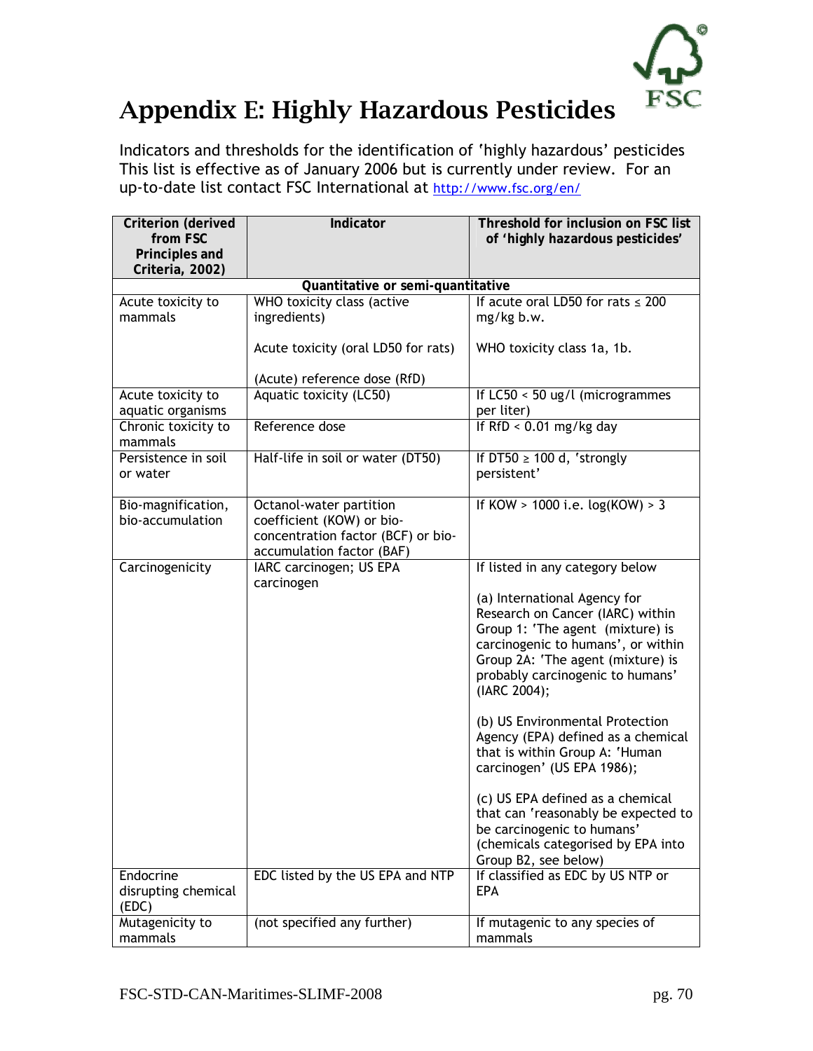# Appendix E: Highly Hazardous Pesticides

Indicators and thresholds for the identification of 'highly hazardous' pesticides This list is effective as of January 2006 but is currently under review. For an up-to-date list contact FSC International at http://www.fsc.org/en/

| Criterion (derived from FSC Principles and Criteria, 2002) | Indicator | Threshold for inclusion on FSC list of 'highly hazardous pesticides' |
|---|---|---|
| **Quantitative or semi-quantitative** | | |
| Acute toxicity to mammals | WHO toxicity class (active ingredients)<br><br>Acute toxicity (oral LD50 for rats)<br><br>(Acute) reference dose (RfD) | If acute oral LD50 for rats ≤ 200 mg/kg b.w.<br><br>WHO toxicity class 1a, 1b. |
| Acute toxicity to aquatic organisms | Aquatic toxicity (LC50) | If LC50 < 50 ug/l (microgrammes per liter) |
| Chronic toxicity to mammals | Reference dose | If RfD < 0.01 mg/kg day |
| Persistence in soil or water | Half-life in soil or water (DT50) | If DT50 ≥ 100 d, 'strongly persistent' |
| Bio-magnification, bio-accumulation | Octanol-water partition coefficient (KOW) or bio-concentration factor (BCF) or bio-accumulation factor (BAF) | If KOW > 1000 i.e. log(KOW) > 3 |
| Carcinogenicity | IARC carcinogen; US EPA carcinogen | If listed in any category below<br><br>(a) International Agency for Research on Cancer (IARC) within Group 1: 'The agent (mixture) is carcinogenic to humans', or within Group 2A: 'The agent (mixture) is probably carcinogenic to humans' (IARC 2004);<br><br>(b) US Environmental Protection Agency (EPA) defined as a chemical that is within Group A: 'Human carcinogen' (US EPA 1986);<br><br>(c) US EPA defined as a chemical that can 'reasonably be expected to be carcinogenic to humans' (chemicals categorised by EPA into Group B2, see below) |
| Endocrine disrupting chemical (EDC) | EDC listed by the US EPA and NTP | If classified as EDC by US NTP or EPA |
| Mutagenicity to mammals | (not specified any further) | If mutagenic to any species of mammals |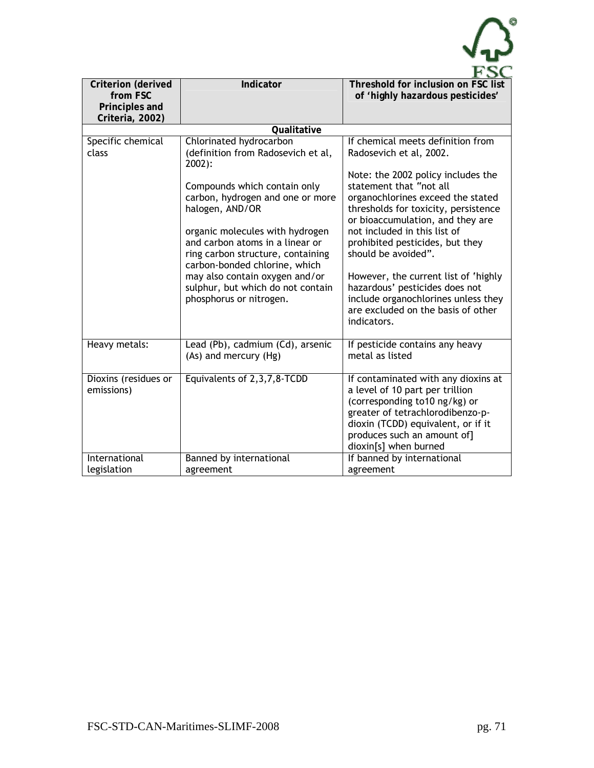| Criterion (derived from FSC Principles and Criteria, 2002) | Indicator | Threshold for inclusion on FSC list of 'highly hazardous pesticides' |
|---|---|---|
| | **Qualitative** | |
| Specific chemical class | Chlorinated hydrocarbon (definition from Radosevich et al, 2002):<br><br>Compounds which contain only carbon, hydrogen and one or more halogen, AND/OR<br><br>organic molecules with hydrogen and carbon atoms in a linear or ring carbon structure, containing carbon-bonded chlorine, which may also contain oxygen and/or sulphur, but which do not contain phosphorus or nitrogen. | If chemical meets definition from Radosevich et al, 2002.<br><br>Note: the 2002 policy includes the statement that "not all organochlorines exceed the stated thresholds for toxicity, persistence or bioaccumulation, and they are not included in this list of prohibited pesticides, but they should be avoided".<br><br>However, the current list of 'highly hazardous' pesticides does not include organochlorines unless they are excluded on the basis of other indicators. |
| Heavy metals: | Lead (Pb), cadmium (Cd), arsenic (As) and mercury (Hg) | If pesticide contains any heavy metal as listed |
| Dioxins (residues or emissions) | Equivalents of 2,3,7,8-TCDD | If contaminated with any dioxins at a level of 10 part per trillion (corresponding to10 ng/kg) or greater of tetrachlorodibenzo-p-dioxin (TCDD) equivalent, or if it produces such an amount of] dioxin[s] when burned |
| International legislation | Banned by international agreement | If banned by international agreement |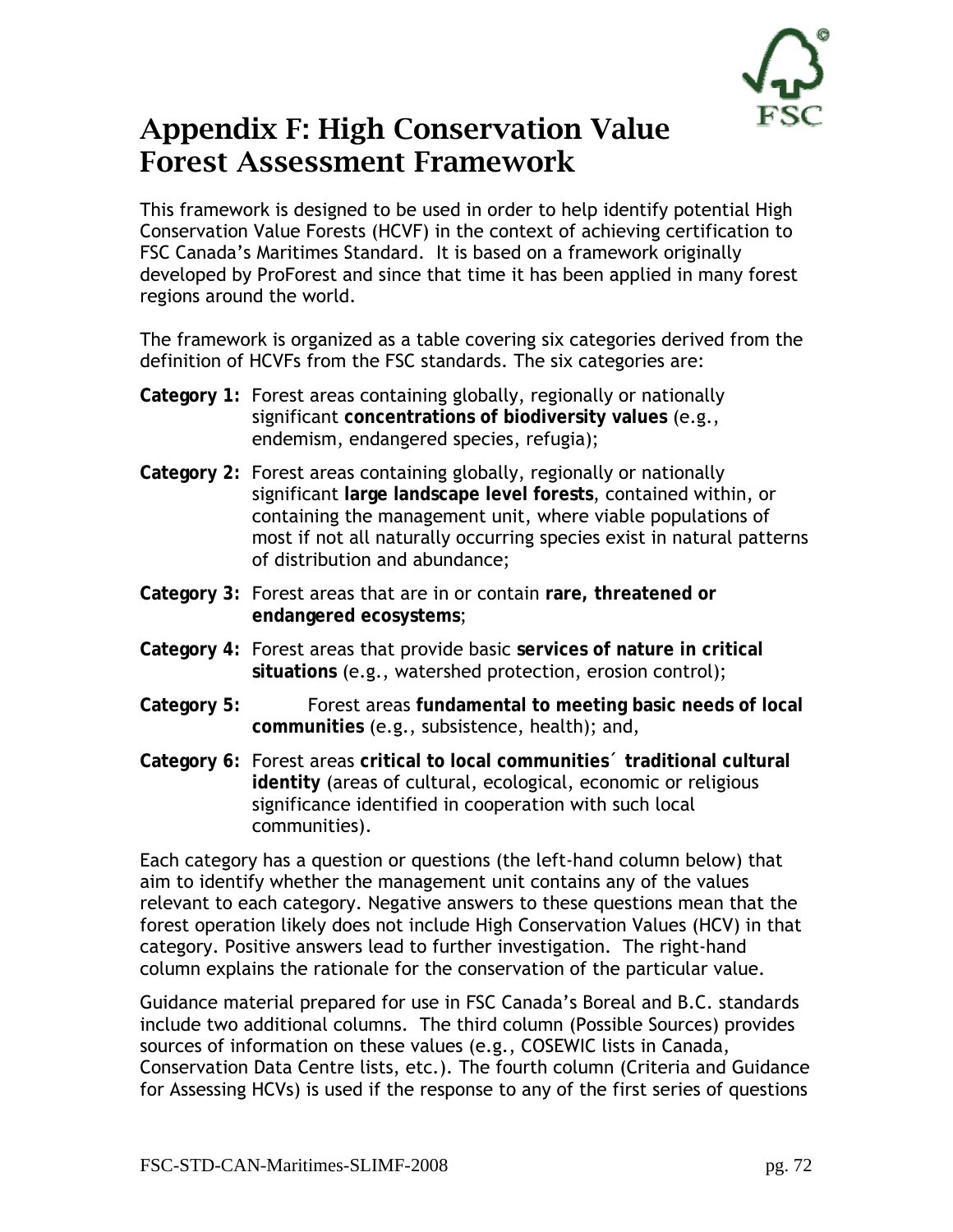# Appendix F: High Conservation Value Forest Assessment Framework

This framework is designed to be used in order to help identify potential High Conservation Value Forests (HCVF) in the context of achieving certification to FSC Canada's Maritimes Standard. It is based on a framework originally developed by ProForest and since that time it has been applied in many forest regions around the world.

The framework is organized as a table covering six categories derived from the definition of HCVFs from the FSC standards. The six categories are:

**Category 1:** Forest areas containing globally, regionally or nationally significant **concentrations of biodiversity values** (e.g., endemism, endangered species, refugia);

**Category 2:** Forest areas containing globally, regionally or nationally significant **large landscape level forests**, contained within, or containing the management unit, where viable populations of most if not all naturally occurring species exist in natural patterns of distribution and abundance;

**Category 3:** Forest areas that are in or contain **rare, threatened or endangered ecosystems**;

**Category 4:** Forest areas that provide basic **services of nature in critical situations** (e.g., watershed protection, erosion control);

**Category 5:** Forest areas **fundamental to meeting basic needs of local communities** (e.g., subsistence, health); and,

**Category 6:** Forest areas **critical to local communities´ traditional cultural identity** (areas of cultural, ecological, economic or religious significance identified in cooperation with such local communities).

Each category has a question or questions (the left-hand column below) that aim to identify whether the management unit contains any of the values relevant to each category. Negative answers to these questions mean that the forest operation likely does not include High Conservation Values (HCV) in that category. Positive answers lead to further investigation. The right-hand column explains the rationale for the conservation of the particular value.

Guidance material prepared for use in FSC Canada's Boreal and B.C. standards include two additional columns. The third column (Possible Sources) provides sources of information on these values (e.g., COSEWIC lists in Canada, Conservation Data Centre lists, etc.). The fourth column (Criteria and Guidance for Assessing HCVs) is used if the response to any of the first series of questions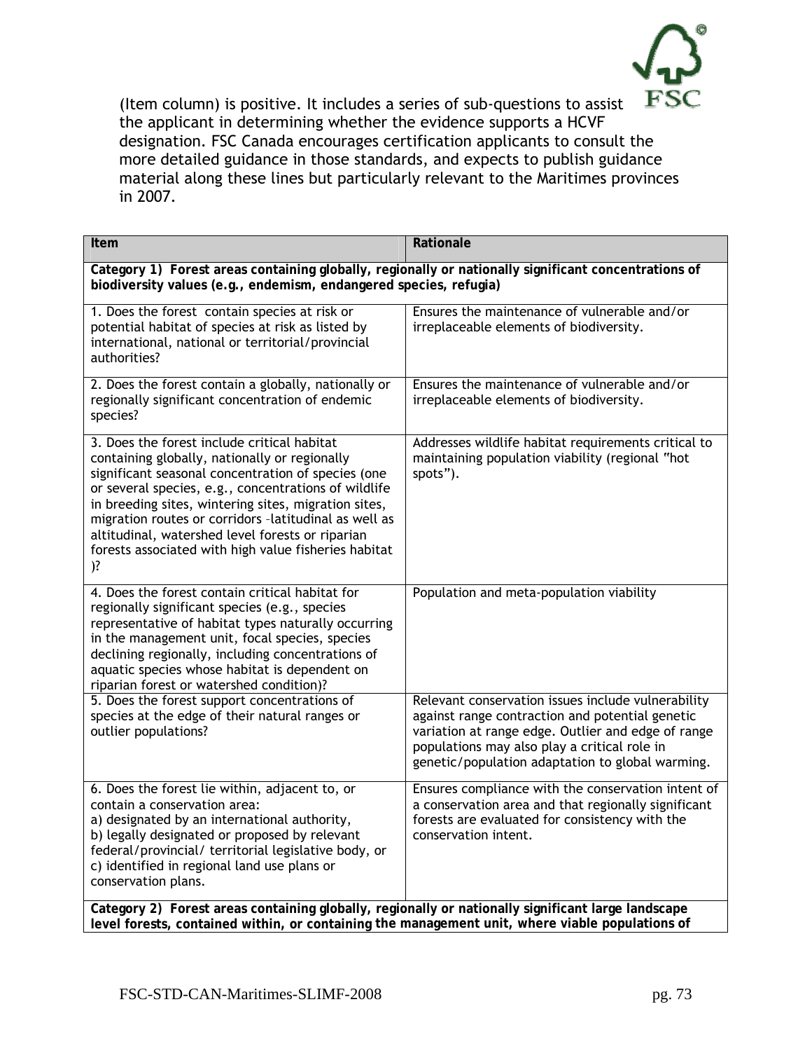(Item column) is positive. It includes a series of sub-questions to assist the applicant in determining whether the evidence supports a HCVF designation. FSC Canada encourages certification applicants to consult the more detailed guidance in those standards, and expects to publish guidance material along these lines but particularly relevant to the Maritimes provinces in 2007.

| Item | Rationale |
|---|---|
| **Category 1) Forest areas containing globally, regionally or nationally significant concentrations of biodiversity values (e.g., endemism, endangered species, refugia)** | |
| 1. Does the forest contain species at risk or potential habitat of species at risk as listed by international, national or territorial/provincial authorities? | Ensures the maintenance of vulnerable and/or irreplaceable elements of biodiversity. |
| 2. Does the forest contain a globally, nationally or regionally significant concentration of endemic species? | Ensures the maintenance of vulnerable and/or irreplaceable elements of biodiversity. |
| 3. Does the forest include critical habitat containing globally, nationally or regionally significant seasonal concentration of species (one or several species, e.g., concentrations of wildlife in breeding sites, wintering sites, migration sites, migration routes or corridors –latitudinal as well as altitudinal, watershed level forests or riparian forests associated with high value fisheries habitat )? | Addresses wildlife habitat requirements critical to maintaining population viability (regional "hot spots"). |
| 4. Does the forest contain critical habitat for regionally significant species (e.g., species representative of habitat types naturally occurring in the management unit, focal species, species declining regionally, including concentrations of aquatic species whose habitat is dependent on riparian forest or watershed condition)? | Population and meta-population viability |
| 5. Does the forest support concentrations of species at the edge of their natural ranges or outlier populations? | Relevant conservation issues include vulnerability against range contraction and potential genetic variation at range edge. Outlier and edge of range populations may also play a critical role in genetic/population adaptation to global warming. |
| 6. Does the forest lie within, adjacent to, or contain a conservation area:<br>a) designated by an international authority,<br>b) legally designated or proposed by relevant federal/provincial/ territorial legislative body, or<br>c) identified in regional land use plans or conservation plans. | Ensures compliance with the conservation intent of a conservation area and that regionally significant forests are evaluated for consistency with the conservation intent. |
| **Category 2) Forest areas containing globally, regionally or nationally significant large landscape level forests, contained within, or containing the management unit, where viable populations of** | |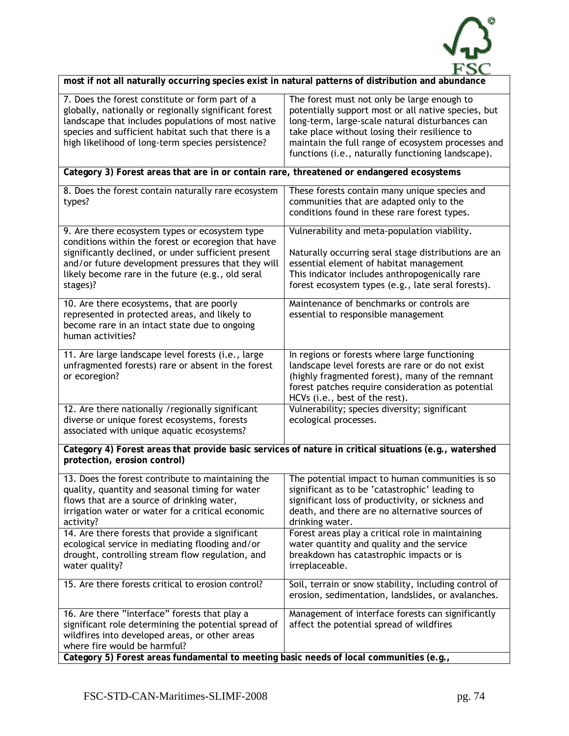| most if not all naturally occurring species exist in natural patterns of distribution and abundance | |
|---|---|
| 7. Does the forest constitute or form part of a globally, nationally or regionally significant forest landscape that includes populations of most native species and sufficient habitat such that there is a high likelihood of long-term species persistence? | The forest must not only be large enough to potentially support most or all native species, but long-term, large-scale natural disturbances can take place without losing their resilience to maintain the full range of ecosystem processes and functions (i.e., naturally functioning landscape). |
| **Category 3) Forest areas that are in or contain rare, threatened or endangered ecosystems** | |
| 8. Does the forest contain naturally rare ecosystem types? | These forests contain many unique species and communities that are adapted only to the conditions found in these rare forest types. |
| 9. Are there ecosystem types or ecosystem type conditions within the forest or ecoregion that have significantly declined, or under sufficient present and/or future development pressures that they will likely become rare in the future (e.g., old seral stages)? | Vulnerability and meta-population viability.<br><br>Naturally occurring seral stage distributions are an essential element of habitat management This indicator includes anthropogenically rare forest ecosystem types (e.g., late seral forests). |
| 10. Are there ecosystems, that are poorly represented in protected areas, and likely to become rare in an intact state due to ongoing human activities? | Maintenance of benchmarks or controls are essential to responsible management |
| 11. Are large landscape level forests (i.e., large unfragmented forests) rare or absent in the forest or ecoregion? | In regions or forests where large functioning landscape level forests are rare or do not exist (highly fragmented forest), many of the remnant forest patches require consideration as potential HCVs (i.e., best of the rest). |
| 12. Are there nationally /regionally significant diverse or unique forest ecosystems, forests associated with unique aquatic ecosystems? | Vulnerability; species diversity; significant ecological processes. |
| **Category 4) Forest areas that provide basic services of nature in critical situations (e.g., watershed protection, erosion control)** | |
| 13. Does the forest contribute to maintaining the quality, quantity and seasonal timing for water flows that are a source of drinking water, irrigation water or water for a critical economic activity? | The potential impact to human communities is so significant as to be 'catastrophic' leading to significant loss of productivity, or sickness and death, and there are no alternative sources of drinking water. |
| 14. Are there forests that provide a significant ecological service in mediating flooding and/or drought, controlling stream flow regulation, and water quality? | Forest areas play a critical role in maintaining water quantity and quality and the service breakdown has catastrophic impacts or is irreplaceable. |
| 15. Are there forests critical to erosion control? | Soil, terrain or snow stability, including control of erosion, sedimentation, landslides, or avalanches. |
| 16. Are there "interface" forests that play a significant role determining the potential spread of wildfires into developed areas, or other areas where fire would be harmful? | Management of interface forests can significantly affect the potential spread of wildfires |
| **Category 5) Forest areas fundamental to meeting basic needs of local communities (e.g.,** | |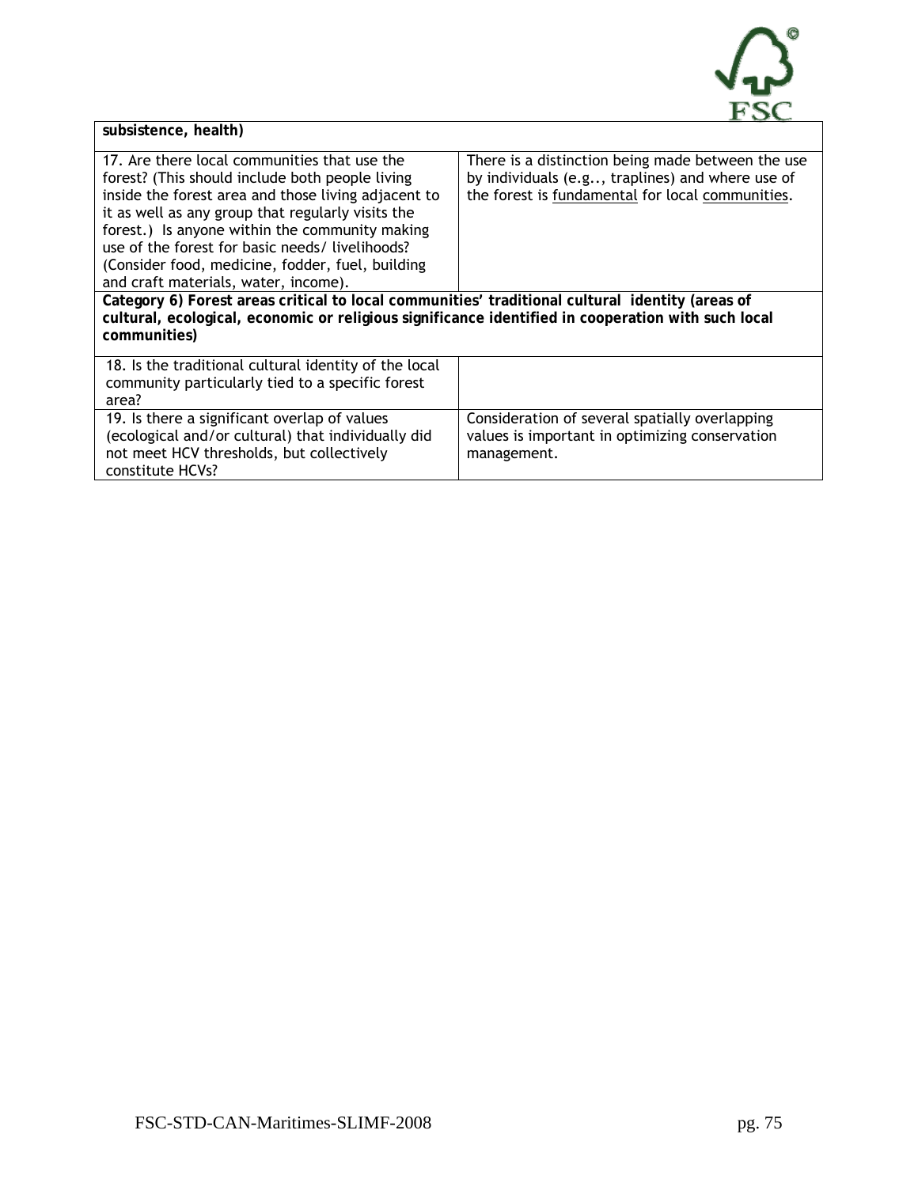| **subsistence, health)** | |
|---|---|
| 17. Are there local communities that use the forest? (This should include both people living inside the forest area and those living adjacent to it as well as any group that regularly visits the forest.) Is anyone within the community making use of the forest for basic needs/ livelihoods? (Consider food, medicine, fodder, fuel, building and craft materials, water, income). | There is a distinction being made between the use by individuals (e.g.., traplines) and where use of the forest is <u>fundamental</u> for local <u>communities</u>. |
| **Category 6) Forest areas critical to local communities' traditional cultural identity (areas of cultural, ecological, economic or religious significance identified in cooperation with such local communities)** | |
| 18. Is the traditional cultural identity of the local community particularly tied to a specific forest area? | |
| 19. Is there a significant overlap of values (ecological and/or cultural) that individually did not meet HCV thresholds, but collectively constitute HCVs? | Consideration of several spatially overlapping values is important in optimizing conservation management. |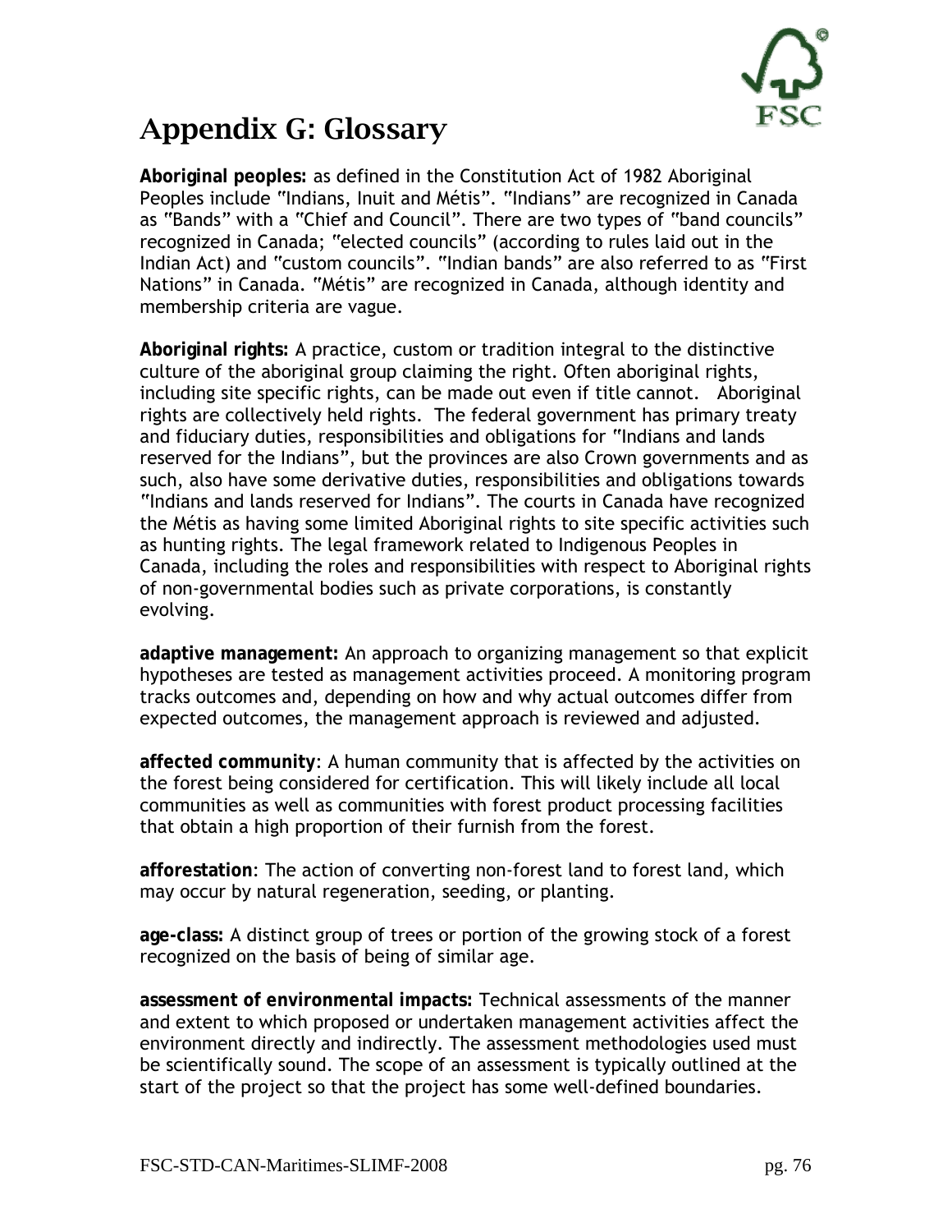# Appendix G: Glossary

**Aboriginal peoples:** as defined in the Constitution Act of 1982 Aboriginal Peoples include "Indians, Inuit and Métis". "Indians" are recognized in Canada as "Bands" with a "Chief and Council". There are two types of "band councils" recognized in Canada; "elected councils" (according to rules laid out in the Indian Act) and "custom councils". "Indian bands" are also referred to as "First Nations" in Canada. "Métis" are recognized in Canada, although identity and membership criteria are vague.

**Aboriginal rights:** A practice, custom or tradition integral to the distinctive culture of the aboriginal group claiming the right. Often aboriginal rights, including site specific rights, can be made out even if title cannot. Aboriginal rights are collectively held rights. The federal government has primary treaty and fiduciary duties, responsibilities and obligations for "Indians and lands reserved for the Indians", but the provinces are also Crown governments and as such, also have some derivative duties, responsibilities and obligations towards "Indians and lands reserved for Indians". The courts in Canada have recognized the Métis as having some limited Aboriginal rights to site specific activities such as hunting rights. The legal framework related to Indigenous Peoples in Canada, including the roles and responsibilities with respect to Aboriginal rights of non-governmental bodies such as private corporations, is constantly evolving.

**adaptive management:** An approach to organizing management so that explicit hypotheses are tested as management activities proceed. A monitoring program tracks outcomes and, depending on how and why actual outcomes differ from expected outcomes, the management approach is reviewed and adjusted.

**affected community**: A human community that is affected by the activities on the forest being considered for certification. This will likely include all local communities as well as communities with forest product processing facilities that obtain a high proportion of their furnish from the forest.

**afforestation**: The action of converting non-forest land to forest land, which may occur by natural regeneration, seeding, or planting.

**age-class:** A distinct group of trees or portion of the growing stock of a forest recognized on the basis of being of similar age.

**assessment of environmental impacts:** Technical assessments of the manner and extent to which proposed or undertaken management activities affect the environment directly and indirectly. The assessment methodologies used must be scientifically sound. The scope of an assessment is typically outlined at the start of the project so that the project has some well-defined boundaries.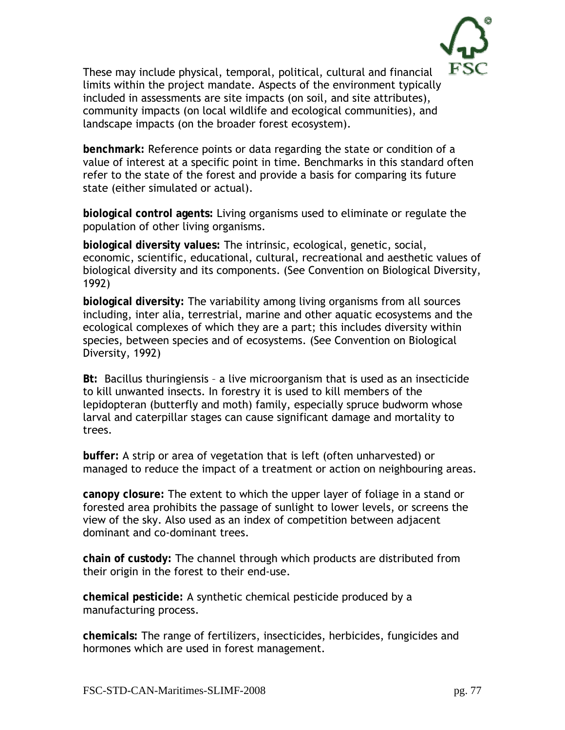These may include physical, temporal, political, cultural and financial limits within the project mandate. Aspects of the environment typically included in assessments are site impacts (on soil, and site attributes), community impacts (on local wildlife and ecological communities), and landscape impacts (on the broader forest ecosystem).

**benchmark:** Reference points or data regarding the state or condition of a value of interest at a specific point in time. Benchmarks in this standard often refer to the state of the forest and provide a basis for comparing its future state (either simulated or actual).

**biological control agents:** Living organisms used to eliminate or regulate the population of other living organisms.

**biological diversity values:** The intrinsic, ecological, genetic, social, economic, scientific, educational, cultural, recreational and aesthetic values of biological diversity and its components. (See Convention on Biological Diversity, 1992)

**biological diversity:** The variability among living organisms from all sources including, inter alia, terrestrial, marine and other aquatic ecosystems and the ecological complexes of which they are a part; this includes diversity within species, between species and of ecosystems. (See Convention on Biological Diversity, 1992)

**Bt:** Bacillus thuringiensis – a live microorganism that is used as an insecticide to kill unwanted insects. In forestry it is used to kill members of the lepidopteran (butterfly and moth) family, especially spruce budworm whose larval and caterpillar stages can cause significant damage and mortality to trees.

**buffer:** A strip or area of vegetation that is left (often unharvested) or managed to reduce the impact of a treatment or action on neighbouring areas.

**canopy closure:** The extent to which the upper layer of foliage in a stand or forested area prohibits the passage of sunlight to lower levels, or screens the view of the sky. Also used as an index of competition between adjacent dominant and co-dominant trees.

**chain of custody:** The channel through which products are distributed from their origin in the forest to their end-use.

**chemical pesticide:** A synthetic chemical pesticide produced by a manufacturing process.

**chemicals:** The range of fertilizers, insecticides, herbicides, fungicides and hormones which are used in forest management.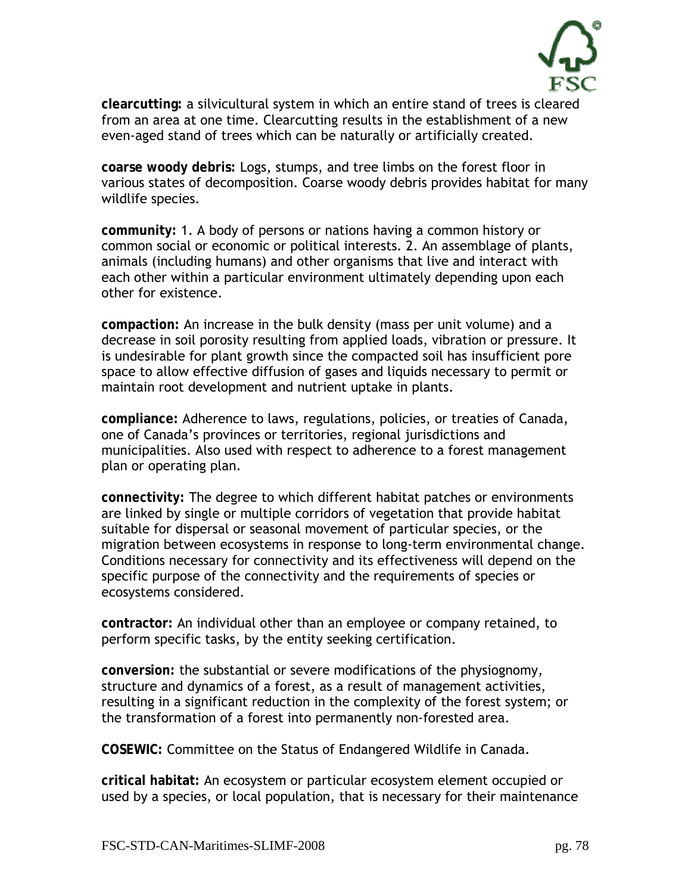**clearcutting:** a silvicultural system in which an entire stand of trees is cleared from an area at one time. Clearcutting results in the establishment of a new even-aged stand of trees which can be naturally or artificially created.

**coarse woody debris:** Logs, stumps, and tree limbs on the forest floor in various states of decomposition. Coarse woody debris provides habitat for many wildlife species.

**community:** 1. A body of persons or nations having a common history or common social or economic or political interests. 2. An assemblage of plants, animals (including humans) and other organisms that live and interact with each other within a particular environment ultimately depending upon each other for existence.

**compaction:** An increase in the bulk density (mass per unit volume) and a decrease in soil porosity resulting from applied loads, vibration or pressure. It is undesirable for plant growth since the compacted soil has insufficient pore space to allow effective diffusion of gases and liquids necessary to permit or maintain root development and nutrient uptake in plants.

**compliance:** Adherence to laws, regulations, policies, or treaties of Canada, one of Canada's provinces or territories, regional jurisdictions and municipalities. Also used with respect to adherence to a forest management plan or operating plan.

**connectivity:** The degree to which different habitat patches or environments are linked by single or multiple corridors of vegetation that provide habitat suitable for dispersal or seasonal movement of particular species, or the migration between ecosystems in response to long-term environmental change. Conditions necessary for connectivity and its effectiveness will depend on the specific purpose of the connectivity and the requirements of species or ecosystems considered.

**contractor:** An individual other than an employee or company retained, to perform specific tasks, by the entity seeking certification.

**conversion:** the substantial or severe modifications of the physiognomy, structure and dynamics of a forest, as a result of management activities, resulting in a significant reduction in the complexity of the forest system; or the transformation of a forest into permanently non-forested area.

**COSEWIC:** Committee on the Status of Endangered Wildlife in Canada.

**critical habitat:** An ecosystem or particular ecosystem element occupied or used by a species, or local population, that is necessary for their maintenance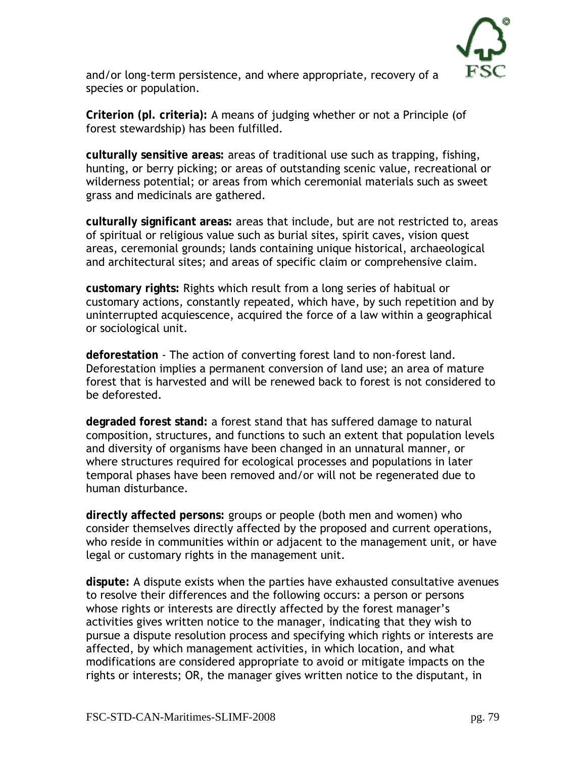and/or long-term persistence, and where appropriate, recovery of a species or population.

**Criterion (pl. criteria):** A means of judging whether or not a Principle (of forest stewardship) has been fulfilled.

**culturally sensitive areas:** areas of traditional use such as trapping, fishing, hunting, or berry picking; or areas of outstanding scenic value, recreational or wilderness potential; or areas from which ceremonial materials such as sweet grass and medicinals are gathered.

**culturally significant areas:** areas that include, but are not restricted to, areas of spiritual or religious value such as burial sites, spirit caves, vision quest areas, ceremonial grounds; lands containing unique historical, archaeological and architectural sites; and areas of specific claim or comprehensive claim.

**customary rights:** Rights which result from a long series of habitual or customary actions, constantly repeated, which have, by such repetition and by uninterrupted acquiescence, acquired the force of a law within a geographical or sociological unit.

**deforestation** - The action of converting forest land to non-forest land. Deforestation implies a permanent conversion of land use; an area of mature forest that is harvested and will be renewed back to forest is not considered to be deforested.

**degraded forest stand:** a forest stand that has suffered damage to natural composition, structures, and functions to such an extent that population levels and diversity of organisms have been changed in an unnatural manner, or where structures required for ecological processes and populations in later temporal phases have been removed and/or will not be regenerated due to human disturbance.

**directly affected persons:** groups or people (both men and women) who consider themselves directly affected by the proposed and current operations, who reside in communities within or adjacent to the management unit, or have legal or customary rights in the management unit.

**dispute:** A dispute exists when the parties have exhausted consultative avenues to resolve their differences and the following occurs: a person or persons whose rights or interests are directly affected by the forest manager's activities gives written notice to the manager, indicating that they wish to pursue a dispute resolution process and specifying which rights or interests are affected, by which management activities, in which location, and what modifications are considered appropriate to avoid or mitigate impacts on the rights or interests; OR, the manager gives written notice to the disputant, in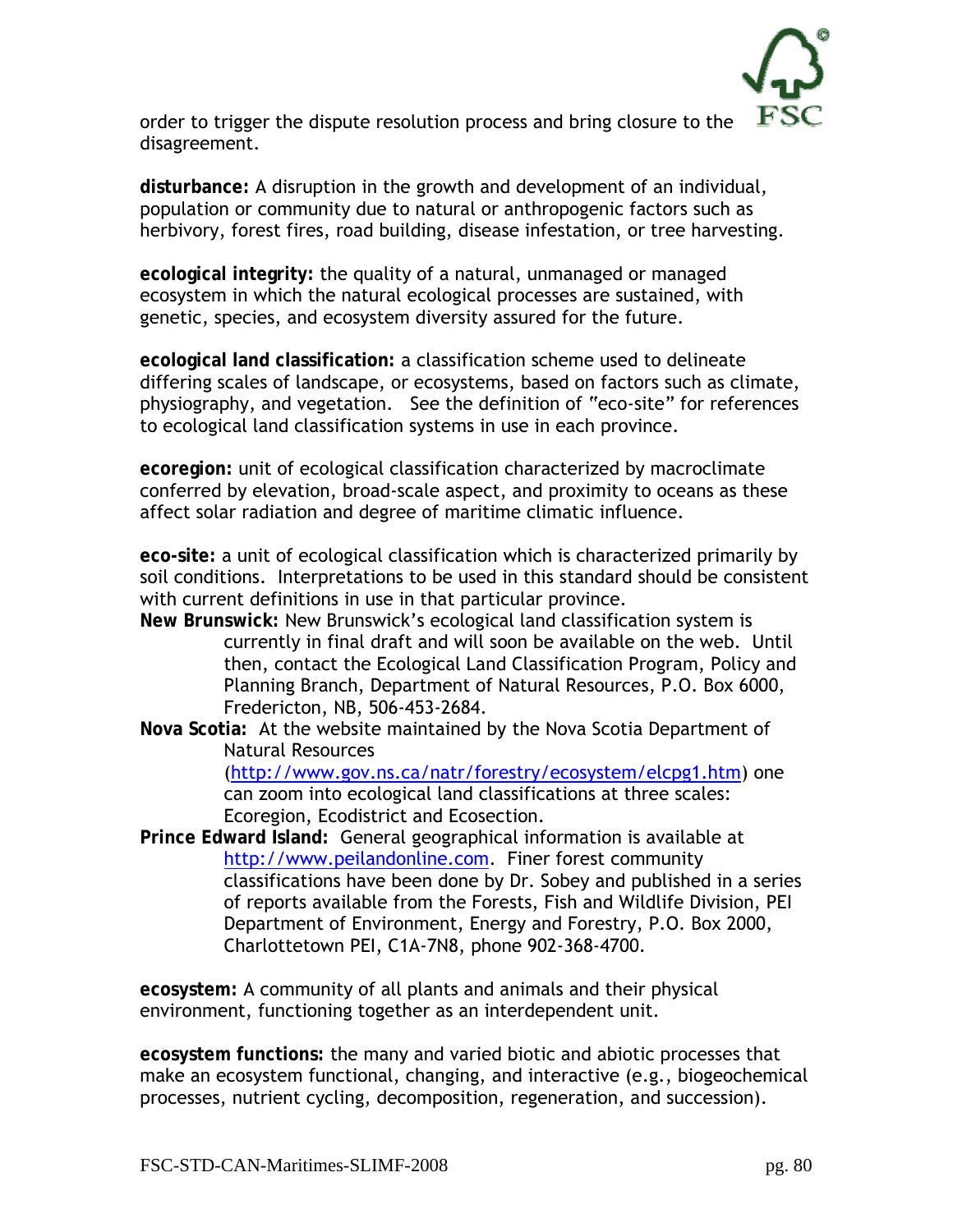order to trigger the dispute resolution process and bring closure to the disagreement.

**disturbance:** A disruption in the growth and development of an individual, population or community due to natural or anthropogenic factors such as herbivory, forest fires, road building, disease infestation, or tree harvesting.

**ecological integrity:** the quality of a natural, unmanaged or managed ecosystem in which the natural ecological processes are sustained, with genetic, species, and ecosystem diversity assured for the future.

**ecological land classification:** a classification scheme used to delineate differing scales of landscape, or ecosystems, based on factors such as climate, physiography, and vegetation. See the definition of "eco-site" for references to ecological land classification systems in use in each province.

**ecoregion:** unit of ecological classification characterized by macroclimate conferred by elevation, broad-scale aspect, and proximity to oceans as these affect solar radiation and degree of maritime climatic influence.

**eco-site:** a unit of ecological classification which is characterized primarily by soil conditions. Interpretations to be used in this standard should be consistent with current definitions in use in that particular province.

**New Brunswick:** New Brunswick's ecological land classification system is currently in final draft and will soon be available on the web. Until then, contact the Ecological Land Classification Program, Policy and Planning Branch, Department of Natural Resources, P.O. Box 6000, Fredericton, NB, 506-453-2684.

**Nova Scotia:** At the website maintained by the Nova Scotia Department of Natural Resources (http://www.gov.ns.ca/natr/forestry/ecosystem/elcpg1.htm) one can zoom into ecological land classifications at three scales: Ecoregion, Ecodistrict and Ecosection.

**Prince Edward Island:** General geographical information is available at http://www.peilandonline.com. Finer forest community classifications have been done by Dr. Sobey and published in a series of reports available from the Forests, Fish and Wildlife Division, PEI Department of Environment, Energy and Forestry, P.O. Box 2000, Charlottetown PEI, C1A-7N8, phone 902-368-4700.

**ecosystem:** A community of all plants and animals and their physical environment, functioning together as an interdependent unit.

**ecosystem functions:** the many and varied biotic and abiotic processes that make an ecosystem functional, changing, and interactive (e.g., biogeochemical processes, nutrient cycling, decomposition, regeneration, and succession).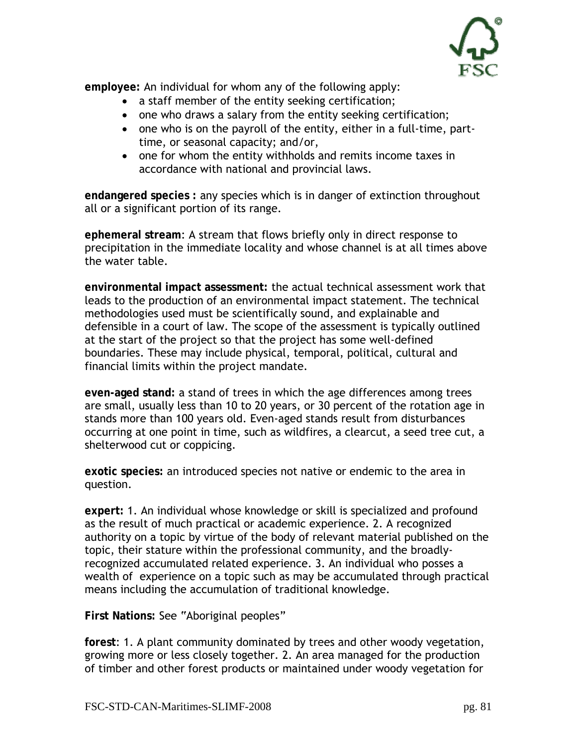**employee:** An individual for whom any of the following apply:

- a staff member of the entity seeking certification;
- one who draws a salary from the entity seeking certification;
- one who is on the payroll of the entity, either in a full-time, part-time, or seasonal capacity; and/or,
- one for whom the entity withholds and remits income taxes in accordance with national and provincial laws.

**endangered species :** any species which is in danger of extinction throughout all or a significant portion of its range.

**ephemeral stream**: A stream that flows briefly only in direct response to precipitation in the immediate locality and whose channel is at all times above the water table.

**environmental impact assessment:** the actual technical assessment work that leads to the production of an environmental impact statement. The technical methodologies used must be scientifically sound, and explainable and defensible in a court of law. The scope of the assessment is typically outlined at the start of the project so that the project has some well-defined boundaries. These may include physical, temporal, political, cultural and financial limits within the project mandate.

**even-aged stand:** a stand of trees in which the age differences among trees are small, usually less than 10 to 20 years, or 30 percent of the rotation age in stands more than 100 years old. Even-aged stands result from disturbances occurring at one point in time, such as wildfires, a clearcut, a seed tree cut, a shelterwood cut or coppicing.

**exotic species:** an introduced species not native or endemic to the area in question.

**expert:** 1. An individual whose knowledge or skill is specialized and profound as the result of much practical or academic experience. 2. A recognized authority on a topic by virtue of the body of relevant material published on the topic, their stature within the professional community, and the broadly-recognized accumulated related experience. 3. An individual who posses a wealth of experience on a topic such as may be accumulated through practical means including the accumulation of traditional knowledge.

**First Nations:** See "Aboriginal peoples"

**forest**: 1. A plant community dominated by trees and other woody vegetation, growing more or less closely together. 2. An area managed for the production of timber and other forest products or maintained under woody vegetation for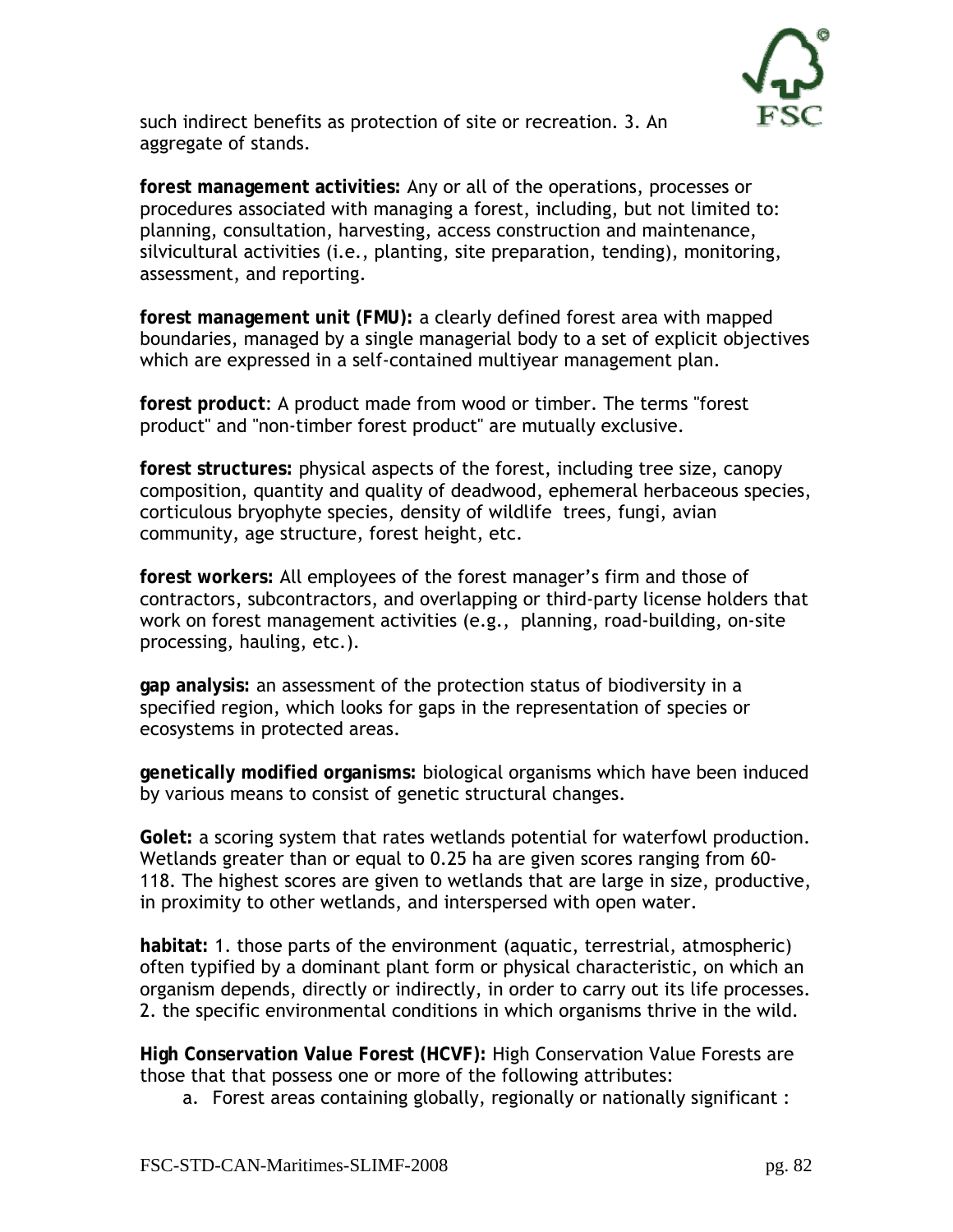such indirect benefits as protection of site or recreation. 3. An aggregate of stands.

**forest management activities:** Any or all of the operations, processes or procedures associated with managing a forest, including, but not limited to: planning, consultation, harvesting, access construction and maintenance, silvicultural activities (i.e., planting, site preparation, tending), monitoring, assessment, and reporting.

**forest management unit (FMU):** a clearly defined forest area with mapped boundaries, managed by a single managerial body to a set of explicit objectives which are expressed in a self-contained multiyear management plan.

**forest product**: A product made from wood or timber. The terms "forest product" and "non-timber forest product" are mutually exclusive.

**forest structures:** physical aspects of the forest, including tree size, canopy composition, quantity and quality of deadwood, ephemeral herbaceous species, corticulous bryophyte species, density of wildlife trees, fungi, avian community, age structure, forest height, etc.

**forest workers:** All employees of the forest manager's firm and those of contractors, subcontractors, and overlapping or third-party license holders that work on forest management activities (e.g., planning, road-building, on-site processing, hauling, etc.).

**gap analysis:** an assessment of the protection status of biodiversity in a specified region, which looks for gaps in the representation of species or ecosystems in protected areas.

**genetically modified organisms:** biological organisms which have been induced by various means to consist of genetic structural changes.

**Golet:** a scoring system that rates wetlands potential for waterfowl production. Wetlands greater than or equal to 0.25 ha are given scores ranging from 60-118. The highest scores are given to wetlands that are large in size, productive, in proximity to other wetlands, and interspersed with open water.

**habitat:** 1. those parts of the environment (aquatic, terrestrial, atmospheric) often typified by a dominant plant form or physical characteristic, on which an organism depends, directly or indirectly, in order to carry out its life processes. 2. the specific environmental conditions in which organisms thrive in the wild.

**High Conservation Value Forest (HCVF):** High Conservation Value Forests are those that that possess one or more of the following attributes:

a. Forest areas containing globally, regionally or nationally significant :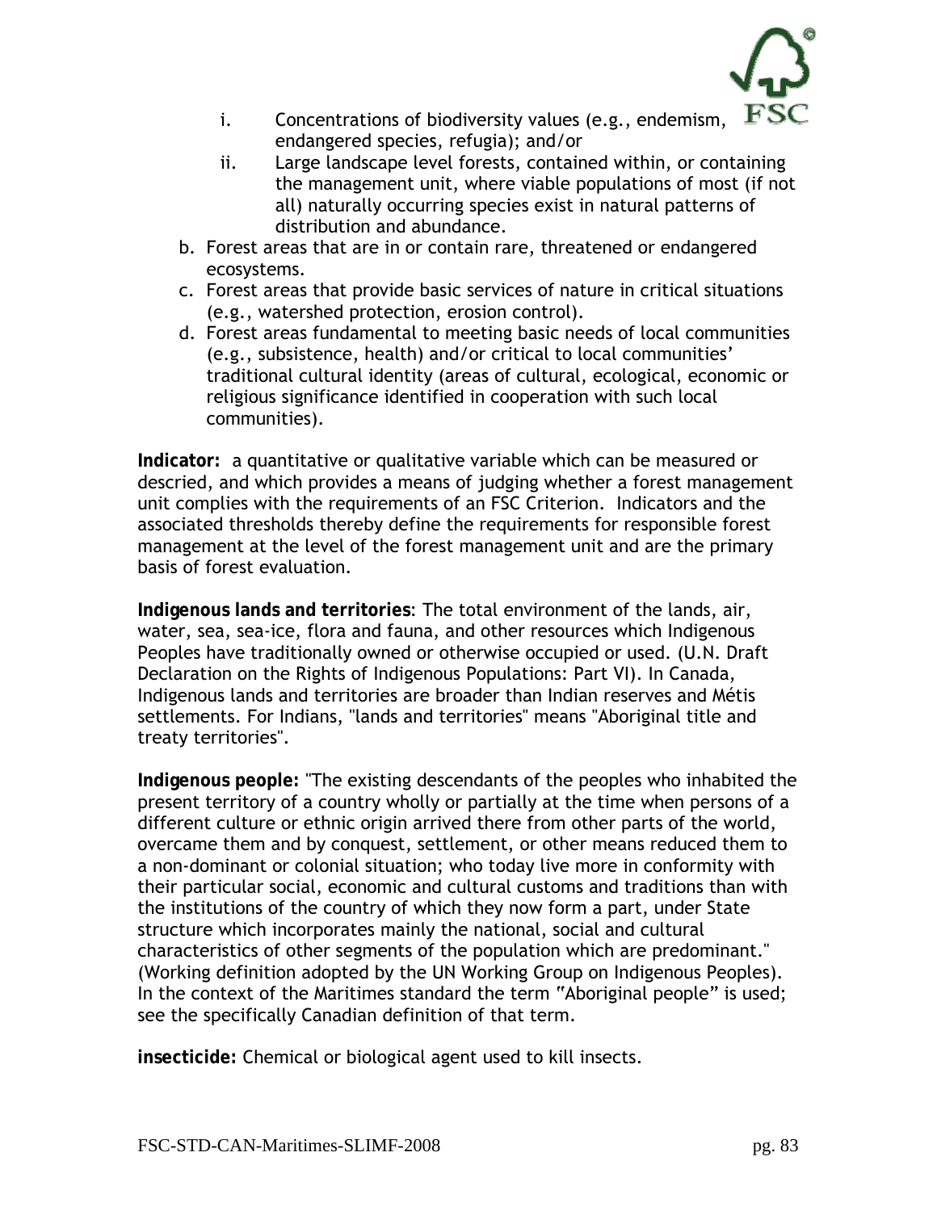- i. Concentrations of biodiversity values (e.g., endemism, endangered species, refugia); and/or
   - ii. Large landscape level forests, contained within, or containing the management unit, where viable populations of most (if not all) naturally occurring species exist in natural patterns of distribution and abundance.
- b. Forest areas that are in or contain rare, threatened or endangered ecosystems.
- c. Forest areas that provide basic services of nature in critical situations (e.g., watershed protection, erosion control).
- d. Forest areas fundamental to meeting basic needs of local communities (e.g., subsistence, health) and/or critical to local communities' traditional cultural identity (areas of cultural, ecological, economic or religious significance identified in cooperation with such local communities).

**Indicator:** a quantitative or qualitative variable which can be measured or descried, and which provides a means of judging whether a forest management unit complies with the requirements of an FSC Criterion. Indicators and the associated thresholds thereby define the requirements for responsible forest management at the level of the forest management unit and are the primary basis of forest evaluation.

**Indigenous lands and territories**: The total environment of the lands, air, water, sea, sea-ice, flora and fauna, and other resources which Indigenous Peoples have traditionally owned or otherwise occupied or used. (U.N. Draft Declaration on the Rights of Indigenous Populations: Part VI). In Canada, Indigenous lands and territories are broader than Indian reserves and Métis settlements. For Indians, "lands and territories" means "Aboriginal title and treaty territories".

**Indigenous people:** "The existing descendants of the peoples who inhabited the present territory of a country wholly or partially at the time when persons of a different culture or ethnic origin arrived there from other parts of the world, overcame them and by conquest, settlement, or other means reduced them to a non-dominant or colonial situation; who today live more in conformity with their particular social, economic and cultural customs and traditions than with the institutions of the country of which they now form a part, under State structure which incorporates mainly the national, social and cultural characteristics of other segments of the population which are predominant." (Working definition adopted by the UN Working Group on Indigenous Peoples). In the context of the Maritimes standard the term "Aboriginal people" is used; see the specifically Canadian definition of that term.

**insecticide:** Chemical or biological agent used to kill insects.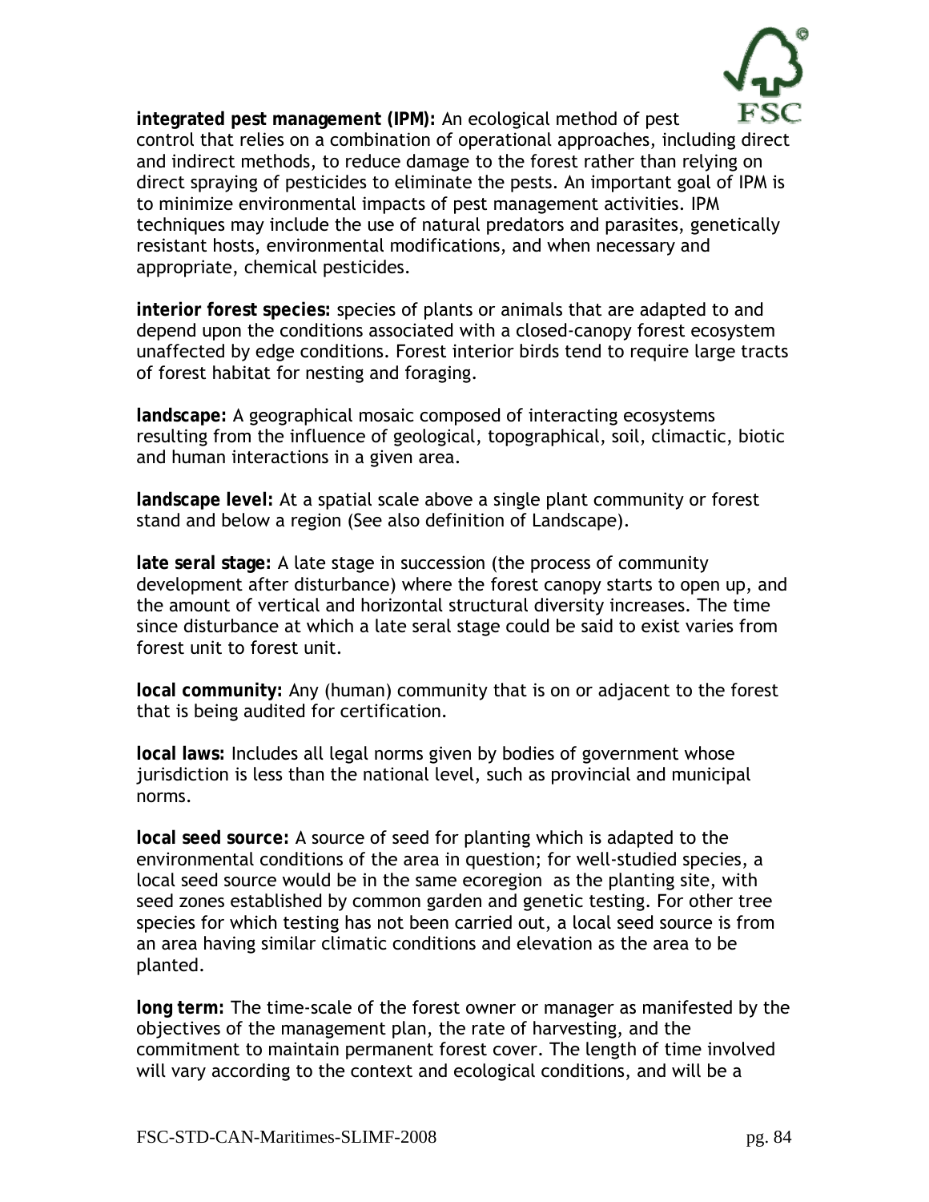**integrated pest management (IPM):** An ecological method of pest control that relies on a combination of operational approaches, including direct and indirect methods, to reduce damage to the forest rather than relying on direct spraying of pesticides to eliminate the pests. An important goal of IPM is to minimize environmental impacts of pest management activities. IPM techniques may include the use of natural predators and parasites, genetically resistant hosts, environmental modifications, and when necessary and appropriate, chemical pesticides.

**interior forest species:** species of plants or animals that are adapted to and depend upon the conditions associated with a closed-canopy forest ecosystem unaffected by edge conditions. Forest interior birds tend to require large tracts of forest habitat for nesting and foraging.

**landscape:** A geographical mosaic composed of interacting ecosystems resulting from the influence of geological, topographical, soil, climactic, biotic and human interactions in a given area.

**landscape level:** At a spatial scale above a single plant community or forest stand and below a region (See also definition of Landscape).

**late seral stage:** A late stage in succession (the process of community development after disturbance) where the forest canopy starts to open up, and the amount of vertical and horizontal structural diversity increases. The time since disturbance at which a late seral stage could be said to exist varies from forest unit to forest unit.

**local community:** Any (human) community that is on or adjacent to the forest that is being audited for certification.

**local laws:** Includes all legal norms given by bodies of government whose jurisdiction is less than the national level, such as provincial and municipal norms.

**local seed source:** A source of seed for planting which is adapted to the environmental conditions of the area in question; for well-studied species, a local seed source would be in the same ecoregion as the planting site, with seed zones established by common garden and genetic testing. For other tree species for which testing has not been carried out, a local seed source is from an area having similar climatic conditions and elevation as the area to be planted.

**long term:** The time-scale of the forest owner or manager as manifested by the objectives of the management plan, the rate of harvesting, and the commitment to maintain permanent forest cover. The length of time involved will vary according to the context and ecological conditions, and will be a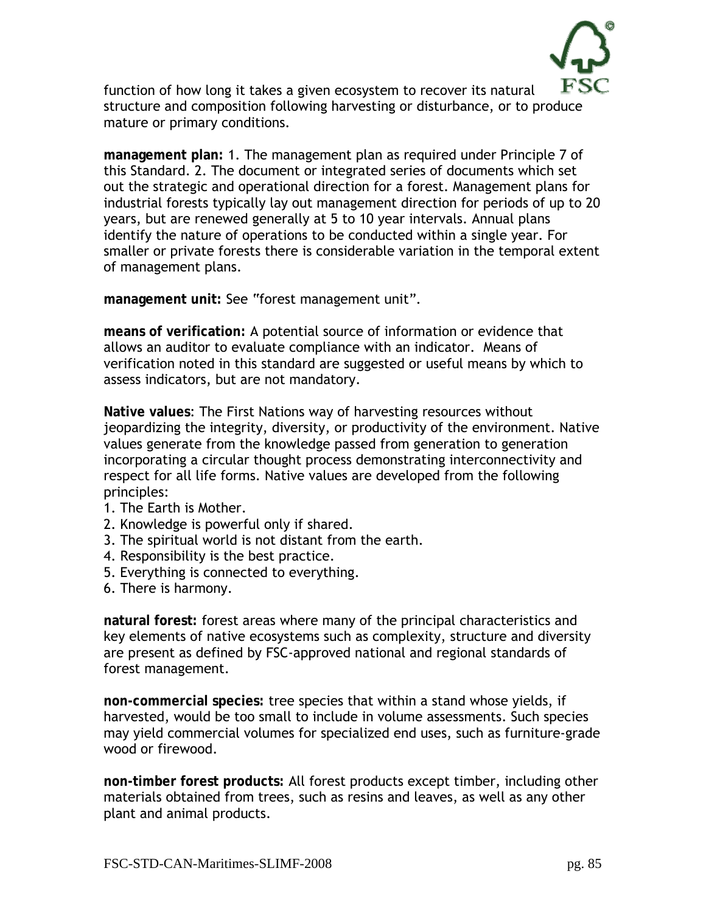function of how long it takes a given ecosystem to recover its natural structure and composition following harvesting or disturbance, or to produce mature or primary conditions.

**management plan:** 1. The management plan as required under Principle 7 of this Standard. 2. The document or integrated series of documents which set out the strategic and operational direction for a forest. Management plans for industrial forests typically lay out management direction for periods of up to 20 years, but are renewed generally at 5 to 10 year intervals. Annual plans identify the nature of operations to be conducted within a single year. For smaller or private forests there is considerable variation in the temporal extent of management plans.

**management unit:** See "forest management unit".

**means of verification:** A potential source of information or evidence that allows an auditor to evaluate compliance with an indicator. Means of verification noted in this standard are suggested or useful means by which to assess indicators, but are not mandatory.

**Native values**: The First Nations way of harvesting resources without jeopardizing the integrity, diversity, or productivity of the environment. Native values generate from the knowledge passed from generation to generation incorporating a circular thought process demonstrating interconnectivity and respect for all life forms. Native values are developed from the following principles:

1. The Earth is Mother.
2. Knowledge is powerful only if shared.
3. The spiritual world is not distant from the earth.
4. Responsibility is the best practice.
5. Everything is connected to everything.
6. There is harmony.

**natural forest:** forest areas where many of the principal characteristics and key elements of native ecosystems such as complexity, structure and diversity are present as defined by FSC-approved national and regional standards of forest management.

**non-commercial species:** tree species that within a stand whose yields, if harvested, would be too small to include in volume assessments. Such species may yield commercial volumes for specialized end uses, such as furniture-grade wood or firewood.

**non-timber forest products:** All forest products except timber, including other materials obtained from trees, such as resins and leaves, as well as any other plant and animal products.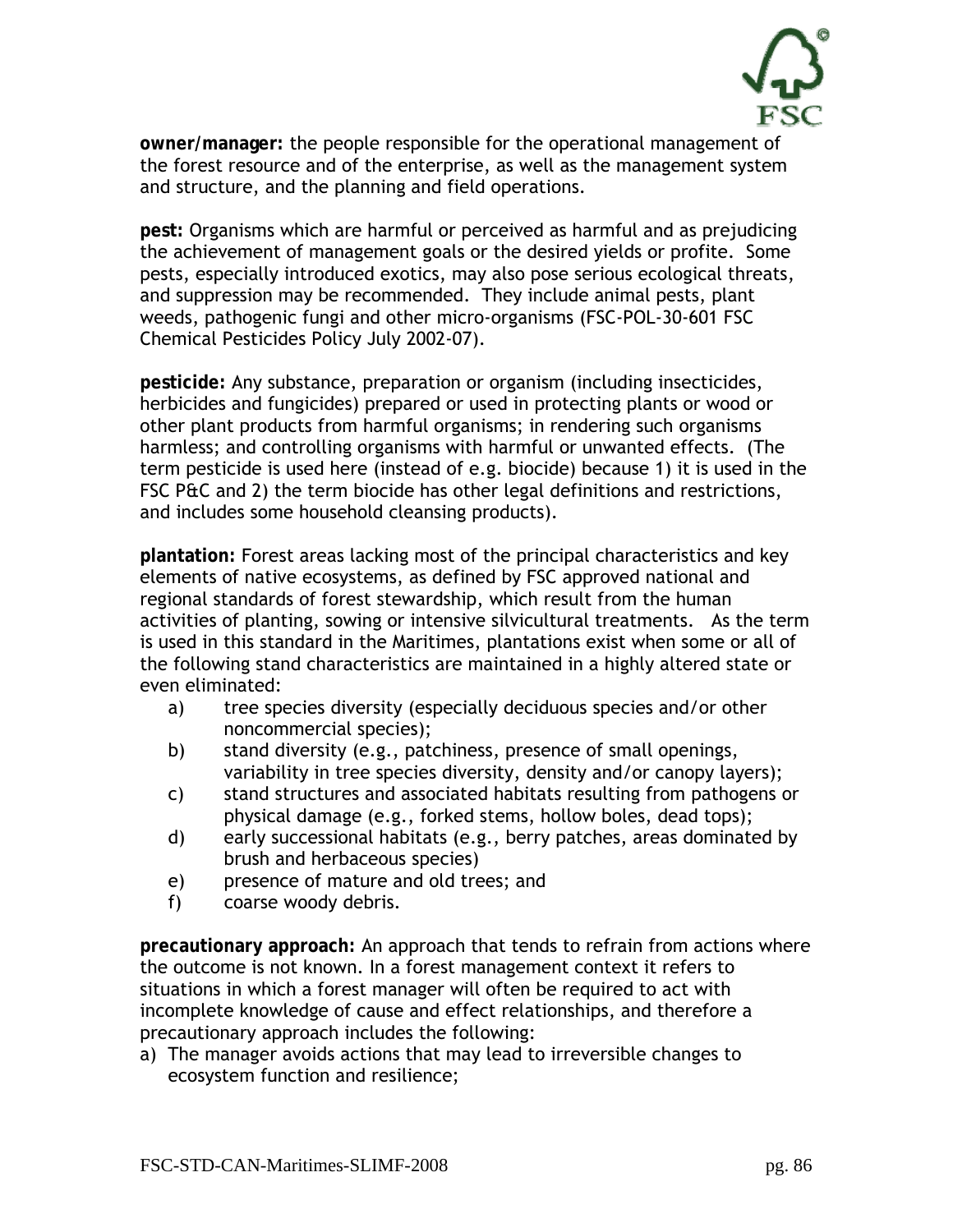**owner/manager:** the people responsible for the operational management of the forest resource and of the enterprise, as well as the management system and structure, and the planning and field operations.

**pest:** Organisms which are harmful or perceived as harmful and as prejudicing the achievement of management goals or the desired yields or profite. Some pests, especially introduced exotics, may also pose serious ecological threats, and suppression may be recommended. They include animal pests, plant weeds, pathogenic fungi and other micro-organisms (FSC-POL-30-601 FSC Chemical Pesticides Policy July 2002-07).

**pesticide:** Any substance, preparation or organism (including insecticides, herbicides and fungicides) prepared or used in protecting plants or wood or other plant products from harmful organisms; in rendering such organisms harmless; and controlling organisms with harmful or unwanted effects. (The term pesticide is used here (instead of e.g. biocide) because 1) it is used in the FSC P&C and 2) the term biocide has other legal definitions and restrictions, and includes some household cleansing products).

**plantation:** Forest areas lacking most of the principal characteristics and key elements of native ecosystems, as defined by FSC approved national and regional standards of forest stewardship, which result from the human activities of planting, sowing or intensive silvicultural treatments. As the term is used in this standard in the Maritimes, plantations exist when some or all of the following stand characteristics are maintained in a highly altered state or even eliminated:

a) tree species diversity (especially deciduous species and/or other noncommercial species);
b) stand diversity (e.g., patchiness, presence of small openings, variability in tree species diversity, density and/or canopy layers);
c) stand structures and associated habitats resulting from pathogens or physical damage (e.g., forked stems, hollow boles, dead tops);
d) early successional habitats (e.g., berry patches, areas dominated by brush and herbaceous species)
e) presence of mature and old trees; and
f) coarse woody debris.

**precautionary approach:** An approach that tends to refrain from actions where the outcome is not known. In a forest management context it refers to situations in which a forest manager will often be required to act with incomplete knowledge of cause and effect relationships, and therefore a precautionary approach includes the following:

a) The manager avoids actions that may lead to irreversible changes to ecosystem function and resilience;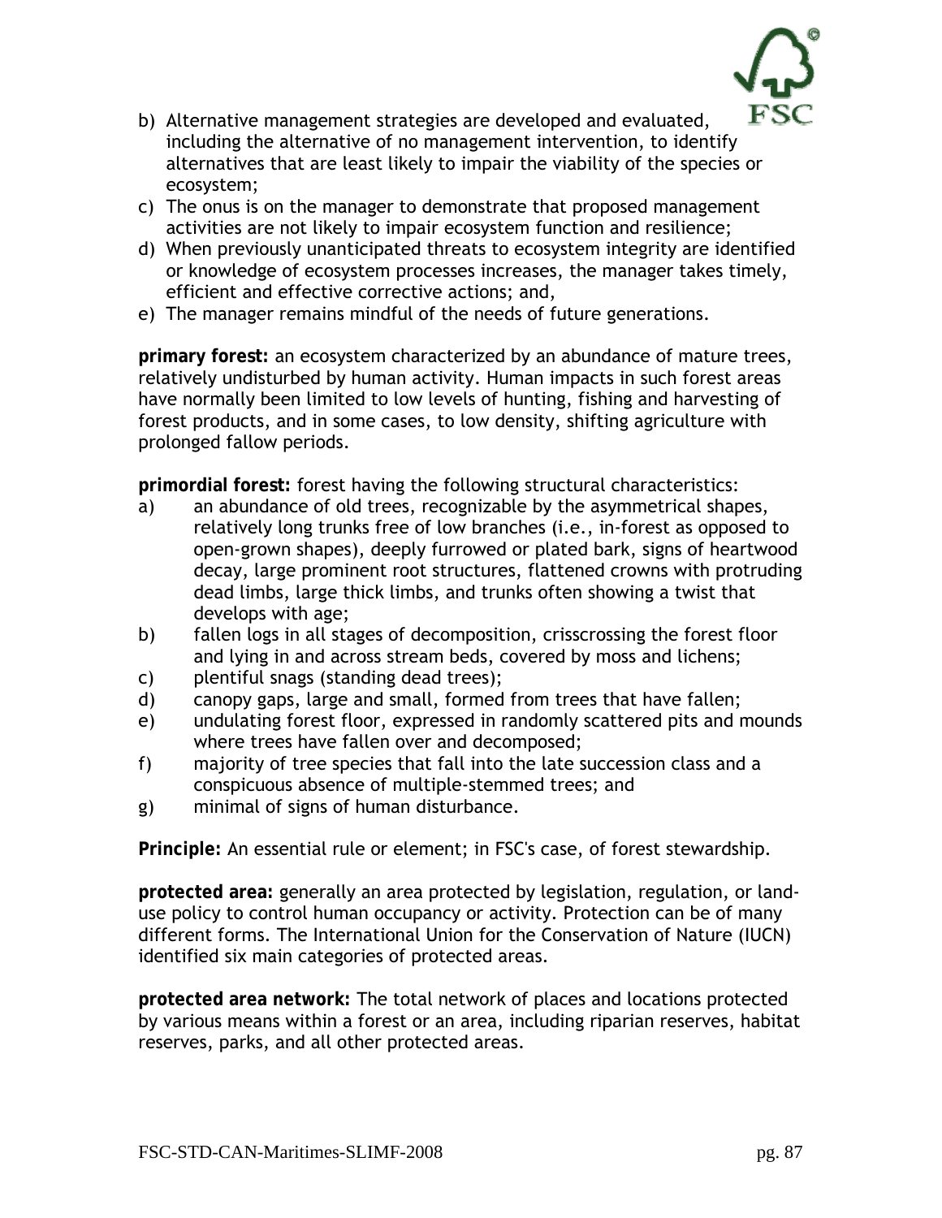b) Alternative management strategies are developed and evaluated, including the alternative of no management intervention, to identify alternatives that are least likely to impair the viability of the species or ecosystem;
c) The onus is on the manager to demonstrate that proposed management activities are not likely to impair ecosystem function and resilience;
d) When previously unanticipated threats to ecosystem integrity are identified or knowledge of ecosystem processes increases, the manager takes timely, efficient and effective corrective actions; and,
e) The manager remains mindful of the needs of future generations.

**primary forest:** an ecosystem characterized by an abundance of mature trees, relatively undisturbed by human activity. Human impacts in such forest areas have normally been limited to low levels of hunting, fishing and harvesting of forest products, and in some cases, to low density, shifting agriculture with prolonged fallow periods.

**primordial forest:** forest having the following structural characteristics:

a) an abundance of old trees, recognizable by the asymmetrical shapes, relatively long trunks free of low branches (i.e., in-forest as opposed to open-grown shapes), deeply furrowed or plated bark, signs of heartwood decay, large prominent root structures, flattened crowns with protruding dead limbs, large thick limbs, and trunks often showing a twist that develops with age;
b) fallen logs in all stages of decomposition, crisscrossing the forest floor and lying in and across stream beds, covered by moss and lichens;
c) plentiful snags (standing dead trees);
d) canopy gaps, large and small, formed from trees that have fallen;
e) undulating forest floor, expressed in randomly scattered pits and mounds where trees have fallen over and decomposed;
f) majority of tree species that fall into the late succession class and a conspicuous absence of multiple-stemmed trees; and
g) minimal of signs of human disturbance.

**Principle:** An essential rule or element; in FSC's case, of forest stewardship.

**protected area:** generally an area protected by legislation, regulation, or land-use policy to control human occupancy or activity. Protection can be of many different forms. The International Union for the Conservation of Nature (IUCN) identified six main categories of protected areas.

**protected area network:** The total network of places and locations protected by various means within a forest or an area, including riparian reserves, habitat reserves, parks, and all other protected areas.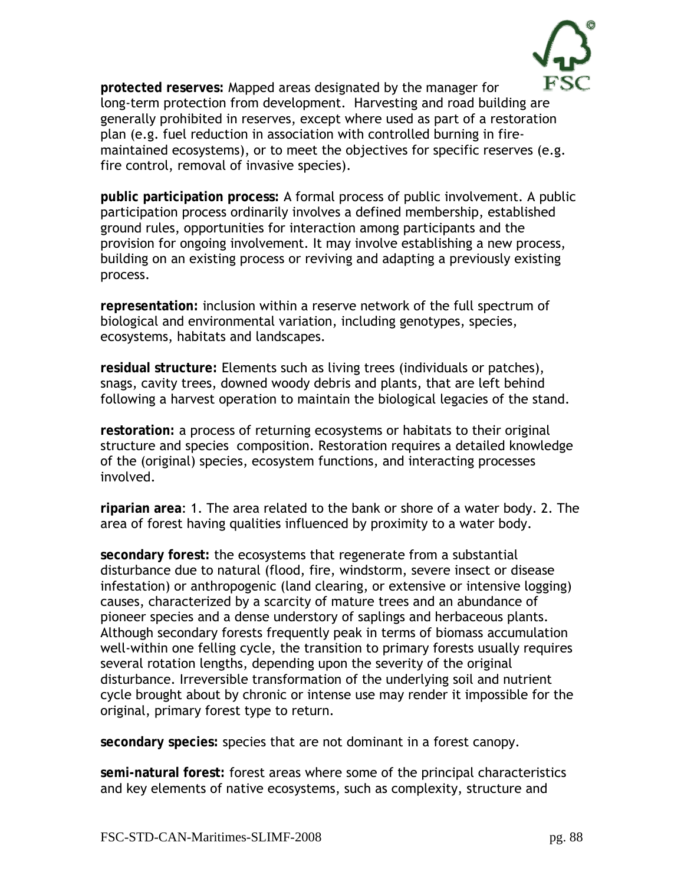**protected reserves:** Mapped areas designated by the manager for long-term protection from development. Harvesting and road building are generally prohibited in reserves, except where used as part of a restoration plan (e.g. fuel reduction in association with controlled burning in fire-maintained ecosystems), or to meet the objectives for specific reserves (e.g. fire control, removal of invasive species).

**public participation process:** A formal process of public involvement. A public participation process ordinarily involves a defined membership, established ground rules, opportunities for interaction among participants and the provision for ongoing involvement. It may involve establishing a new process, building on an existing process or reviving and adapting a previously existing process.

**representation:** inclusion within a reserve network of the full spectrum of biological and environmental variation, including genotypes, species, ecosystems, habitats and landscapes.

**residual structure:** Elements such as living trees (individuals or patches), snags, cavity trees, downed woody debris and plants, that are left behind following a harvest operation to maintain the biological legacies of the stand.

**restoration:** a process of returning ecosystems or habitats to their original structure and species composition. Restoration requires a detailed knowledge of the (original) species, ecosystem functions, and interacting processes involved.

**riparian area**: 1. The area related to the bank or shore of a water body. 2. The area of forest having qualities influenced by proximity to a water body.

**secondary forest:** the ecosystems that regenerate from a substantial disturbance due to natural (flood, fire, windstorm, severe insect or disease infestation) or anthropogenic (land clearing, or extensive or intensive logging) causes, characterized by a scarcity of mature trees and an abundance of pioneer species and a dense understory of saplings and herbaceous plants. Although secondary forests frequently peak in terms of biomass accumulation well-within one felling cycle, the transition to primary forests usually requires several rotation lengths, depending upon the severity of the original disturbance. Irreversible transformation of the underlying soil and nutrient cycle brought about by chronic or intense use may render it impossible for the original, primary forest type to return.

**secondary species:** species that are not dominant in a forest canopy.

**semi-natural forest:** forest areas where some of the principal characteristics and key elements of native ecosystems, such as complexity, structure and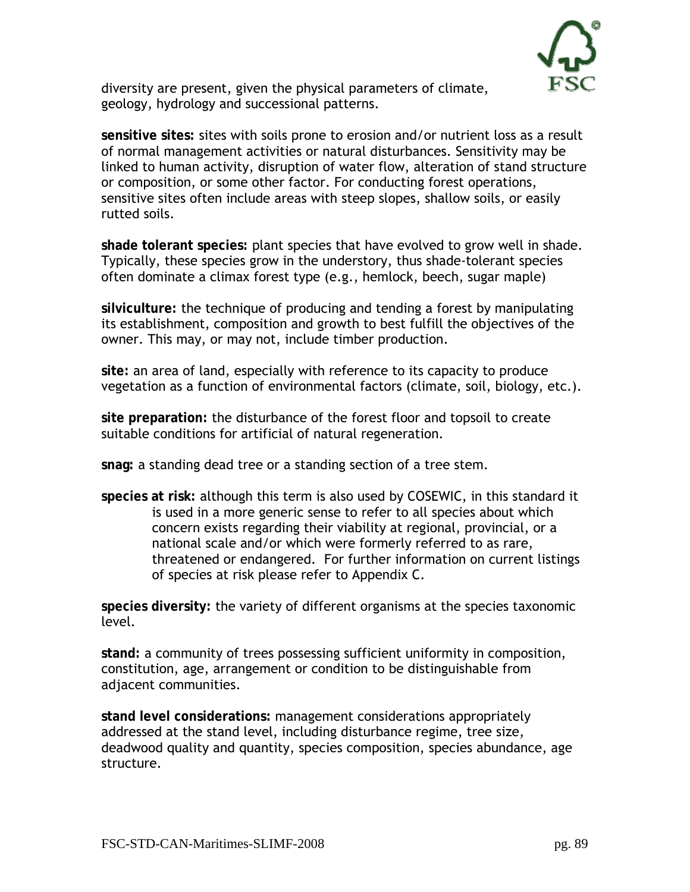diversity are present, given the physical parameters of climate, geology, hydrology and successional patterns.

**sensitive sites:** sites with soils prone to erosion and/or nutrient loss as a result of normal management activities or natural disturbances. Sensitivity may be linked to human activity, disruption of water flow, alteration of stand structure or composition, or some other factor. For conducting forest operations, sensitive sites often include areas with steep slopes, shallow soils, or easily rutted soils.

**shade tolerant species:** plant species that have evolved to grow well in shade. Typically, these species grow in the understory, thus shade-tolerant species often dominate a climax forest type (e.g., hemlock, beech, sugar maple)

**silviculture:** the technique of producing and tending a forest by manipulating its establishment, composition and growth to best fulfill the objectives of the owner. This may, or may not, include timber production.

**site:** an area of land, especially with reference to its capacity to produce vegetation as a function of environmental factors (climate, soil, biology, etc.).

**site preparation:** the disturbance of the forest floor and topsoil to create suitable conditions for artificial of natural regeneration.

**snag:** a standing dead tree or a standing section of a tree stem.

**species at risk:** although this term is also used by COSEWIC, in this standard it is used in a more generic sense to refer to all species about which concern exists regarding their viability at regional, provincial, or a national scale and/or which were formerly referred to as rare, threatened or endangered. For further information on current listings of species at risk please refer to Appendix C.

**species diversity:** the variety of different organisms at the species taxonomic level.

**stand:** a community of trees possessing sufficient uniformity in composition, constitution, age, arrangement or condition to be distinguishable from adjacent communities.

**stand level considerations:** management considerations appropriately addressed at the stand level, including disturbance regime, tree size, deadwood quality and quantity, species composition, species abundance, age structure.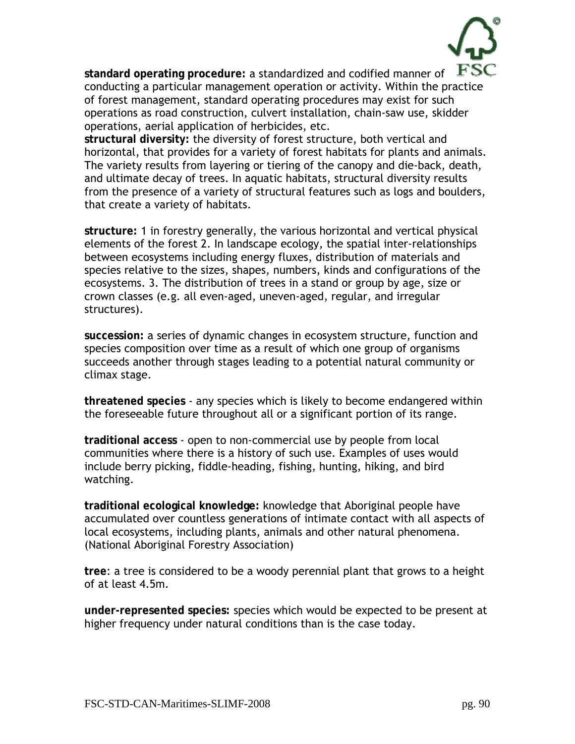**standard operating procedure:** a standardized and codified manner of conducting a particular management operation or activity. Within the practice of forest management, standard operating procedures may exist for such operations as road construction, culvert installation, chain-saw use, skidder operations, aerial application of herbicides, etc.

**structural diversity:** the diversity of forest structure, both vertical and horizontal, that provides for a variety of forest habitats for plants and animals. The variety results from layering or tiering of the canopy and die-back, death, and ultimate decay of trees. In aquatic habitats, structural diversity results from the presence of a variety of structural features such as logs and boulders, that create a variety of habitats.

**structure:** 1 in forestry generally, the various horizontal and vertical physical elements of the forest 2. In landscape ecology, the spatial inter-relationships between ecosystems including energy fluxes, distribution of materials and species relative to the sizes, shapes, numbers, kinds and configurations of the ecosystems. 3. The distribution of trees in a stand or group by age, size or crown classes (e.g. all even-aged, uneven-aged, regular, and irregular structures).

**succession:** a series of dynamic changes in ecosystem structure, function and species composition over time as a result of which one group of organisms succeeds another through stages leading to a potential natural community or climax stage.

**threatened species** - any species which is likely to become endangered within the foreseeable future throughout all or a significant portion of its range.

**traditional access** - open to non-commercial use by people from local communities where there is a history of such use. Examples of uses would include berry picking, fiddle-heading, fishing, hunting, hiking, and bird watching.

**traditional ecological knowledge:** knowledge that Aboriginal people have accumulated over countless generations of intimate contact with all aspects of local ecosystems, including plants, animals and other natural phenomena. (National Aboriginal Forestry Association)

**tree**: a tree is considered to be a woody perennial plant that grows to a height of at least 4.5m.

**under-represented species:** species which would be expected to be present at higher frequency under natural conditions than is the case today.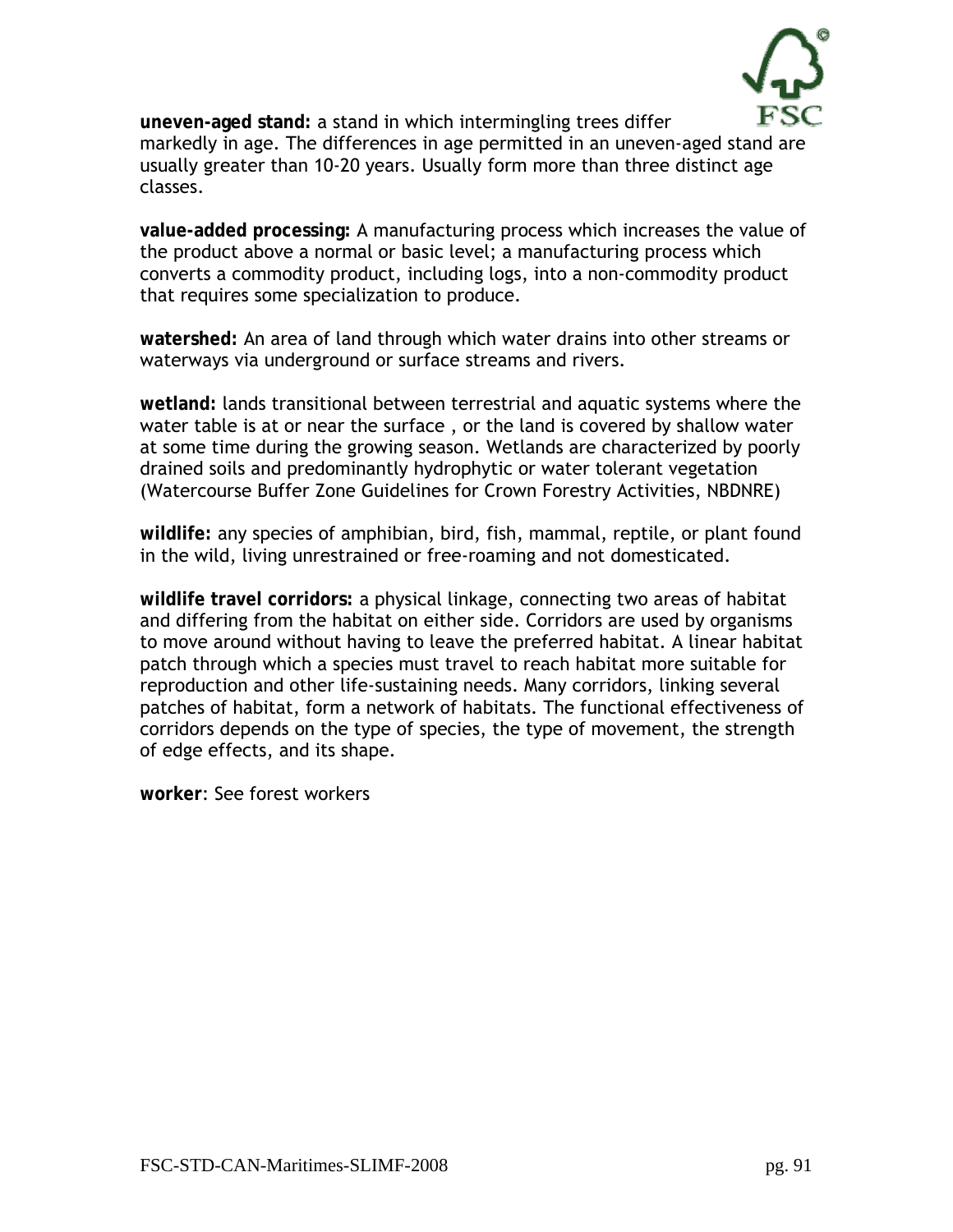**uneven-aged stand:** a stand in which intermingling trees differ markedly in age. The differences in age permitted in an uneven-aged stand are usually greater than 10-20 years. Usually form more than three distinct age classes.

**value-added processing:** A manufacturing process which increases the value of the product above a normal or basic level; a manufacturing process which converts a commodity product, including logs, into a non-commodity product that requires some specialization to produce.

**watershed:** An area of land through which water drains into other streams or waterways via underground or surface streams and rivers.

**wetland:** lands transitional between terrestrial and aquatic systems where the water table is at or near the surface , or the land is covered by shallow water at some time during the growing season. Wetlands are characterized by poorly drained soils and predominantly hydrophytic or water tolerant vegetation (Watercourse Buffer Zone Guidelines for Crown Forestry Activities, NBDNRE)

**wildlife:** any species of amphibian, bird, fish, mammal, reptile, or plant found in the wild, living unrestrained or free-roaming and not domesticated.

**wildlife travel corridors:** a physical linkage, connecting two areas of habitat and differing from the habitat on either side. Corridors are used by organisms to move around without having to leave the preferred habitat. A linear habitat patch through which a species must travel to reach habitat more suitable for reproduction and other life-sustaining needs. Many corridors, linking several patches of habitat, form a network of habitats. The functional effectiveness of corridors depends on the type of species, the type of movement, the strength of edge effects, and its shape.

**worker**: See forest workers